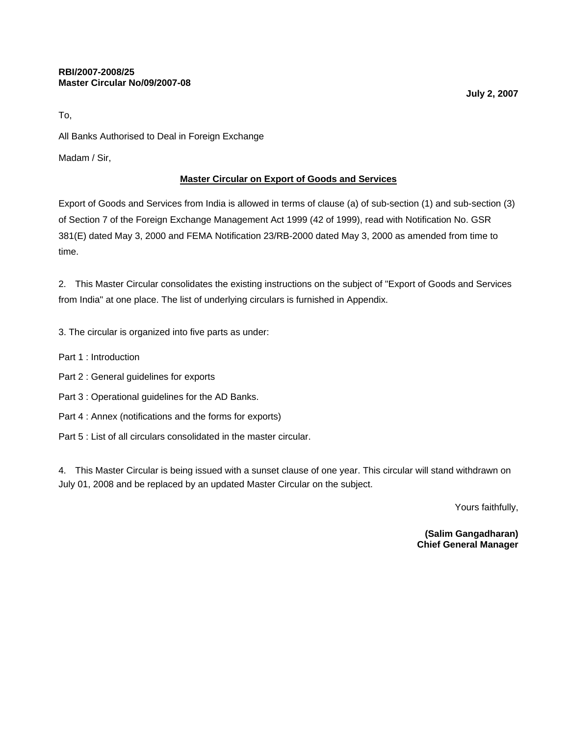**RBI/2007-2008/25**
**Master Circular No/09/2007-08**

**July 2, 2007**

To,

All Banks Authorised to Deal in Foreign Exchange

Madam / Sir,

## Master Circular on Export of Goods and Services

Export of Goods and Services from India is allowed in terms of clause (a) of sub-section (1) and sub-section (3) of Section 7 of the Foreign Exchange Management Act 1999 (42 of 1999), read with Notification No. GSR 381(E) dated May 3, 2000 and FEMA Notification 23/RB-2000 dated May 3, 2000 as amended from time to time.

2. This Master Circular consolidates the existing instructions on the subject of "Export of Goods and Services from India" at one place. The list of underlying circulars is furnished in Appendix.

3. The circular is organized into five parts as under:

Part 1 : Introduction

Part 2 : General guidelines for exports

Part 3 : Operational guidelines for the AD Banks.

Part 4 : Annex (notifications and the forms for exports)

Part 5 : List of all circulars consolidated in the master circular.

4. This Master Circular is being issued with a sunset clause of one year. This circular will stand withdrawn on July 01, 2008 and be replaced by an updated Master Circular on the subject.

Yours faithfully,

**(Salim Gangadharan)**
**Chief General Manager**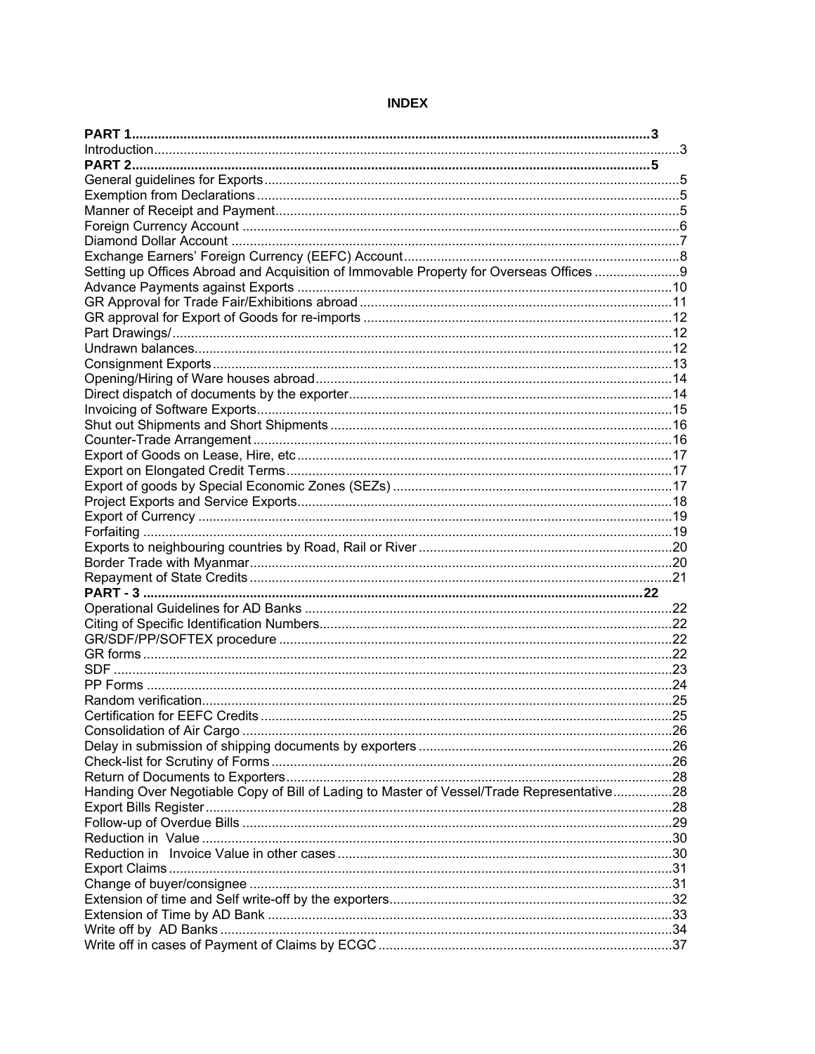# INDEX

| | |
|---|---|
| **PART 1** | **3** |
| Introduction | 3 |
| **PART 2** | **5** |
| General guidelines for Exports | 5 |
| Exemption from Declarations | 5 |
| Manner of Receipt and Payment | 5 |
| Foreign Currency Account | 6 |
| Diamond Dollar Account | 7 |
| Exchange Earners' Foreign Currency (EEFC) Account | 8 |
| Setting up Offices Abroad and Acquisition of Immovable Property for Overseas Offices | 9 |
| Advance Payments against Exports | 10 |
| GR Approval for Trade Fair/Exhibitions abroad | 11 |
| GR approval for Export of Goods for re-imports | 12 |
| Part Drawings/ | 12 |
| Undrawn balances | 12 |
| Consignment Exports | 13 |
| Opening/Hiring of Ware houses abroad | 14 |
| Direct dispatch of documents by the exporter | 14 |
| Invoicing of Software Exports | 15 |
| Shut out Shipments and Short Shipments | 16 |
| Counter-Trade Arrangement | 16 |
| Export of Goods on Lease, Hire, etc | 17 |
| Export on Elongated Credit Terms | 17 |
| Export of goods by Special Economic Zones (SEZs) | 17 |
| Project Exports and Service Exports | 18 |
| Export of Currency | 19 |
| Forfaiting | 19 |
| Exports to neighbouring countries by Road, Rail or River | 20 |
| Border Trade with Myanmar | 20 |
| Repayment of State Credits | 21 |
| **PART - 3** | **22** |
| Operational Guidelines for AD Banks | 22 |
| Citing of Specific Identification Numbers | 22 |
| GR/SDF/PP/SOFTEX procedure | 22 |
| GR forms | 22 |
| SDF | 23 |
| PP Forms | 24 |
| Random verification | 25 |
| Certification for EEFC Credits | 25 |
| Consolidation of Air Cargo | 26 |
| Delay in submission of shipping documents by exporters | 26 |
| Check-list for Scrutiny of Forms | 26 |
| Return of Documents to Exporters | 28 |
| Handing Over Negotiable Copy of Bill of Lading to Master of Vessel/Trade Representative | 28 |
| Export Bills Register | 28 |
| Follow-up of Overdue Bills | 29 |
| Reduction in Value | 30 |
| Reduction in Invoice Value in other cases | 30 |
| Export Claims | 31 |
| Change of buyer/consignee | 31 |
| Extension of time and Self write-off by the exporters | 32 |
| Extension of Time by AD Bank | 33 |
| Write off by AD Banks | 34 |
| Write off in cases of Payment of Claims by ECGC | 37 |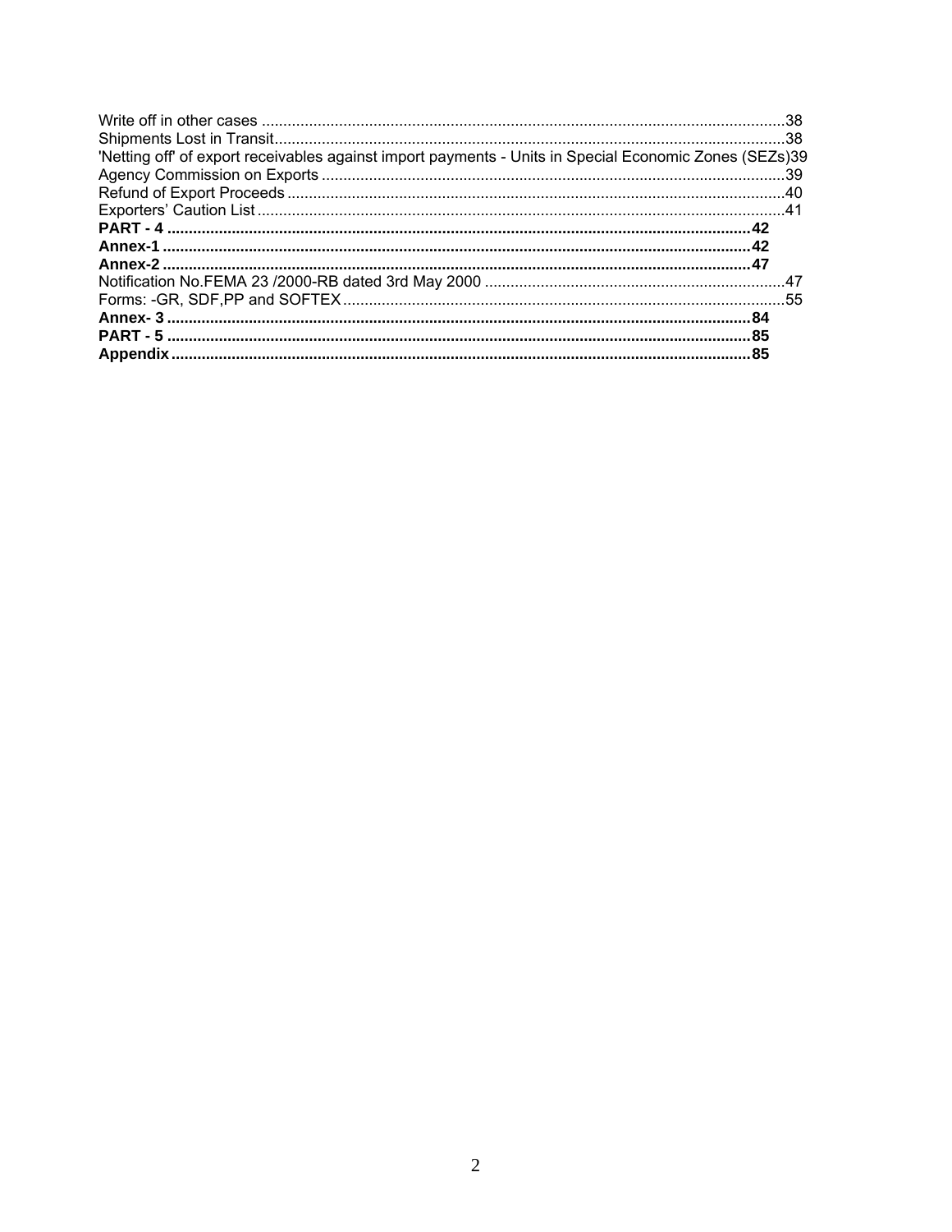Write off in other cases ....................................................................................................................38
Shipments Lost in Transit..................................................................................................................38
'Netting off' of export receivables against import payments - Units in Special Economic Zones (SEZs)39
Agency Commission on Exports ......................................................................................................39
Refund of Export Proceeds ...............................................................................................................40
Exporters' Caution List ......................................................................................................................41
**PART - 4 ....................................................................................................................42**
**Annex-1 ......................................................................................................................42**
**Annex-2 ......................................................................................................................47**
Notification No.FEMA 23 /2000-RB dated 3rd May 2000 ..................................................................47
Forms: -GR, SDF,PP and SOFTEX ..................................................................................................55
**Annex- 3 ....................................................................................................................84**
**PART - 5 ....................................................................................................................85**
**Appendix ...................................................................................................................85**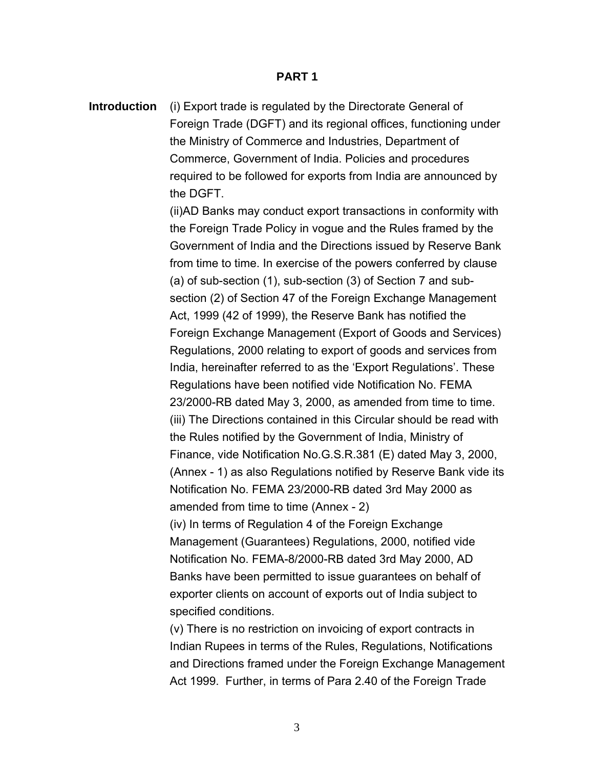## PART 1

**Introduction**

(i) Export trade is regulated by the Directorate General of Foreign Trade (DGFT) and its regional offices, functioning under the Ministry of Commerce and Industries, Department of Commerce, Government of India. Policies and procedures required to be followed for exports from India are announced by the DGFT.

(ii)AD Banks may conduct export transactions in conformity with the Foreign Trade Policy in vogue and the Rules framed by the Government of India and the Directions issued by Reserve Bank from time to time. In exercise of the powers conferred by clause (a) of sub-section (1), sub-section (3) of Section 7 and sub-section (2) of Section 47 of the Foreign Exchange Management Act, 1999 (42 of 1999), the Reserve Bank has notified the Foreign Exchange Management (Export of Goods and Services) Regulations, 2000 relating to export of goods and services from India, hereinafter referred to as the 'Export Regulations'. These Regulations have been notified vide Notification No. FEMA 23/2000-RB dated May 3, 2000, as amended from time to time.

(iii) The Directions contained in this Circular should be read with the Rules notified by the Government of India, Ministry of Finance, vide Notification No.G.S.R.381 (E) dated May 3, 2000, (Annex - 1) as also Regulations notified by Reserve Bank vide its Notification No. FEMA 23/2000-RB dated 3rd May 2000 as amended from time to time (Annex - 2)

(iv) In terms of Regulation 4 of the Foreign Exchange Management (Guarantees) Regulations, 2000, notified vide Notification No. FEMA-8/2000-RB dated 3rd May 2000, AD Banks have been permitted to issue guarantees on behalf of exporter clients on account of exports out of India subject to specified conditions.

(v) There is no restriction on invoicing of export contracts in Indian Rupees in terms of the Rules, Regulations, Notifications and Directions framed under the Foreign Exchange Management Act 1999. Further, in terms of Para 2.40 of the Foreign Trade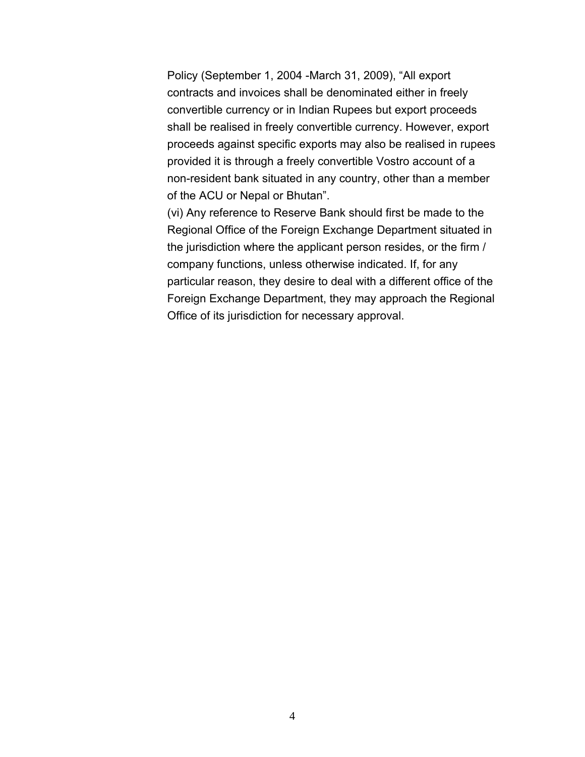Policy (September 1, 2004 -March 31, 2009), "All export contracts and invoices shall be denominated either in freely convertible currency or in Indian Rupees but export proceeds shall be realised in freely convertible currency. However, export proceeds against specific exports may also be realised in rupees provided it is through a freely convertible Vostro account of a non-resident bank situated in any country, other than a member of the ACU or Nepal or Bhutan".

(vi) Any reference to Reserve Bank should first be made to the Regional Office of the Foreign Exchange Department situated in the jurisdiction where the applicant person resides, or the firm / company functions, unless otherwise indicated. If, for any particular reason, they desire to deal with a different office of the Foreign Exchange Department, they may approach the Regional Office of its jurisdiction for necessary approval.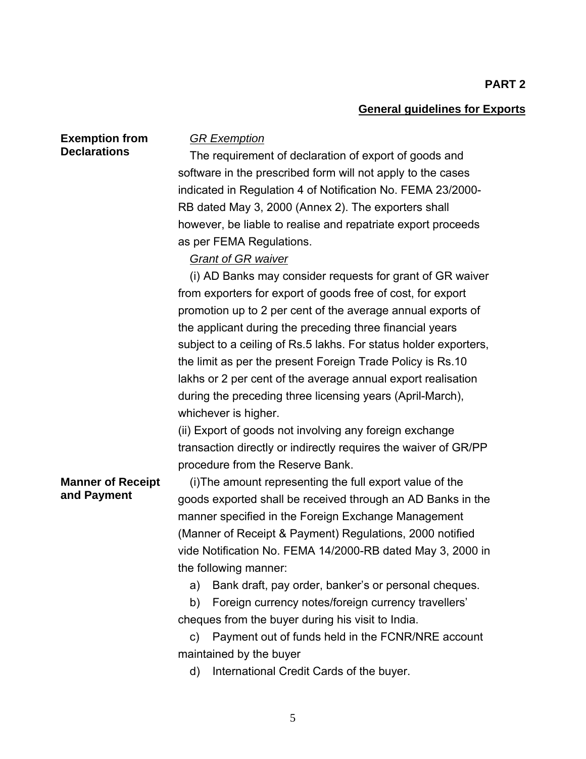**PART 2**

## General guidelines for Exports

### Exemption from Declarations

*GR Exemption*

The requirement of declaration of export of goods and software in the prescribed form will not apply to the cases indicated in Regulation 4 of Notification No. FEMA 23/2000-RB dated May 3, 2000 (Annex 2). The exporters shall however, be liable to realise and repatriate export proceeds as per FEMA Regulations.

*Grant of GR waiver*

(i) AD Banks may consider requests for grant of GR waiver from exporters for export of goods free of cost, for export promotion up to 2 per cent of the average annual exports of the applicant during the preceding three financial years subject to a ceiling of Rs.5 lakhs. For status holder exporters, the limit as per the present Foreign Trade Policy is Rs.10 lakhs or 2 per cent of the average annual export realisation during the preceding three licensing years (April-March), whichever is higher.

(ii) Export of goods not involving any foreign exchange transaction directly or indirectly requires the waiver of GR/PP procedure from the Reserve Bank.

### Manner of Receipt and Payment

(i)The amount representing the full export value of the goods exported shall be received through an AD Banks in the manner specified in the Foreign Exchange Management (Manner of Receipt & Payment) Regulations, 2000 notified vide Notification No. FEMA 14/2000-RB dated May 3, 2000 in the following manner:

a) Bank draft, pay order, banker's or personal cheques.

b) Foreign currency notes/foreign currency travellers' cheques from the buyer during his visit to India.

c) Payment out of funds held in the FCNR/NRE account maintained by the buyer

d) International Credit Cards of the buyer.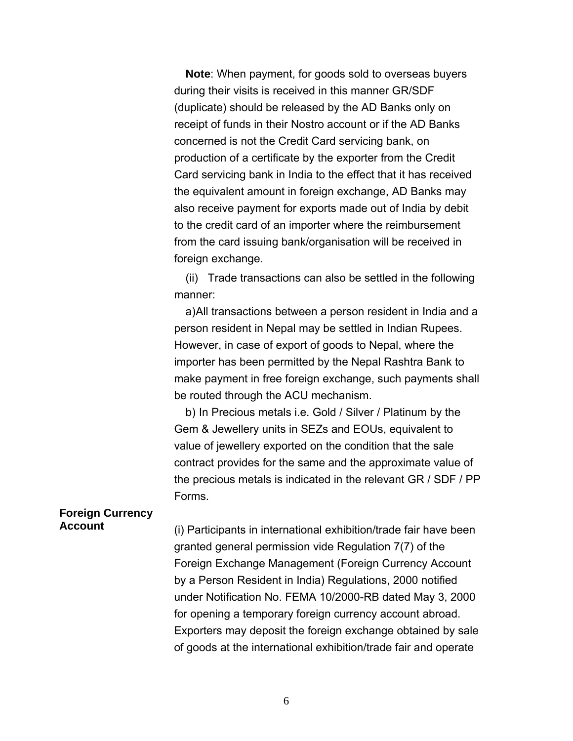**Note**: When payment, for goods sold to overseas buyers during their visits is received in this manner GR/SDF (duplicate) should be released by the AD Banks only on receipt of funds in their Nostro account or if the AD Banks concerned is not the Credit Card servicing bank, on production of a certificate by the exporter from the Credit Card servicing bank in India to the effect that it has received the equivalent amount in foreign exchange, AD Banks may also receive payment for exports made out of India by debit to the credit card of an importer where the reimbursement from the card issuing bank/organisation will be received in foreign exchange.

(ii) Trade transactions can also be settled in the following manner:

a)All transactions between a person resident in India and a person resident in Nepal may be settled in Indian Rupees. However, in case of export of goods to Nepal, where the importer has been permitted by the Nepal Rashtra Bank to make payment in free foreign exchange, such payments shall be routed through the ACU mechanism.

b) In Precious metals i.e. Gold / Silver / Platinum by the Gem & Jewellery units in SEZs and EOUs, equivalent to value of jewellery exported on the condition that the sale contract provides for the same and the approximate value of the precious metals is indicated in the relevant GR / SDF / PP Forms.

**Foreign Currency Account**

(i) Participants in international exhibition/trade fair have been granted general permission vide Regulation 7(7) of the Foreign Exchange Management (Foreign Currency Account by a Person Resident in India) Regulations, 2000 notified under Notification No. FEMA 10/2000-RB dated May 3, 2000 for opening a temporary foreign currency account abroad. Exporters may deposit the foreign exchange obtained by sale of goods at the international exhibition/trade fair and operate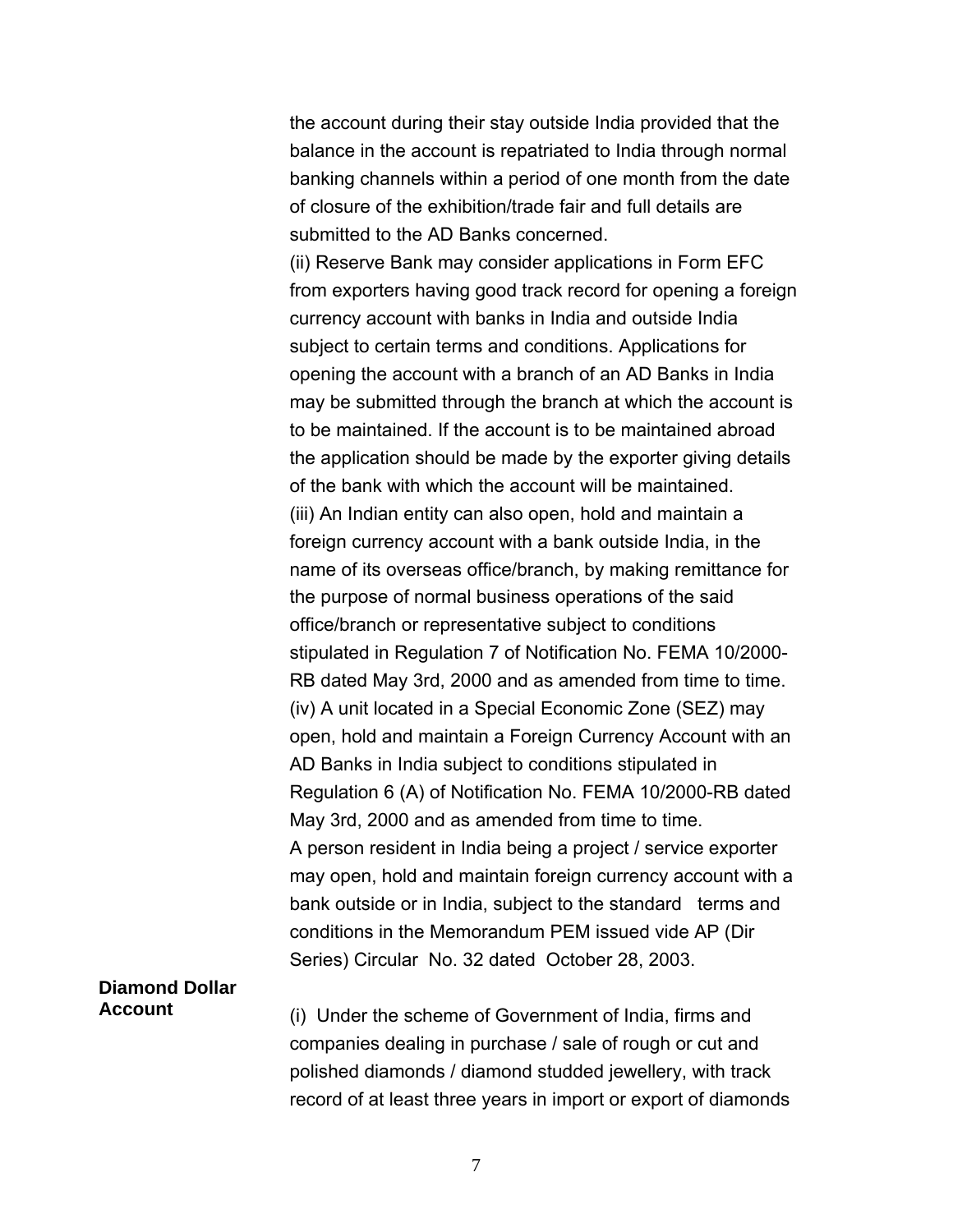the account during their stay outside India provided that the balance in the account is repatriated to India through normal banking channels within a period of one month from the date of closure of the exhibition/trade fair and full details are submitted to the AD Banks concerned.

(ii) Reserve Bank may consider applications in Form EFC from exporters having good track record for opening a foreign currency account with banks in India and outside India subject to certain terms and conditions. Applications for opening the account with a branch of an AD Banks in India may be submitted through the branch at which the account is to be maintained. If the account is to be maintained abroad the application should be made by the exporter giving details of the bank with which the account will be maintained.

(iii) An Indian entity can also open, hold and maintain a foreign currency account with a bank outside India, in the name of its overseas office/branch, by making remittance for the purpose of normal business operations of the said office/branch or representative subject to conditions stipulated in Regulation 7 of Notification No. FEMA 10/2000-RB dated May 3rd, 2000 and as amended from time to time.

(iv) A unit located in a Special Economic Zone (SEZ) may open, hold and maintain a Foreign Currency Account with an AD Banks in India subject to conditions stipulated in Regulation 6 (A) of Notification No. FEMA 10/2000-RB dated May 3rd, 2000 and as amended from time to time.

A person resident in India being a project / service exporter may open, hold and maintain foreign currency account with a bank outside or in India, subject to the standard terms and conditions in the Memorandum PEM issued vide AP (Dir Series) Circular No. 32 dated October 28, 2003.

**Diamond Dollar Account**

(i) Under the scheme of Government of India, firms and companies dealing in purchase / sale of rough or cut and polished diamonds / diamond studded jewellery, with track record of at least three years in import or export of diamonds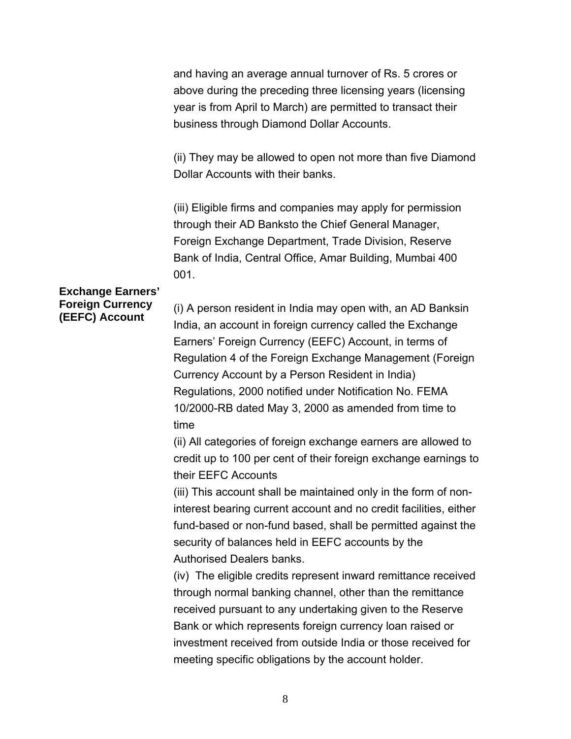and having an average annual turnover of Rs. 5 crores or above during the preceding three licensing years (licensing year is from April to March) are permitted to transact their business through Diamond Dollar Accounts.

(ii) They may be allowed to open not more than five Diamond Dollar Accounts with their banks.

(iii) Eligible firms and companies may apply for permission through their AD Banksto the Chief General Manager, Foreign Exchange Department, Trade Division, Reserve Bank of India, Central Office, Amar Building, Mumbai 400 001.

**Exchange Earners' Foreign Currency (EEFC) Account**

(i) A person resident in India may open with, an AD Banksin India, an account in foreign currency called the Exchange Earners' Foreign Currency (EEFC) Account, in terms of Regulation 4 of the Foreign Exchange Management (Foreign Currency Account by a Person Resident in India) Regulations, 2000 notified under Notification No. FEMA 10/2000-RB dated May 3, 2000 as amended from time to time

(ii) All categories of foreign exchange earners are allowed to credit up to 100 per cent of their foreign exchange earnings to their EEFC Accounts

(iii) This account shall be maintained only in the form of non-interest bearing current account and no credit facilities, either fund-based or non-fund based, shall be permitted against the security of balances held in EEFC accounts by the Authorised Dealers banks.

(iv) The eligible credits represent inward remittance received through normal banking channel, other than the remittance received pursuant to any undertaking given to the Reserve Bank or which represents foreign currency loan raised or investment received from outside India or those received for meeting specific obligations by the account holder.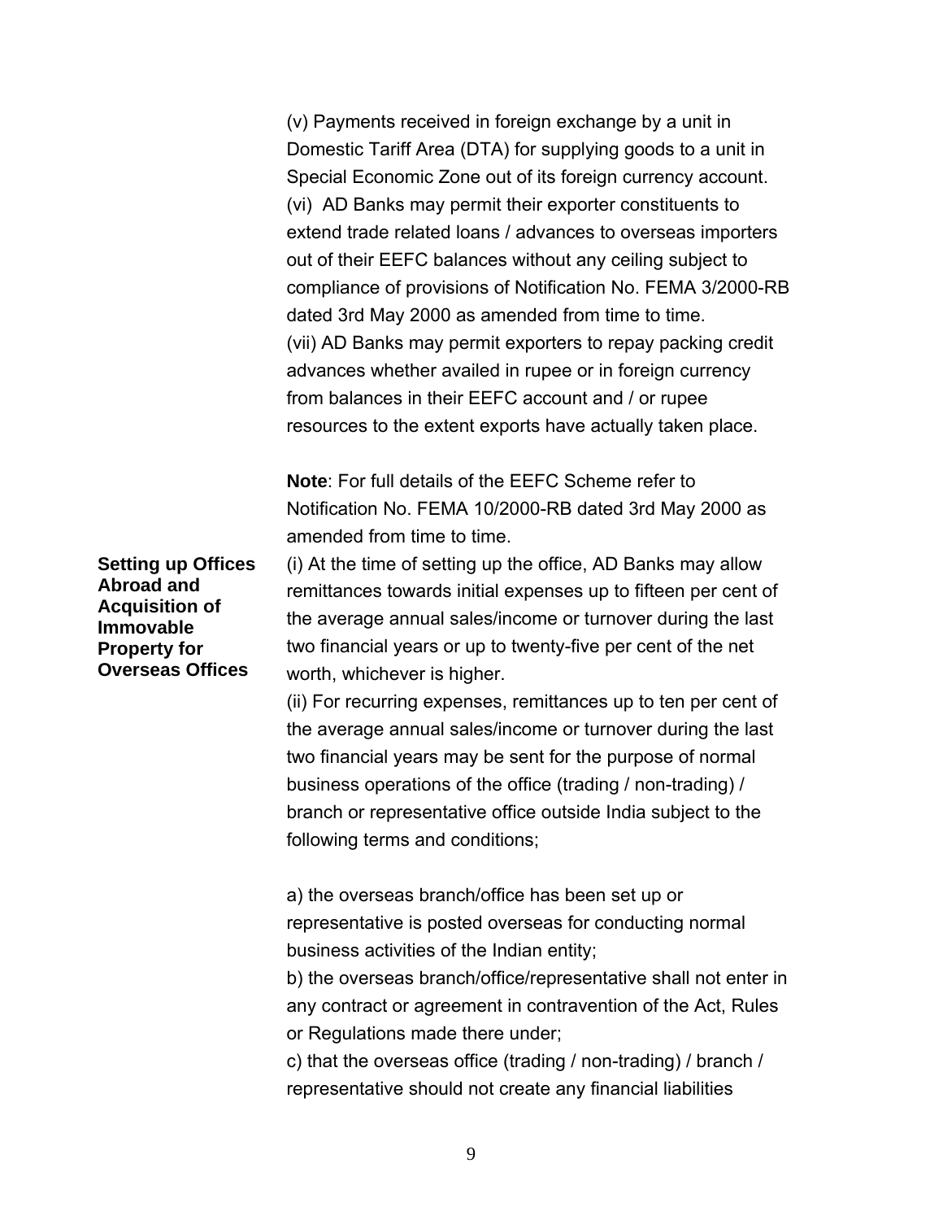(v) Payments received in foreign exchange by a unit in Domestic Tariff Area (DTA) for supplying goods to a unit in Special Economic Zone out of its foreign currency account.

(vi) AD Banks may permit their exporter constituents to extend trade related loans / advances to overseas importers out of their EEFC balances without any ceiling subject to compliance of provisions of Notification No. FEMA 3/2000-RB dated 3rd May 2000 as amended from time to time.

(vii) AD Banks may permit exporters to repay packing credit advances whether availed in rupee or in foreign currency from balances in their EEFC account and / or rupee resources to the extent exports have actually taken place.

**Note**: For full details of the EEFC Scheme refer to Notification No. FEMA 10/2000-RB dated 3rd May 2000 as amended from time to time.

**Setting up Offices Abroad and Acquisition of Immovable Property for Overseas Offices**

(i) At the time of setting up the office, AD Banks may allow remittances towards initial expenses up to fifteen per cent of the average annual sales/income or turnover during the last two financial years or up to twenty-five per cent of the net worth, whichever is higher.

(ii) For recurring expenses, remittances up to ten per cent of the average annual sales/income or turnover during the last two financial years may be sent for the purpose of normal business operations of the office (trading / non-trading) / branch or representative office outside India subject to the following terms and conditions;

a) the overseas branch/office has been set up or representative is posted overseas for conducting normal business activities of the Indian entity;

b) the overseas branch/office/representative shall not enter in any contract or agreement in contravention of the Act, Rules or Regulations made there under;

c) that the overseas office (trading / non-trading) / branch / representative should not create any financial liabilities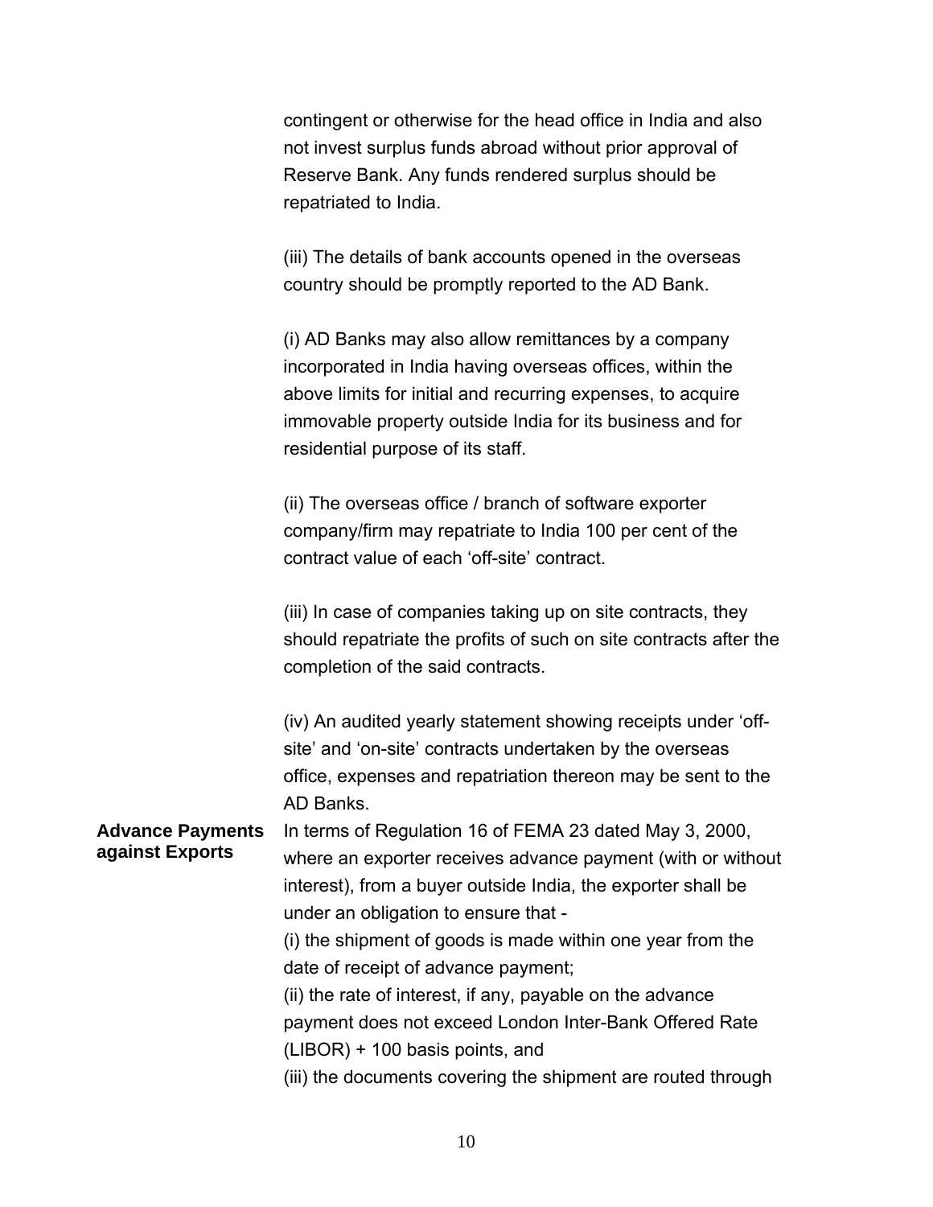contingent or otherwise for the head office in India and also not invest surplus funds abroad without prior approval of Reserve Bank. Any funds rendered surplus should be repatriated to India.

(iii) The details of bank accounts opened in the overseas country should be promptly reported to the AD Bank.

(i) AD Banks may also allow remittances by a company incorporated in India having overseas offices, within the above limits for initial and recurring expenses, to acquire immovable property outside India for its business and for residential purpose of its staff.

(ii) The overseas office / branch of software exporter company/firm may repatriate to India 100 per cent of the contract value of each 'off-site' contract.

(iii) In case of companies taking up on site contracts, they should repatriate the profits of such on site contracts after the completion of the said contracts.

(iv) An audited yearly statement showing receipts under 'off-site' and 'on-site' contracts undertaken by the overseas office, expenses and repatriation thereon may be sent to the AD Banks.

**Advance Payments against Exports**

In terms of Regulation 16 of FEMA 23 dated May 3, 2000, where an exporter receives advance payment (with or without interest), from a buyer outside India, the exporter shall be under an obligation to ensure that -

(i) the shipment of goods is made within one year from the date of receipt of advance payment;

(ii) the rate of interest, if any, payable on the advance payment does not exceed London Inter-Bank Offered Rate (LIBOR) + 100 basis points, and

(iii) the documents covering the shipment are routed through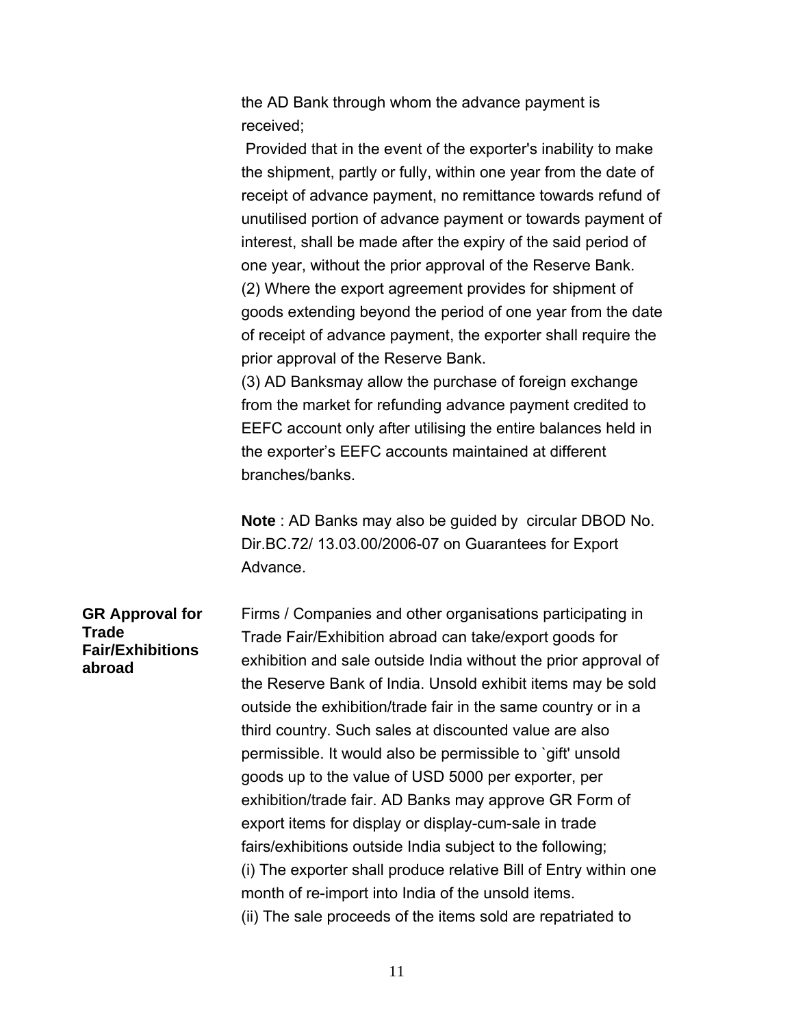the AD Bank through whom the advance payment is received;

Provided that in the event of the exporter's inability to make the shipment, partly or fully, within one year from the date of receipt of advance payment, no remittance towards refund of unutilised portion of advance payment or towards payment of interest, shall be made after the expiry of the said period of one year, without the prior approval of the Reserve Bank.

(2) Where the export agreement provides for shipment of goods extending beyond the period of one year from the date of receipt of advance payment, the exporter shall require the prior approval of the Reserve Bank.

(3) AD Banksmay allow the purchase of foreign exchange from the market for refunding advance payment credited to EEFC account only after utilising the entire balances held in the exporter's EEFC accounts maintained at different branches/banks.

**Note** : AD Banks may also be guided by circular DBOD No. Dir.BC.72/ 13.03.00/2006-07 on Guarantees for Export Advance.

**GR Approval for Trade Fair/Exhibitions abroad**

Firms / Companies and other organisations participating in Trade Fair/Exhibition abroad can take/export goods for exhibition and sale outside India without the prior approval of the Reserve Bank of India. Unsold exhibit items may be sold outside the exhibition/trade fair in the same country or in a third country. Such sales at discounted value are also permissible. It would also be permissible to `gift' unsold goods up to the value of USD 5000 per exporter, per exhibition/trade fair. AD Banks may approve GR Form of export items for display or display-cum-sale in trade fairs/exhibitions outside India subject to the following;

(i) The exporter shall produce relative Bill of Entry within one month of re-import into India of the unsold items.

(ii) The sale proceeds of the items sold are repatriated to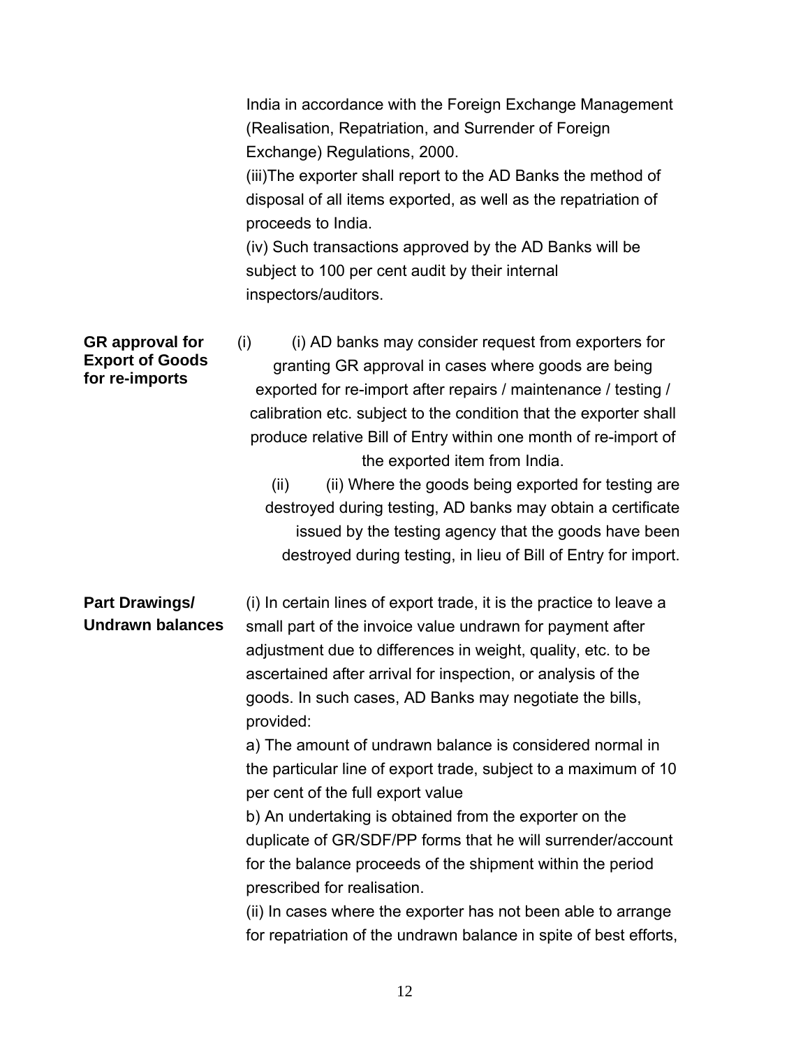India in accordance with the Foreign Exchange Management (Realisation, Repatriation, and Surrender of Foreign Exchange) Regulations, 2000.

(iii)The exporter shall report to the AD Banks the method of disposal of all items exported, as well as the repatriation of proceeds to India.

(iv) Such transactions approved by the AD Banks will be subject to 100 per cent audit by their internal inspectors/auditors.

**GR approval for Export of Goods for re-imports**

(i) (i) AD banks may consider request from exporters for granting GR approval in cases where goods are being exported for re-import after repairs / maintenance / testing / calibration etc. subject to the condition that the exporter shall produce relative Bill of Entry within one month of re-import of the exported item from India.

(ii) (ii) Where the goods being exported for testing are destroyed during testing, AD banks may obtain a certificate issued by the testing agency that the goods have been destroyed during testing, in lieu of Bill of Entry for import.

**Part Drawings/ Undrawn balances**

(i) In certain lines of export trade, it is the practice to leave a small part of the invoice value undrawn for payment after adjustment due to differences in weight, quality, etc. to be ascertained after arrival for inspection, or analysis of the goods. In such cases, AD Banks may negotiate the bills, provided:

a) The amount of undrawn balance is considered normal in the particular line of export trade, subject to a maximum of 10 per cent of the full export value

b) An undertaking is obtained from the exporter on the duplicate of GR/SDF/PP forms that he will surrender/account for the balance proceeds of the shipment within the period prescribed for realisation.

(ii) In cases where the exporter has not been able to arrange for repatriation of the undrawn balance in spite of best efforts,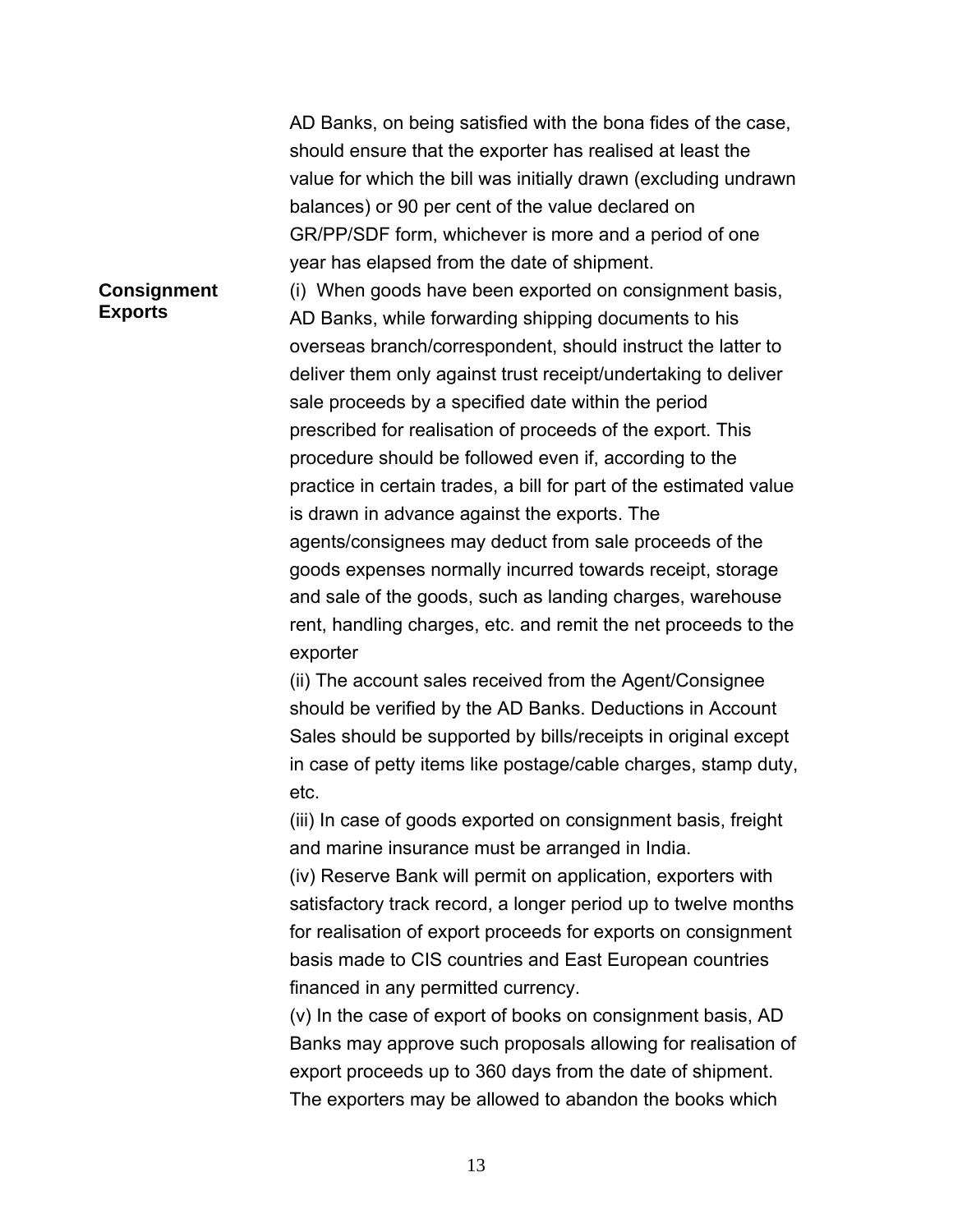AD Banks, on being satisfied with the bona fides of the case, should ensure that the exporter has realised at least the value for which the bill was initially drawn (excluding undrawn balances) or 90 per cent of the value declared on GR/PP/SDF form, whichever is more and a period of one year has elapsed from the date of shipment.

**Consignment Exports**

(i) When goods have been exported on consignment basis, AD Banks, while forwarding shipping documents to his overseas branch/correspondent, should instruct the latter to deliver them only against trust receipt/undertaking to deliver sale proceeds by a specified date within the period prescribed for realisation of proceeds of the export. This procedure should be followed even if, according to the practice in certain trades, a bill for part of the estimated value is drawn in advance against the exports. The agents/consignees may deduct from sale proceeds of the goods expenses normally incurred towards receipt, storage and sale of the goods, such as landing charges, warehouse rent, handling charges, etc. and remit the net proceeds to the exporter

(ii) The account sales received from the Agent/Consignee should be verified by the AD Banks. Deductions in Account Sales should be supported by bills/receipts in original except in case of petty items like postage/cable charges, stamp duty, etc.

(iii) In case of goods exported on consignment basis, freight and marine insurance must be arranged in India.

(iv) Reserve Bank will permit on application, exporters with satisfactory track record, a longer period up to twelve months for realisation of export proceeds for exports on consignment basis made to CIS countries and East European countries financed in any permitted currency.

(v) In the case of export of books on consignment basis, AD Banks may approve such proposals allowing for realisation of export proceeds up to 360 days from the date of shipment. The exporters may be allowed to abandon the books which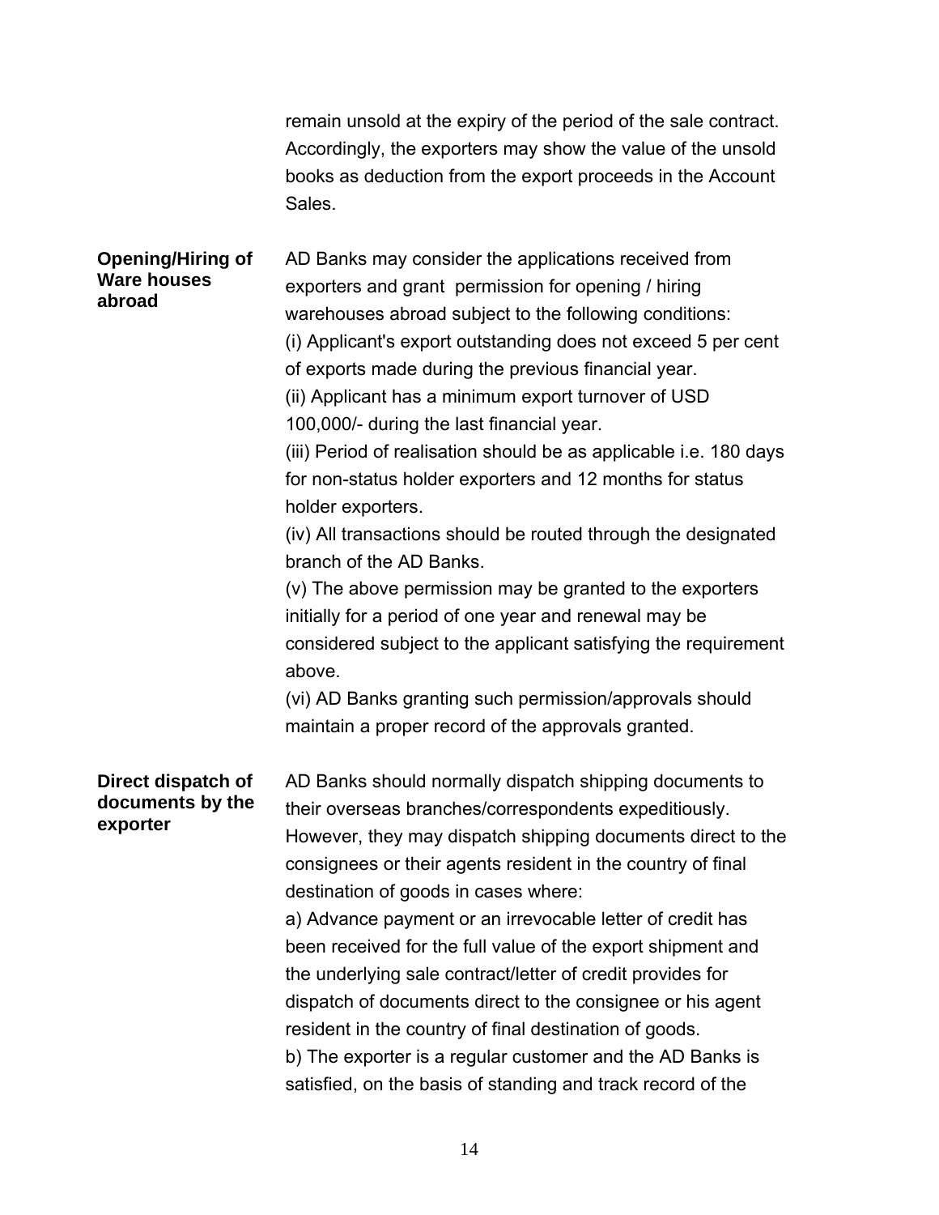remain unsold at the expiry of the period of the sale contract. Accordingly, the exporters may show the value of the unsold books as deduction from the export proceeds in the Account Sales.

**Opening/Hiring of Ware houses abroad**

AD Banks may consider the applications received from exporters and grant permission for opening / hiring warehouses abroad subject to the following conditions:

(i) Applicant's export outstanding does not exceed 5 per cent of exports made during the previous financial year.

(ii) Applicant has a minimum export turnover of USD 100,000/- during the last financial year.

(iii) Period of realisation should be as applicable i.e. 180 days for non-status holder exporters and 12 months for status holder exporters.

(iv) All transactions should be routed through the designated branch of the AD Banks.

(v) The above permission may be granted to the exporters initially for a period of one year and renewal may be considered subject to the applicant satisfying the requirement above.

(vi) AD Banks granting such permission/approvals should maintain a proper record of the approvals granted.

**Direct dispatch of documents by the exporter**

AD Banks should normally dispatch shipping documents to their overseas branches/correspondents expeditiously. However, they may dispatch shipping documents direct to the consignees or their agents resident in the country of final destination of goods in cases where:

a) Advance payment or an irrevocable letter of credit has been received for the full value of the export shipment and the underlying sale contract/letter of credit provides for dispatch of documents direct to the consignee or his agent resident in the country of final destination of goods.

b) The exporter is a regular customer and the AD Banks is satisfied, on the basis of standing and track record of the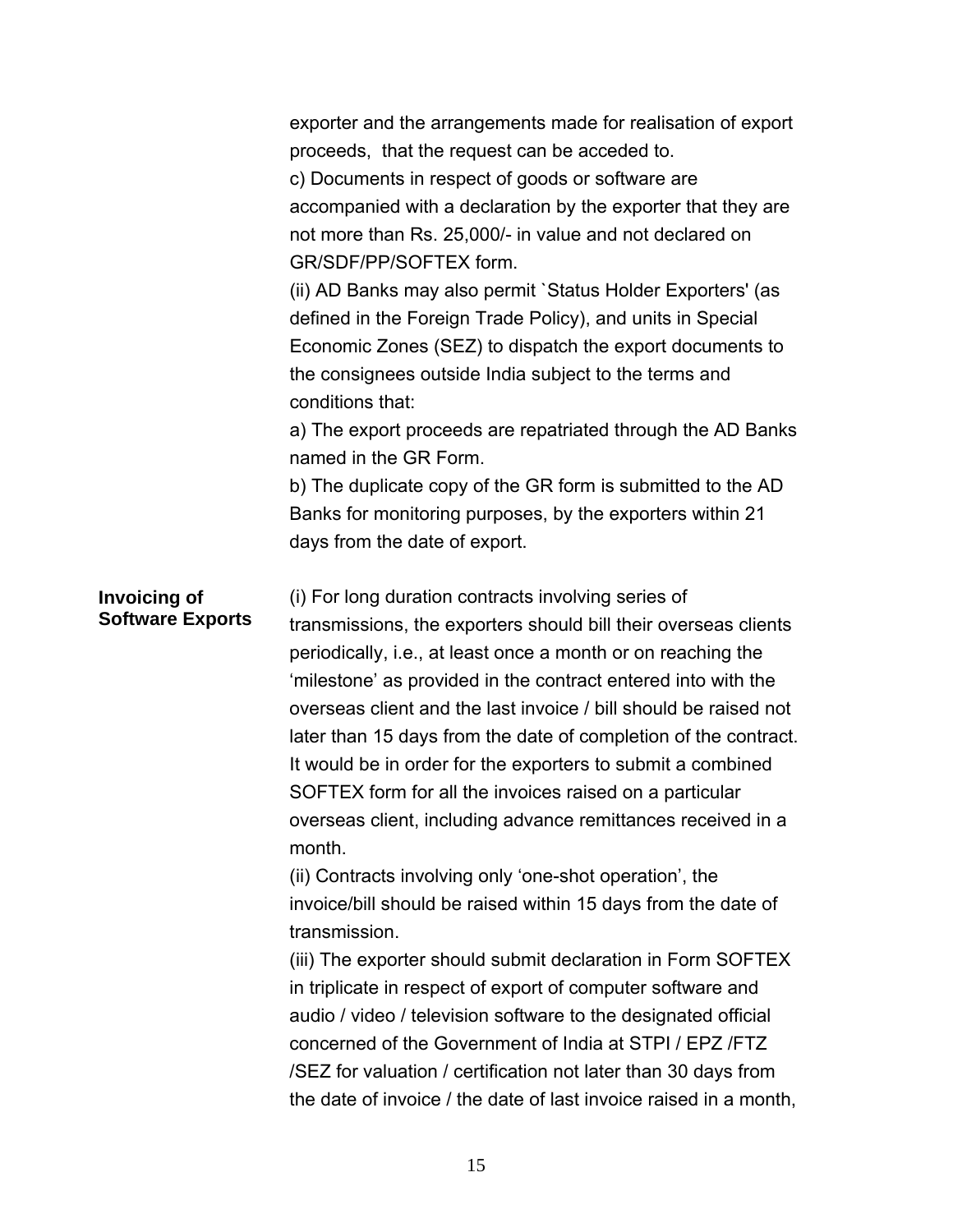exporter and the arrangements made for realisation of export proceeds, that the request can be acceded to.

c) Documents in respect of goods or software are accompanied with a declaration by the exporter that they are not more than Rs. 25,000/- in value and not declared on GR/SDF/PP/SOFTEX form.

(ii) AD Banks may also permit `Status Holder Exporters' (as defined in the Foreign Trade Policy), and units in Special Economic Zones (SEZ) to dispatch the export documents to the consignees outside India subject to the terms and conditions that:

a) The export proceeds are repatriated through the AD Banks named in the GR Form.

b) The duplicate copy of the GR form is submitted to the AD Banks for monitoring purposes, by the exporters within 21 days from the date of export.

**Invoicing of Software Exports**

(i) For long duration contracts involving series of transmissions, the exporters should bill their overseas clients periodically, i.e., at least once a month or on reaching the 'milestone' as provided in the contract entered into with the overseas client and the last invoice / bill should be raised not later than 15 days from the date of completion of the contract. It would be in order for the exporters to submit a combined SOFTEX form for all the invoices raised on a particular overseas client, including advance remittances received in a month.

(ii) Contracts involving only 'one-shot operation', the invoice/bill should be raised within 15 days from the date of transmission.

(iii) The exporter should submit declaration in Form SOFTEX in triplicate in respect of export of computer software and audio / video / television software to the designated official concerned of the Government of India at STPI / EPZ /FTZ /SEZ for valuation / certification not later than 30 days from the date of invoice / the date of last invoice raised in a month,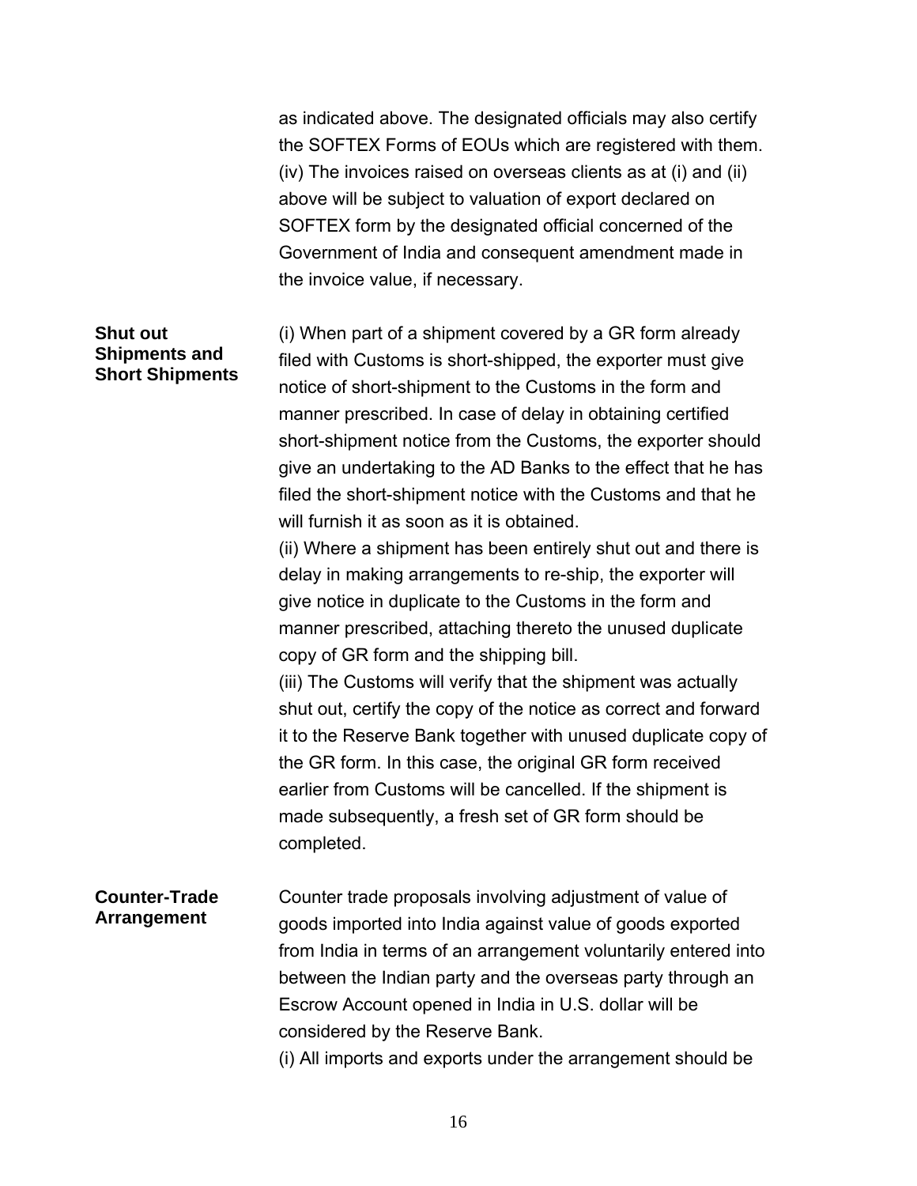as indicated above. The designated officials may also certify the SOFTEX Forms of EOUs which are registered with them.
(iv) The invoices raised on overseas clients as at (i) and (ii) above will be subject to valuation of export declared on SOFTEX form by the designated official concerned of the Government of India and consequent amendment made in the invoice value, if necessary.

**Shut out Shipments and Short Shipments**

(i) When part of a shipment covered by a GR form already filed with Customs is short-shipped, the exporter must give notice of short-shipment to the Customs in the form and manner prescribed. In case of delay in obtaining certified short-shipment notice from the Customs, the exporter should give an undertaking to the AD Banks to the effect that he has filed the short-shipment notice with the Customs and that he will furnish it as soon as it is obtained.
(ii) Where a shipment has been entirely shut out and there is delay in making arrangements to re-ship, the exporter will give notice in duplicate to the Customs in the form and manner prescribed, attaching thereto the unused duplicate copy of GR form and the shipping bill.
(iii) The Customs will verify that the shipment was actually shut out, certify the copy of the notice as correct and forward it to the Reserve Bank together with unused duplicate copy of the GR form. In this case, the original GR form received earlier from Customs will be cancelled. If the shipment is made subsequently, a fresh set of GR form should be completed.

**Counter-Trade Arrangement**

Counter trade proposals involving adjustment of value of goods imported into India against value of goods exported from India in terms of an arrangement voluntarily entered into between the Indian party and the overseas party through an Escrow Account opened in India in U.S. dollar will be considered by the Reserve Bank.
(i) All imports and exports under the arrangement should be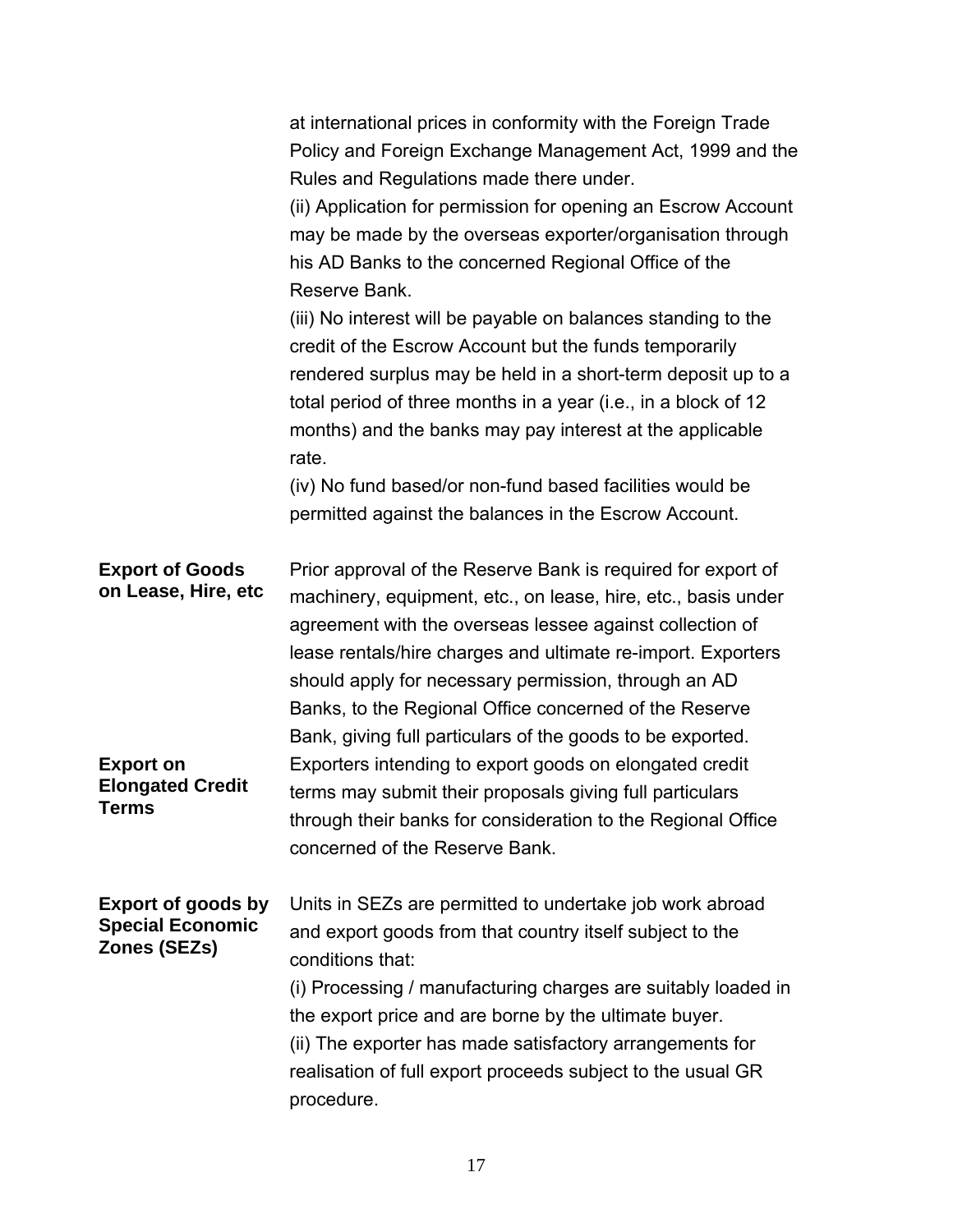at international prices in conformity with the Foreign Trade Policy and Foreign Exchange Management Act, 1999 and the Rules and Regulations made there under.

(ii) Application for permission for opening an Escrow Account may be made by the overseas exporter/organisation through his AD Banks to the concerned Regional Office of the Reserve Bank.

(iii) No interest will be payable on balances standing to the credit of the Escrow Account but the funds temporarily rendered surplus may be held in a short-term deposit up to a total period of three months in a year (i.e., in a block of 12 months) and the banks may pay interest at the applicable rate.

(iv) No fund based/or non-fund based facilities would be permitted against the balances in the Escrow Account.

**Export of Goods on Lease, Hire, etc**

Prior approval of the Reserve Bank is required for export of machinery, equipment, etc., on lease, hire, etc., basis under agreement with the overseas lessee against collection of lease rentals/hire charges and ultimate re-import. Exporters should apply for necessary permission, through an AD Banks, to the Regional Office concerned of the Reserve Bank, giving full particulars of the goods to be exported.

**Export on Elongated Credit Terms**

Exporters intending to export goods on elongated credit terms may submit their proposals giving full particulars through their banks for consideration to the Regional Office concerned of the Reserve Bank.

**Export of goods by Special Economic Zones (SEZs)**

Units in SEZs are permitted to undertake job work abroad and export goods from that country itself subject to the conditions that:

(i) Processing / manufacturing charges are suitably loaded in the export price and are borne by the ultimate buyer.

(ii) The exporter has made satisfactory arrangements for realisation of full export proceeds subject to the usual GR procedure.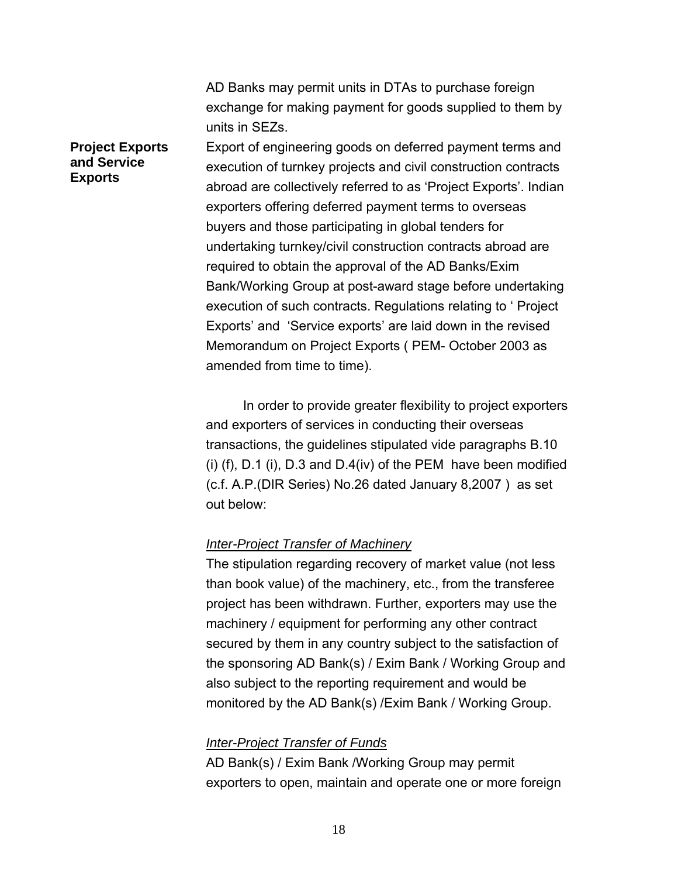AD Banks may permit units in DTAs to purchase foreign exchange for making payment for goods supplied to them by units in SEZs.

**Project Exports and Service Exports**

Export of engineering goods on deferred payment terms and execution of turnkey projects and civil construction contracts abroad are collectively referred to as 'Project Exports'. Indian exporters offering deferred payment terms to overseas buyers and those participating in global tenders for undertaking turnkey/civil construction contracts abroad are required to obtain the approval of the AD Banks/Exim Bank/Working Group at post-award stage before undertaking execution of such contracts. Regulations relating to ' Project Exports' and 'Service exports' are laid down in the revised Memorandum on Project Exports ( PEM- October 2003 as amended from time to time).

In order to provide greater flexibility to project exporters and exporters of services in conducting their overseas transactions, the guidelines stipulated vide paragraphs B.10 (i) (f), D.1 (i), D.3 and D.4(iv) of the PEM have been modified (c.f. A.P.(DIR Series) No.26 dated January 8,2007 ) as set out below:

*Inter-Project Transfer of Machinery*

The stipulation regarding recovery of market value (not less than book value) of the machinery, etc., from the transferee project has been withdrawn. Further, exporters may use the machinery / equipment for performing any other contract secured by them in any country subject to the satisfaction of the sponsoring AD Bank(s) / Exim Bank / Working Group and also subject to the reporting requirement and would be monitored by the AD Bank(s) /Exim Bank / Working Group.

*Inter-Project Transfer of Funds*

AD Bank(s) / Exim Bank /Working Group may permit exporters to open, maintain and operate one or more foreign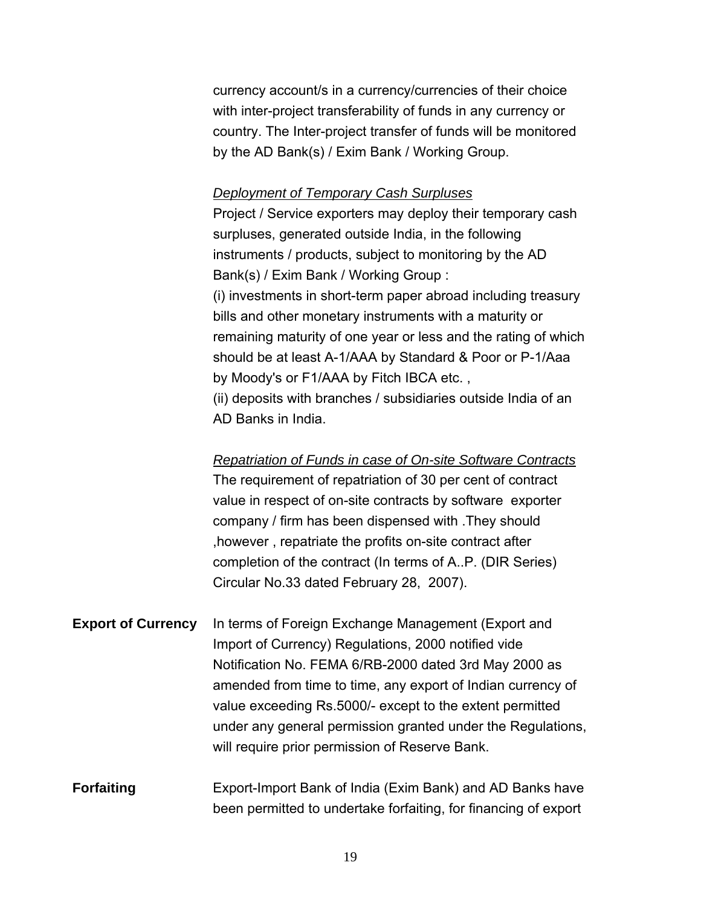currency account/s in a currency/currencies of their choice with inter-project transferability of funds in any currency or country. The Inter-project transfer of funds will be monitored by the AD Bank(s) / Exim Bank / Working Group.

*Deployment of Temporary Cash Surpluses*

Project / Service exporters may deploy their temporary cash surpluses, generated outside India, in the following instruments / products, subject to monitoring by the AD Bank(s) / Exim Bank / Working Group :

(i) investments in short-term paper abroad including treasury bills and other monetary instruments with a maturity or remaining maturity of one year or less and the rating of which should be at least A-1/AAA by Standard & Poor or P-1/Aaa by Moody's or F1/AAA by Fitch IBCA etc. ,

(ii) deposits with branches / subsidiaries outside India of an AD Banks in India.

*Repatriation of Funds in case of On-site Software Contracts*

The requirement of repatriation of 30 per cent of contract value in respect of on-site contracts by software exporter company / firm has been dispensed with .They should ,however , repatriate the profits on-site contract after completion of the contract (In terms of A..P. (DIR Series) Circular No.33 dated February 28, 2007).

**Export of Currency** In terms of Foreign Exchange Management (Export and Import of Currency) Regulations, 2000 notified vide Notification No. FEMA 6/RB-2000 dated 3rd May 2000 as amended from time to time, any export of Indian currency of value exceeding Rs.5000/- except to the extent permitted under any general permission granted under the Regulations, will require prior permission of Reserve Bank.

**Forfaiting** Export-Import Bank of India (Exim Bank) and AD Banks have been permitted to undertake forfaiting, for financing of export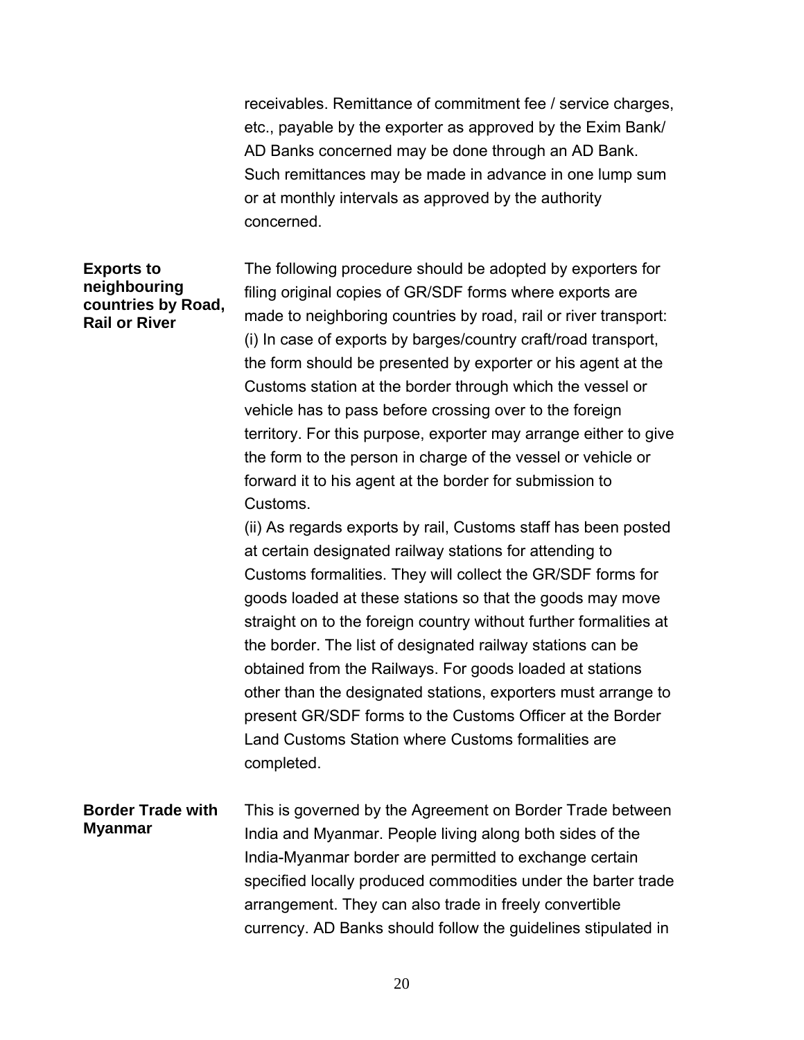receivables. Remittance of commitment fee / service charges, etc., payable by the exporter as approved by the Exim Bank/ AD Banks concerned may be done through an AD Bank. Such remittances may be made in advance in one lump sum or at monthly intervals as approved by the authority concerned.

**Exports to neighbouring countries by Road, Rail or River**

The following procedure should be adopted by exporters for filing original copies of GR/SDF forms where exports are made to neighboring countries by road, rail or river transport:

(i) In case of exports by barges/country craft/road transport, the form should be presented by exporter or his agent at the Customs station at the border through which the vessel or vehicle has to pass before crossing over to the foreign territory. For this purpose, exporter may arrange either to give the form to the person in charge of the vessel or vehicle or forward it to his agent at the border for submission to Customs.

(ii) As regards exports by rail, Customs staff has been posted at certain designated railway stations for attending to Customs formalities. They will collect the GR/SDF forms for goods loaded at these stations so that the goods may move straight on to the foreign country without further formalities at the border. The list of designated railway stations can be obtained from the Railways. For goods loaded at stations other than the designated stations, exporters must arrange to present GR/SDF forms to the Customs Officer at the Border Land Customs Station where Customs formalities are completed.

**Border Trade with Myanmar**

This is governed by the Agreement on Border Trade between India and Myanmar. People living along both sides of the India-Myanmar border are permitted to exchange certain specified locally produced commodities under the barter trade arrangement. They can also trade in freely convertible currency. AD Banks should follow the guidelines stipulated in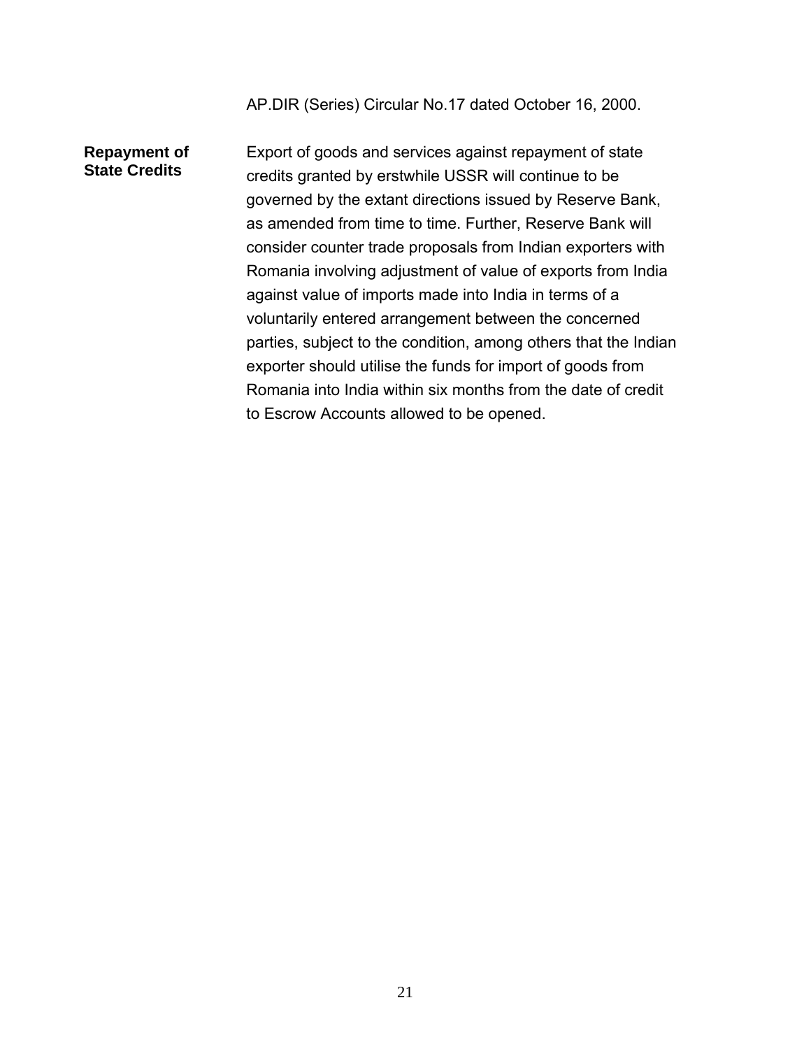AP.DIR (Series) Circular No.17 dated October 16, 2000.

**Repayment of State Credits**

Export of goods and services against repayment of state credits granted by erstwhile USSR will continue to be governed by the extant directions issued by Reserve Bank, as amended from time to time. Further, Reserve Bank will consider counter trade proposals from Indian exporters with Romania involving adjustment of value of exports from India against value of imports made into India in terms of a voluntarily entered arrangement between the concerned parties, subject to the condition, among others that the Indian exporter should utilise the funds for import of goods from Romania into India within six months from the date of credit to Escrow Accounts allowed to be opened.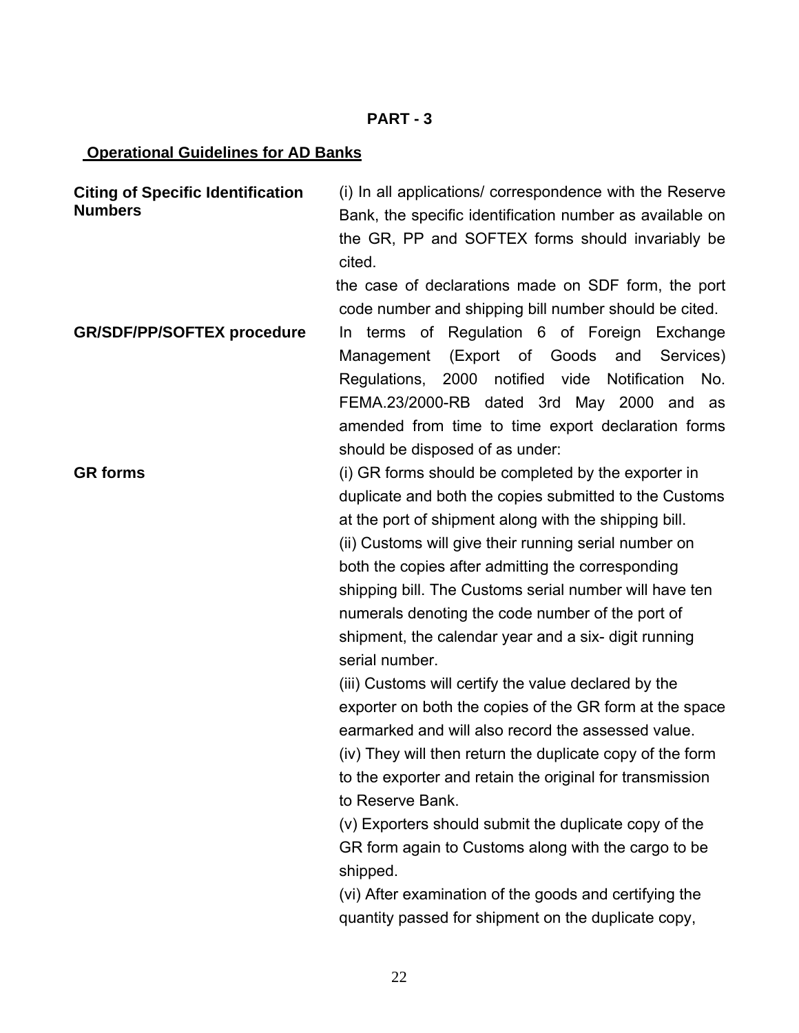**PART - 3**

## Operational Guidelines for AD Banks

**Citing of Specific Identification Numbers**

(i) In all applications/ correspondence with the Reserve Bank, the specific identification number as available on the GR, PP and SOFTEX forms should invariably be cited.

the case of declarations made on SDF form, the port code number and shipping bill number should be cited.

**GR/SDF/PP/SOFTEX procedure**

In terms of Regulation 6 of Foreign Exchange Management (Export of Goods and Services) Regulations, 2000 notified vide Notification No. FEMA.23/2000-RB dated 3rd May 2000 and as amended from time to time export declaration forms should be disposed of as under:

**GR forms**

(i) GR forms should be completed by the exporter in duplicate and both the copies submitted to the Customs at the port of shipment along with the shipping bill.

(ii) Customs will give their running serial number on both the copies after admitting the corresponding shipping bill. The Customs serial number will have ten numerals denoting the code number of the port of shipment, the calendar year and a six- digit running serial number.

(iii) Customs will certify the value declared by the exporter on both the copies of the GR form at the space earmarked and will also record the assessed value.

(iv) They will then return the duplicate copy of the form to the exporter and retain the original for transmission to Reserve Bank.

(v) Exporters should submit the duplicate copy of the GR form again to Customs along with the cargo to be shipped.

(vi) After examination of the goods and certifying the quantity passed for shipment on the duplicate copy,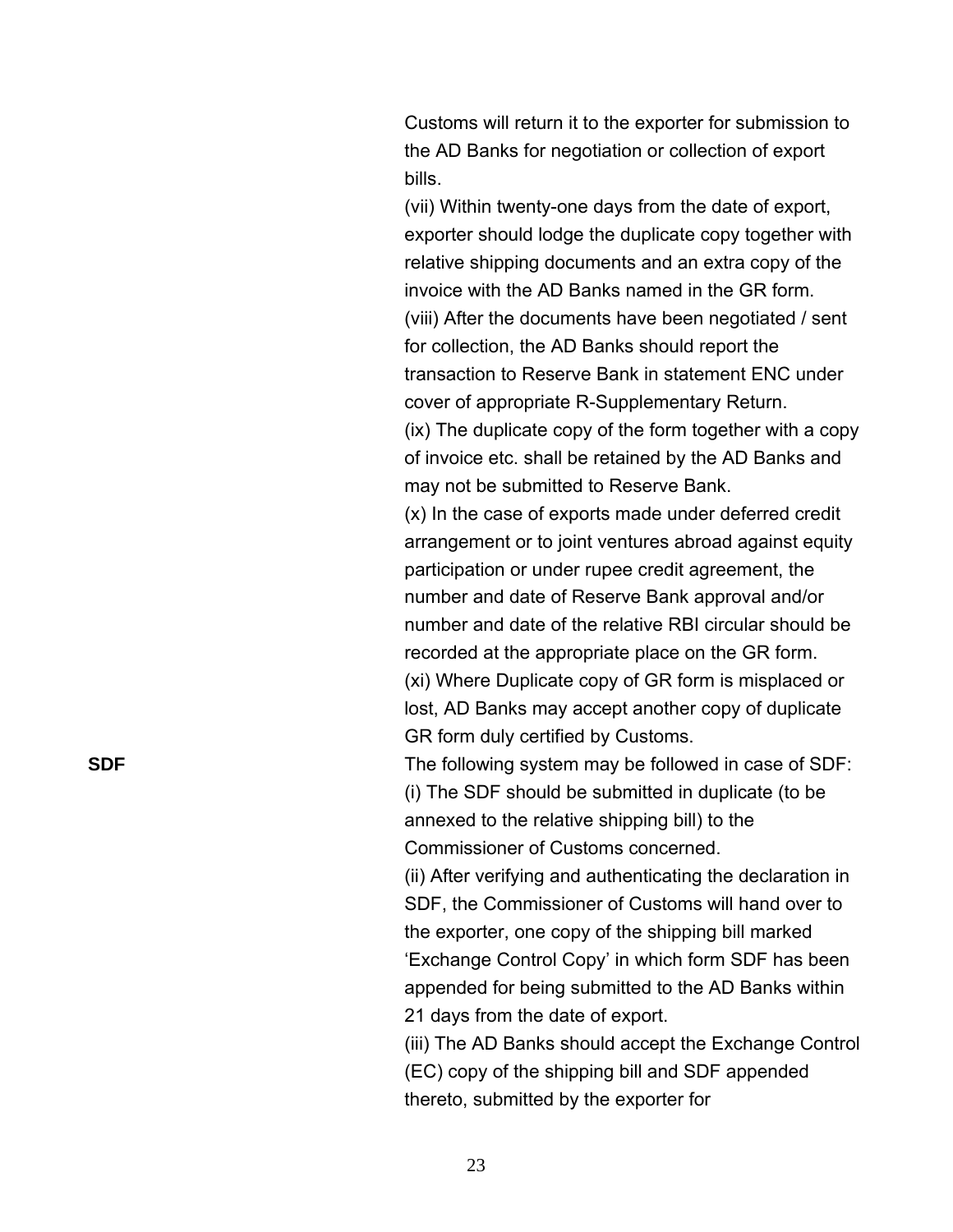Customs will return it to the exporter for submission to the AD Banks for negotiation or collection of export bills.

(vii) Within twenty-one days from the date of export, exporter should lodge the duplicate copy together with relative shipping documents and an extra copy of the invoice with the AD Banks named in the GR form.

(viii) After the documents have been negotiated / sent for collection, the AD Banks should report the transaction to Reserve Bank in statement ENC under cover of appropriate R-Supplementary Return.

(ix) The duplicate copy of the form together with a copy of invoice etc. shall be retained by the AD Banks and may not be submitted to Reserve Bank.

(x) In the case of exports made under deferred credit arrangement or to joint ventures abroad against equity participation or under rupee credit agreement, the number and date of Reserve Bank approval and/or number and date of the relative RBI circular should be recorded at the appropriate place on the GR form.

(xi) Where Duplicate copy of GR form is misplaced or lost, AD Banks may accept another copy of duplicate GR form duly certified by Customs.

**SDF**

The following system may be followed in case of SDF:

(i) The SDF should be submitted in duplicate (to be annexed to the relative shipping bill) to the Commissioner of Customs concerned.

(ii) After verifying and authenticating the declaration in SDF, the Commissioner of Customs will hand over to the exporter, one copy of the shipping bill marked 'Exchange Control Copy' in which form SDF has been appended for being submitted to the AD Banks within 21 days from the date of export.

(iii) The AD Banks should accept the Exchange Control (EC) copy of the shipping bill and SDF appended thereto, submitted by the exporter for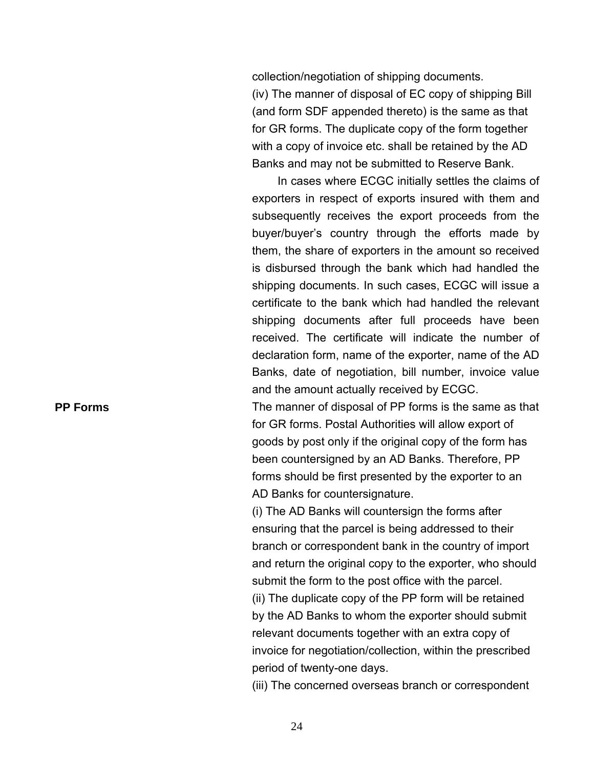collection/negotiation of shipping documents.

(iv) The manner of disposal of EC copy of shipping Bill (and form SDF appended thereto) is the same as that for GR forms. The duplicate copy of the form together with a copy of invoice etc. shall be retained by the AD Banks and may not be submitted to Reserve Bank.

In cases where ECGC initially settles the claims of exporters in respect of exports insured with them and subsequently receives the export proceeds from the buyer/buyer's country through the efforts made by them, the share of exporters in the amount so received is disbursed through the bank which had handled the shipping documents. In such cases, ECGC will issue a certificate to the bank which had handled the relevant shipping documents after full proceeds have been received. The certificate will indicate the number of declaration form, name of the exporter, name of the AD Banks, date of negotiation, bill number, invoice value and the amount actually received by ECGC.

**PP Forms**

The manner of disposal of PP forms is the same as that for GR forms. Postal Authorities will allow export of goods by post only if the original copy of the form has been countersigned by an AD Banks. Therefore, PP forms should be first presented by the exporter to an AD Banks for countersignature.

(i) The AD Banks will countersign the forms after ensuring that the parcel is being addressed to their branch or correspondent bank in the country of import and return the original copy to the exporter, who should submit the form to the post office with the parcel.

(ii) The duplicate copy of the PP form will be retained by the AD Banks to whom the exporter should submit relevant documents together with an extra copy of invoice for negotiation/collection, within the prescribed period of twenty-one days.

(iii) The concerned overseas branch or correspondent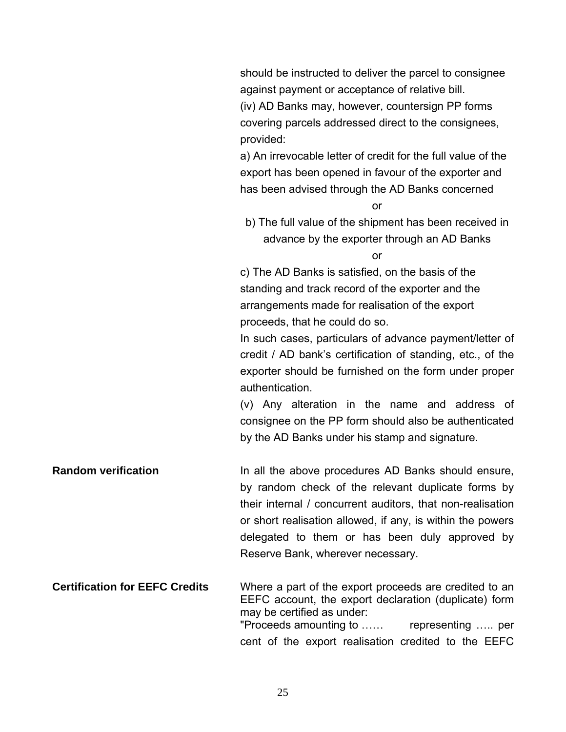should be instructed to deliver the parcel to consignee against payment or acceptance of relative bill.

(iv) AD Banks may, however, countersign PP forms covering parcels addressed direct to the consignees, provided:

a) An irrevocable letter of credit for the full value of the export has been opened in favour of the exporter and has been advised through the AD Banks concerned

or

b) The full value of the shipment has been received in advance by the exporter through an AD Banks

or

c) The AD Banks is satisfied, on the basis of the standing and track record of the exporter and the arrangements made for realisation of the export proceeds, that he could do so.

In such cases, particulars of advance payment/letter of credit / AD bank's certification of standing, etc., of the exporter should be furnished on the form under proper authentication.

(v) Any alteration in the name and address of consignee on the PP form should also be authenticated by the AD Banks under his stamp and signature.

**Random verification**

In all the above procedures AD Banks should ensure, by random check of the relevant duplicate forms by their internal / concurrent auditors, that non-realisation or short realisation allowed, if any, is within the powers delegated to them or has been duly approved by Reserve Bank, wherever necessary.

**Certification for EEFC Credits**

Where a part of the export proceeds are credited to an EEFC account, the export declaration (duplicate) form may be certified as under:

"Proceeds amounting to …… representing ….. per cent of the export realisation credited to the EEFC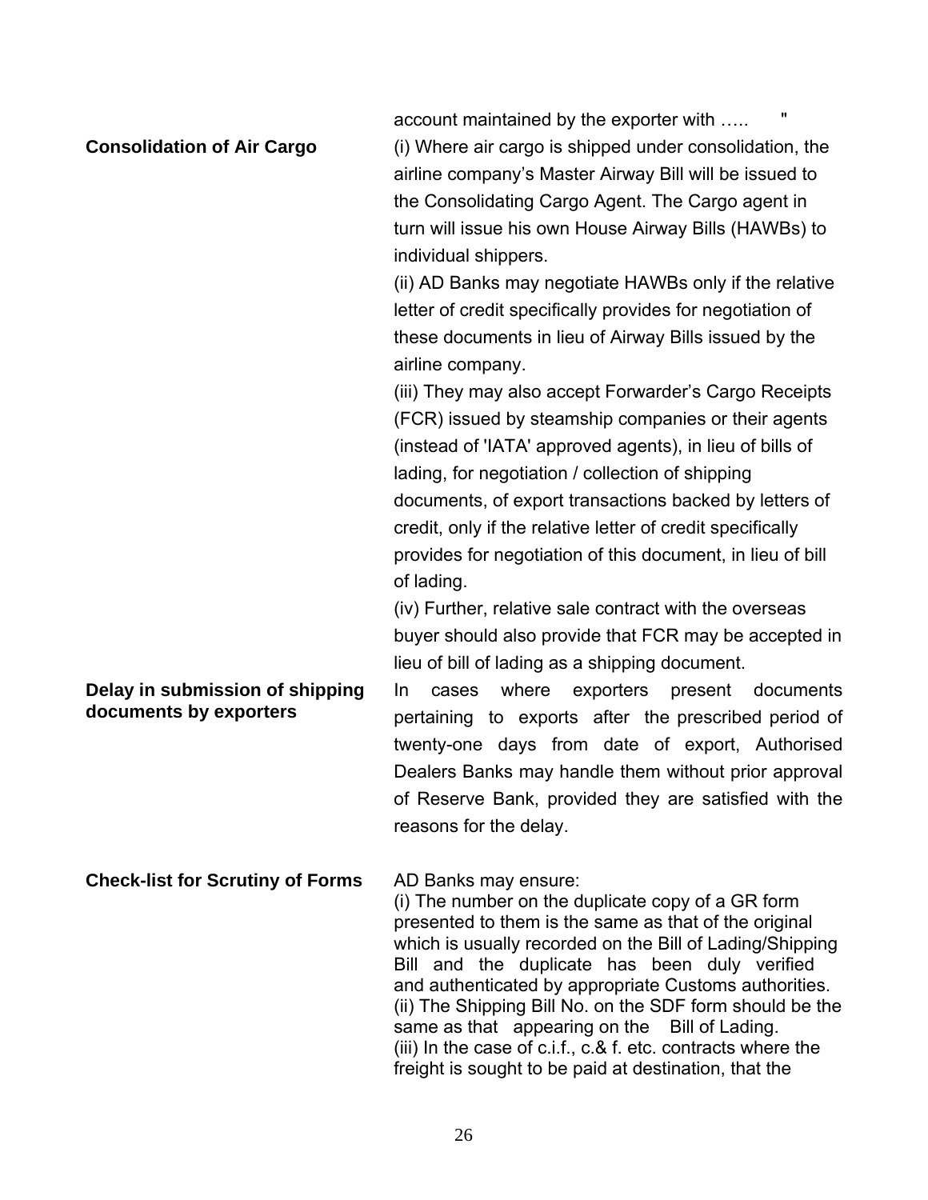account maintained by the exporter with ….. "

**Consolidation of Air Cargo**

(i) Where air cargo is shipped under consolidation, the airline company's Master Airway Bill will be issued to the Consolidating Cargo Agent. The Cargo agent in turn will issue his own House Airway Bills (HAWBs) to individual shippers.

(ii) AD Banks may negotiate HAWBs only if the relative letter of credit specifically provides for negotiation of these documents in lieu of Airway Bills issued by the airline company.

(iii) They may also accept Forwarder's Cargo Receipts (FCR) issued by steamship companies or their agents (instead of 'IATA' approved agents), in lieu of bills of lading, for negotiation / collection of shipping documents, of export transactions backed by letters of credit, only if the relative letter of credit specifically provides for negotiation of this document, in lieu of bill of lading.

(iv) Further, relative sale contract with the overseas buyer should also provide that FCR may be accepted in lieu of bill of lading as a shipping document.

**Delay in submission of shipping documents by exporters**

In cases where exporters present documents pertaining to exports after the prescribed period of twenty-one days from date of export, Authorised Dealers Banks may handle them without prior approval of Reserve Bank, provided they are satisfied with the reasons for the delay.

**Check-list for Scrutiny of Forms**

AD Banks may ensure:

(i) The number on the duplicate copy of a GR form presented to them is the same as that of the original which is usually recorded on the Bill of Lading/Shipping Bill and the duplicate has been duly verified and authenticated by appropriate Customs authorities.

(ii) The Shipping Bill No. on the SDF form should be the same as that appearing on the Bill of Lading.

(iii) In the case of c.i.f., c.& f. etc. contracts where the freight is sought to be paid at destination, that the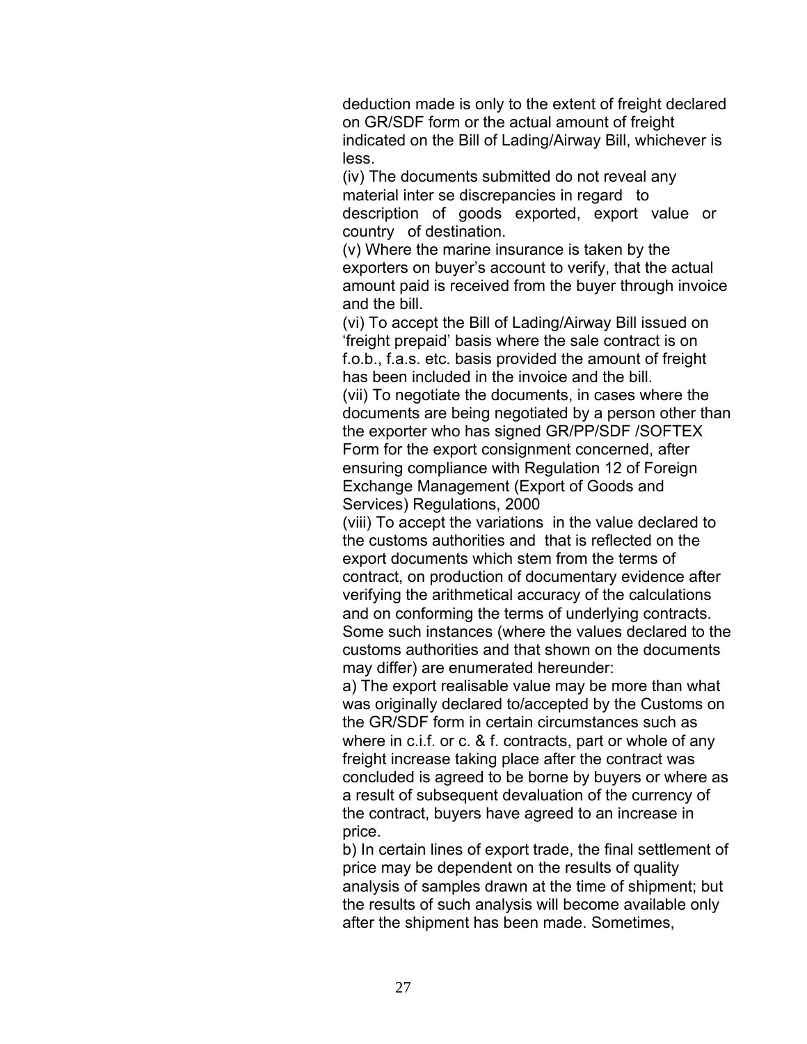deduction made is only to the extent of freight declared on GR/SDF form or the actual amount of freight indicated on the Bill of Lading/Airway Bill, whichever is less.

(iv) The documents submitted do not reveal any material inter se discrepancies in regard to description of goods exported, export value or country of destination.

(v) Where the marine insurance is taken by the exporters on buyer's account to verify, that the actual amount paid is received from the buyer through invoice and the bill.

(vi) To accept the Bill of Lading/Airway Bill issued on 'freight prepaid' basis where the sale contract is on f.o.b., f.a.s. etc. basis provided the amount of freight has been included in the invoice and the bill.

(vii) To negotiate the documents, in cases where the documents are being negotiated by a person other than the exporter who has signed GR/PP/SDF /SOFTEX Form for the export consignment concerned, after ensuring compliance with Regulation 12 of Foreign Exchange Management (Export of Goods and Services) Regulations, 2000

(viii) To accept the variations in the value declared to the customs authorities and that is reflected on the export documents which stem from the terms of contract, on production of documentary evidence after verifying the arithmetical accuracy of the calculations and on conforming the terms of underlying contracts. Some such instances (where the values declared to the customs authorities and that shown on the documents may differ) are enumerated hereunder:

a) The export realisable value may be more than what was originally declared to/accepted by the Customs on the GR/SDF form in certain circumstances such as where in c.i.f. or c. & f. contracts, part or whole of any freight increase taking place after the contract was concluded is agreed to be borne by buyers or where as a result of subsequent devaluation of the currency of the contract, buyers have agreed to an increase in price.

b) In certain lines of export trade, the final settlement of price may be dependent on the results of quality analysis of samples drawn at the time of shipment; but the results of such analysis will become available only after the shipment has been made. Sometimes,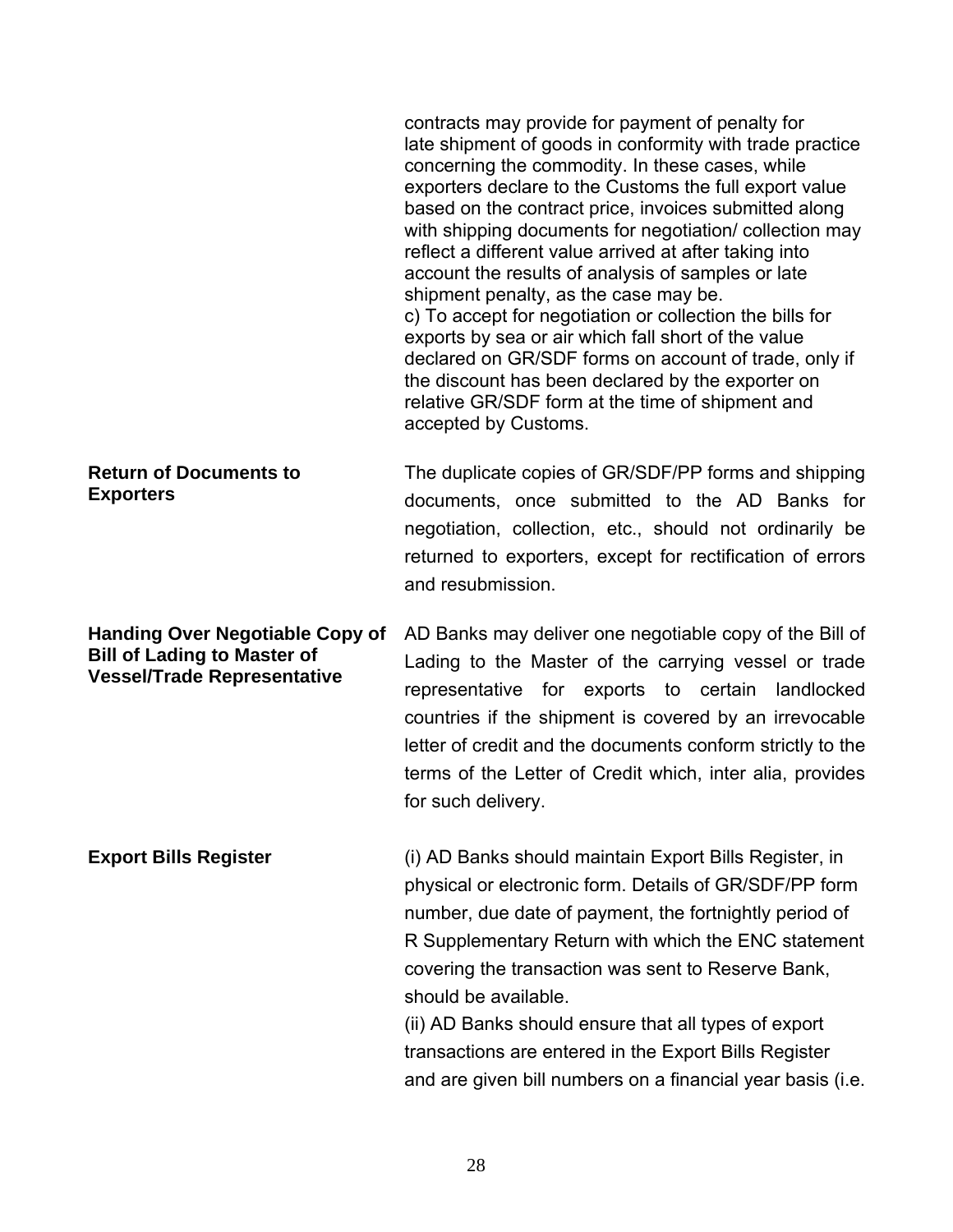contracts may provide for payment of penalty for late shipment of goods in conformity with trade practice concerning the commodity. In these cases, while exporters declare to the Customs the full export value based on the contract price, invoices submitted along with shipping documents for negotiation/ collection may reflect a different value arrived at after taking into account the results of analysis of samples or late shipment penalty, as the case may be.

c) To accept for negotiation or collection the bills for exports by sea or air which fall short of the value declared on GR/SDF forms on account of trade, only if the discount has been declared by the exporter on relative GR/SDF form at the time of shipment and accepted by Customs.

**Return of Documents to Exporters**

The duplicate copies of GR/SDF/PP forms and shipping documents, once submitted to the AD Banks for negotiation, collection, etc., should not ordinarily be returned to exporters, except for rectification of errors and resubmission.

**Handing Over Negotiable Copy of Bill of Lading to Master of Vessel/Trade Representative**

AD Banks may deliver one negotiable copy of the Bill of Lading to the Master of the carrying vessel or trade representative for exports to certain landlocked countries if the shipment is covered by an irrevocable letter of credit and the documents conform strictly to the terms of the Letter of Credit which, inter alia, provides for such delivery.

**Export Bills Register**

(i) AD Banks should maintain Export Bills Register, in physical or electronic form. Details of GR/SDF/PP form number, due date of payment, the fortnightly period of R Supplementary Return with which the ENC statement covering the transaction was sent to Reserve Bank, should be available.

(ii) AD Banks should ensure that all types of export transactions are entered in the Export Bills Register and are given bill numbers on a financial year basis (i.e.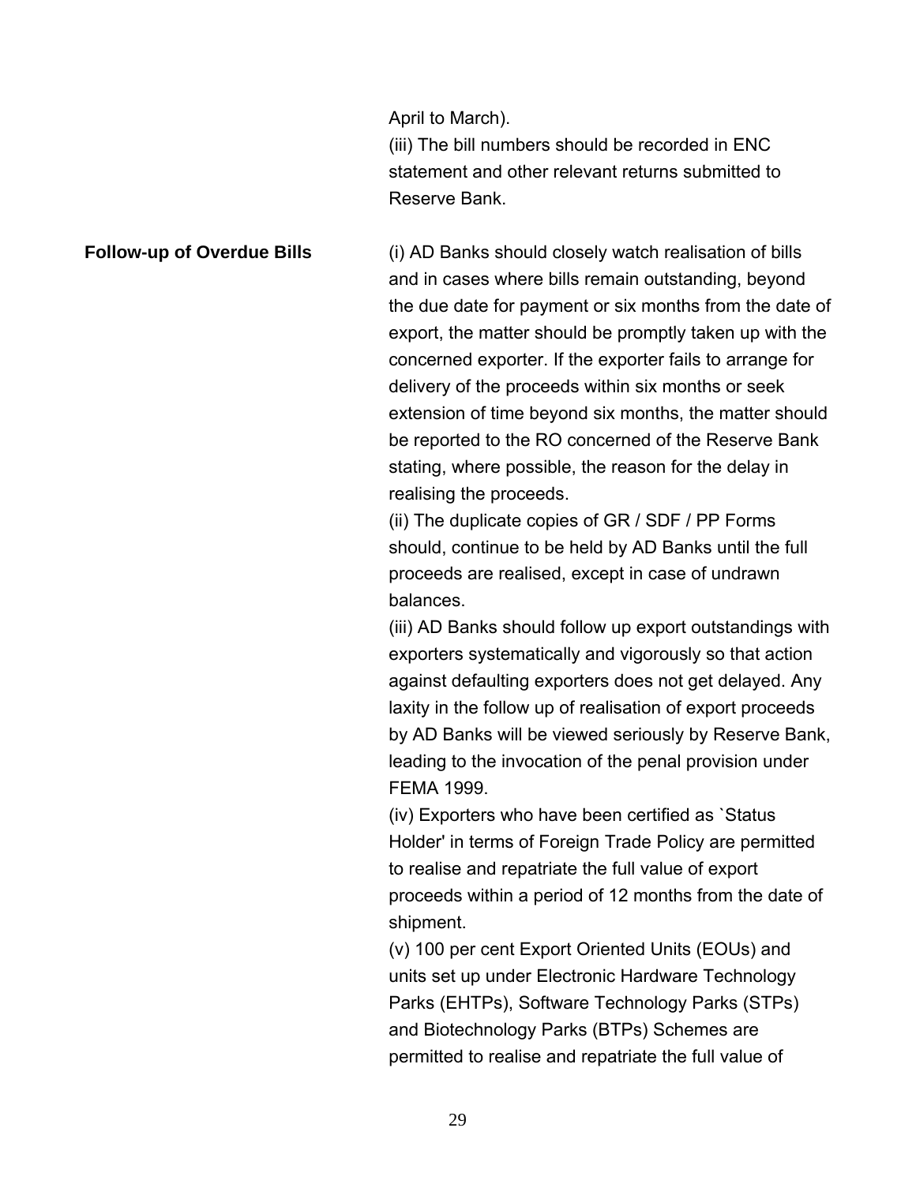April to March).

(iii) The bill numbers should be recorded in ENC statement and other relevant returns submitted to Reserve Bank.

**Follow-up of Overdue Bills**

(i) AD Banks should closely watch realisation of bills and in cases where bills remain outstanding, beyond the due date for payment or six months from the date of export, the matter should be promptly taken up with the concerned exporter. If the exporter fails to arrange for delivery of the proceeds within six months or seek extension of time beyond six months, the matter should be reported to the RO concerned of the Reserve Bank stating, where possible, the reason for the delay in realising the proceeds.

(ii) The duplicate copies of GR / SDF / PP Forms should, continue to be held by AD Banks until the full proceeds are realised, except in case of undrawn balances.

(iii) AD Banks should follow up export outstandings with exporters systematically and vigorously so that action against defaulting exporters does not get delayed. Any laxity in the follow up of realisation of export proceeds by AD Banks will be viewed seriously by Reserve Bank, leading to the invocation of the penal provision under FEMA 1999.

(iv) Exporters who have been certified as `Status Holder' in terms of Foreign Trade Policy are permitted to realise and repatriate the full value of export proceeds within a period of 12 months from the date of shipment.

(v) 100 per cent Export Oriented Units (EOUs) and units set up under Electronic Hardware Technology Parks (EHTPs), Software Technology Parks (STPs) and Biotechnology Parks (BTPs) Schemes are permitted to realise and repatriate the full value of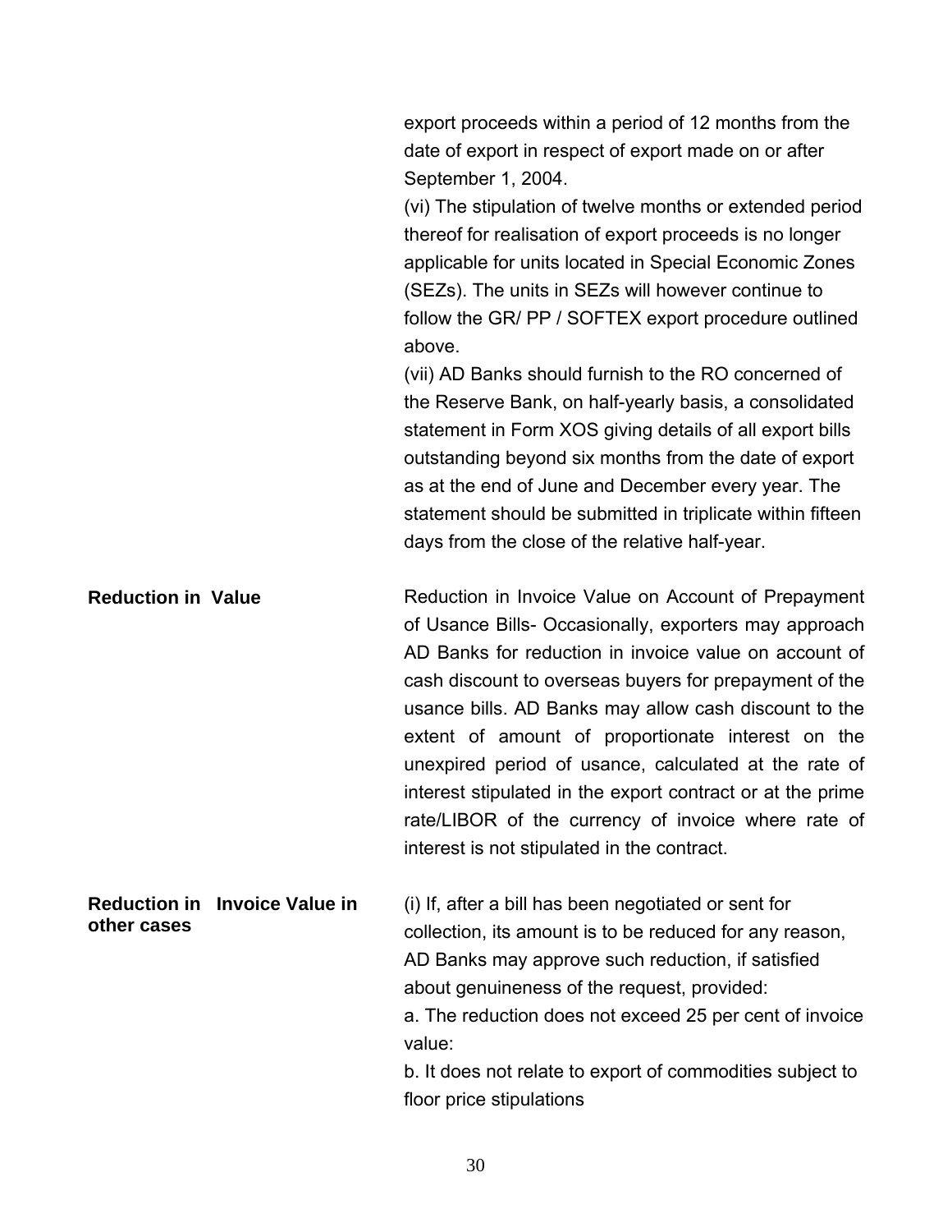export proceeds within a period of 12 months from the date of export in respect of export made on or after September 1, 2004.

(vi) The stipulation of twelve months or extended period thereof for realisation of export proceeds is no longer applicable for units located in Special Economic Zones (SEZs). The units in SEZs will however continue to follow the GR/ PP / SOFTEX export procedure outlined above.

(vii) AD Banks should furnish to the RO concerned of the Reserve Bank, on half-yearly basis, a consolidated statement in Form XOS giving details of all export bills outstanding beyond six months from the date of export as at the end of June and December every year. The statement should be submitted in triplicate within fifteen days from the close of the relative half-year.

**Reduction in Value**

Reduction in Invoice Value on Account of Prepayment of Usance Bills- Occasionally, exporters may approach AD Banks for reduction in invoice value on account of cash discount to overseas buyers for prepayment of the usance bills. AD Banks may allow cash discount to the extent of amount of proportionate interest on the unexpired period of usance, calculated at the rate of interest stipulated in the export contract or at the prime rate/LIBOR of the currency of invoice where rate of interest is not stipulated in the contract.

**Reduction in Invoice Value in other cases**

(i) If, after a bill has been negotiated or sent for collection, its amount is to be reduced for any reason, AD Banks may approve such reduction, if satisfied about genuineness of the request, provided:

a. The reduction does not exceed 25 per cent of invoice value:

b. It does not relate to export of commodities subject to floor price stipulations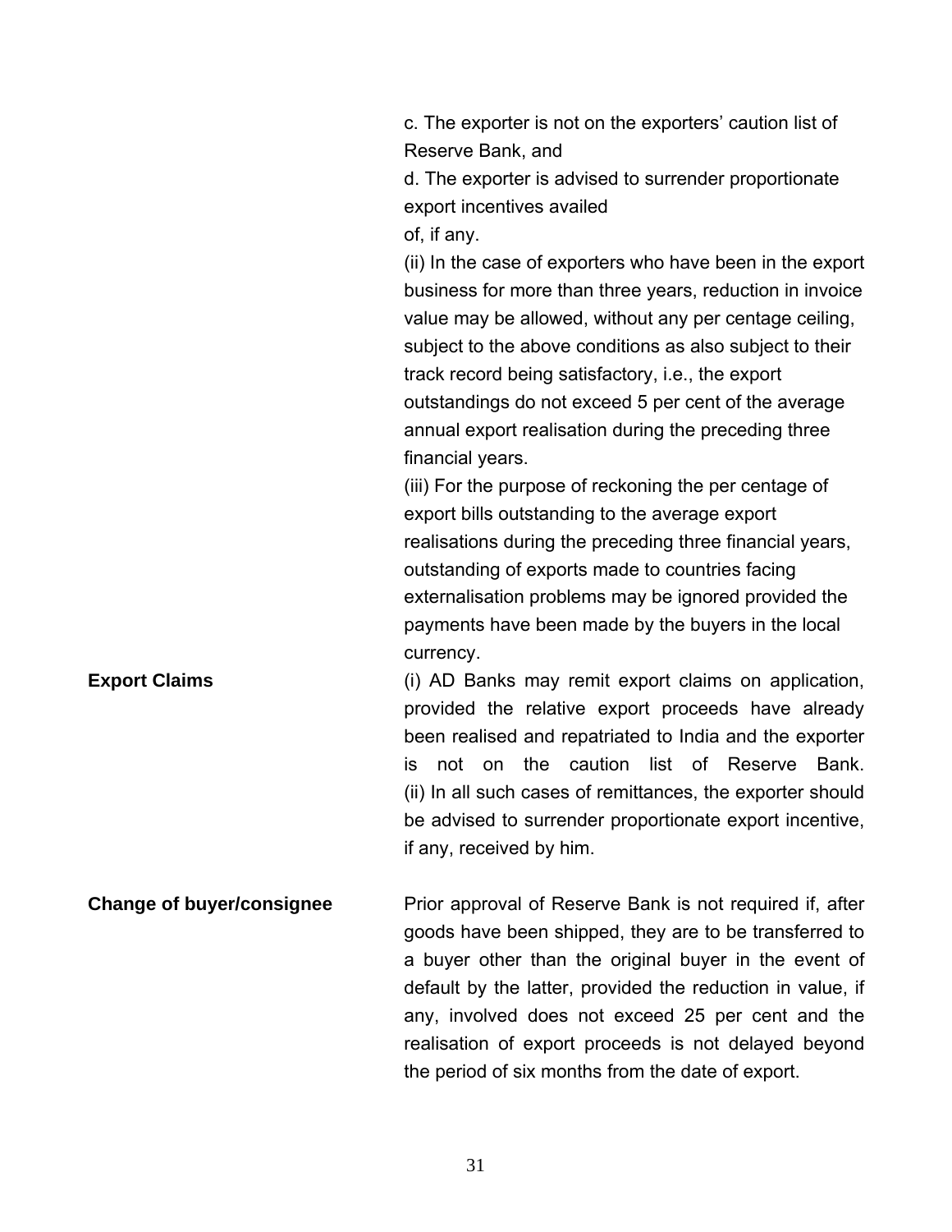c. The exporter is not on the exporters' caution list of Reserve Bank, and

d. The exporter is advised to surrender proportionate export incentives availed of, if any.

(ii) In the case of exporters who have been in the export business for more than three years, reduction in invoice value may be allowed, without any per centage ceiling, subject to the above conditions as also subject to their track record being satisfactory, i.e., the export outstandings do not exceed 5 per cent of the average annual export realisation during the preceding three financial years.

(iii) For the purpose of reckoning the per centage of export bills outstanding to the average export realisations during the preceding three financial years, outstanding of exports made to countries facing externalisation problems may be ignored provided the payments have been made by the buyers in the local currency.

**Export Claims**

(i) AD Banks may remit export claims on application, provided the relative export proceeds have already been realised and repatriated to India and the exporter is not on the caution list of Reserve Bank.

(ii) In all such cases of remittances, the exporter should be advised to surrender proportionate export incentive, if any, received by him.

**Change of buyer/consignee**

Prior approval of Reserve Bank is not required if, after goods have been shipped, they are to be transferred to a buyer other than the original buyer in the event of default by the latter, provided the reduction in value, if any, involved does not exceed 25 per cent and the realisation of export proceeds is not delayed beyond the period of six months from the date of export.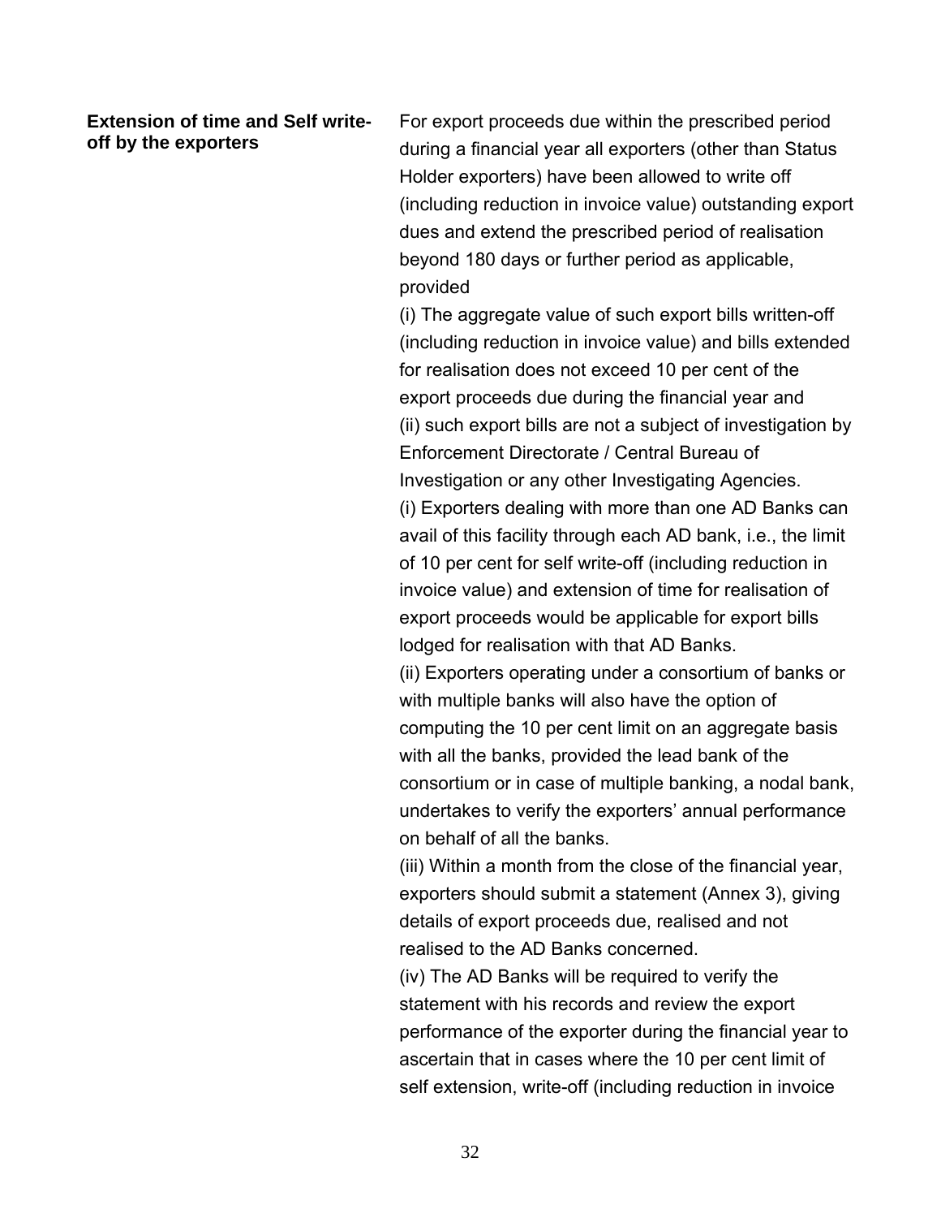| | |
|---|---|
| **Extension of time and Self write-off by the exporters** | For export proceeds due within the prescribed period during a financial year all exporters (other than Status Holder exporters) have been allowed to write off (including reduction in invoice value) outstanding export dues and extend the prescribed period of realisation beyond 180 days or further period as applicable, provided<br>(i) The aggregate value of such export bills written-off (including reduction in invoice value) and bills extended for realisation does not exceed 10 per cent of the export proceeds due during the financial year and<br>(ii) such export bills are not a subject of investigation by Enforcement Directorate / Central Bureau of Investigation or any other Investigating Agencies.<br>(i) Exporters dealing with more than one AD Banks can avail of this facility through each AD bank, i.e., the limit of 10 per cent for self write-off (including reduction in invoice value) and extension of time for realisation of export proceeds would be applicable for export bills lodged for realisation with that AD Banks.<br>(ii) Exporters operating under a consortium of banks or with multiple banks will also have the option of computing the 10 per cent limit on an aggregate basis with all the banks, provided the lead bank of the consortium or in case of multiple banking, a nodal bank, undertakes to verify the exporters' annual performance on behalf of all the banks.<br>(iii) Within a month from the close of the financial year, exporters should submit a statement (Annex 3), giving details of export proceeds due, realised and not realised to the AD Banks concerned.<br>(iv) The AD Banks will be required to verify the statement with his records and review the export performance of the exporter during the financial year to ascertain that in cases where the 10 per cent limit of self extension, write-off (including reduction in invoice |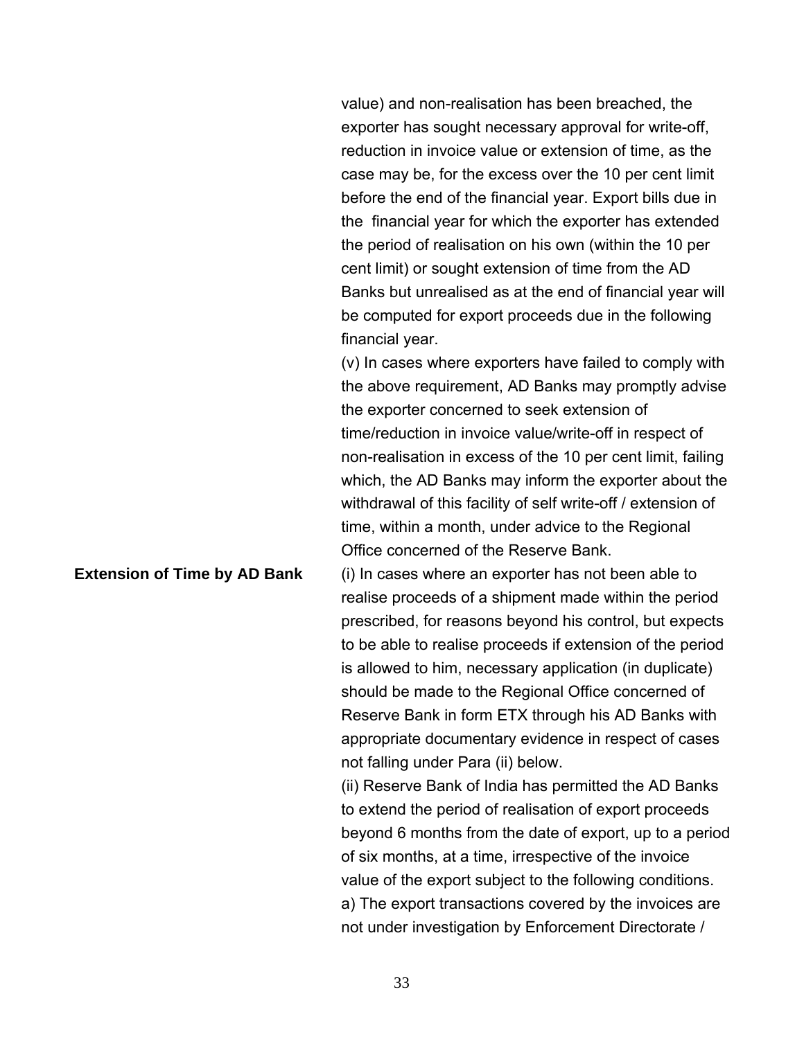value) and non-realisation has been breached, the exporter has sought necessary approval for write-off, reduction in invoice value or extension of time, as the case may be, for the excess over the 10 per cent limit before the end of the financial year. Export bills due in the financial year for which the exporter has extended the period of realisation on his own (within the 10 per cent limit) or sought extension of time from the AD Banks but unrealised as at the end of financial year will be computed for export proceeds due in the following financial year.

(v) In cases where exporters have failed to comply with the above requirement, AD Banks may promptly advise the exporter concerned to seek extension of time/reduction in invoice value/write-off in respect of non-realisation in excess of the 10 per cent limit, failing which, the AD Banks may inform the exporter about the withdrawal of this facility of self write-off / extension of time, within a month, under advice to the Regional Office concerned of the Reserve Bank.

**Extension of Time by AD Bank**

(i) In cases where an exporter has not been able to realise proceeds of a shipment made within the period prescribed, for reasons beyond his control, but expects to be able to realise proceeds if extension of the period is allowed to him, necessary application (in duplicate) should be made to the Regional Office concerned of Reserve Bank in form ETX through his AD Banks with appropriate documentary evidence in respect of cases not falling under Para (ii) below.

(ii) Reserve Bank of India has permitted the AD Banks to extend the period of realisation of export proceeds beyond 6 months from the date of export, up to a period of six months, at a time, irrespective of the invoice value of the export subject to the following conditions.

a) The export transactions covered by the invoices are not under investigation by Enforcement Directorate /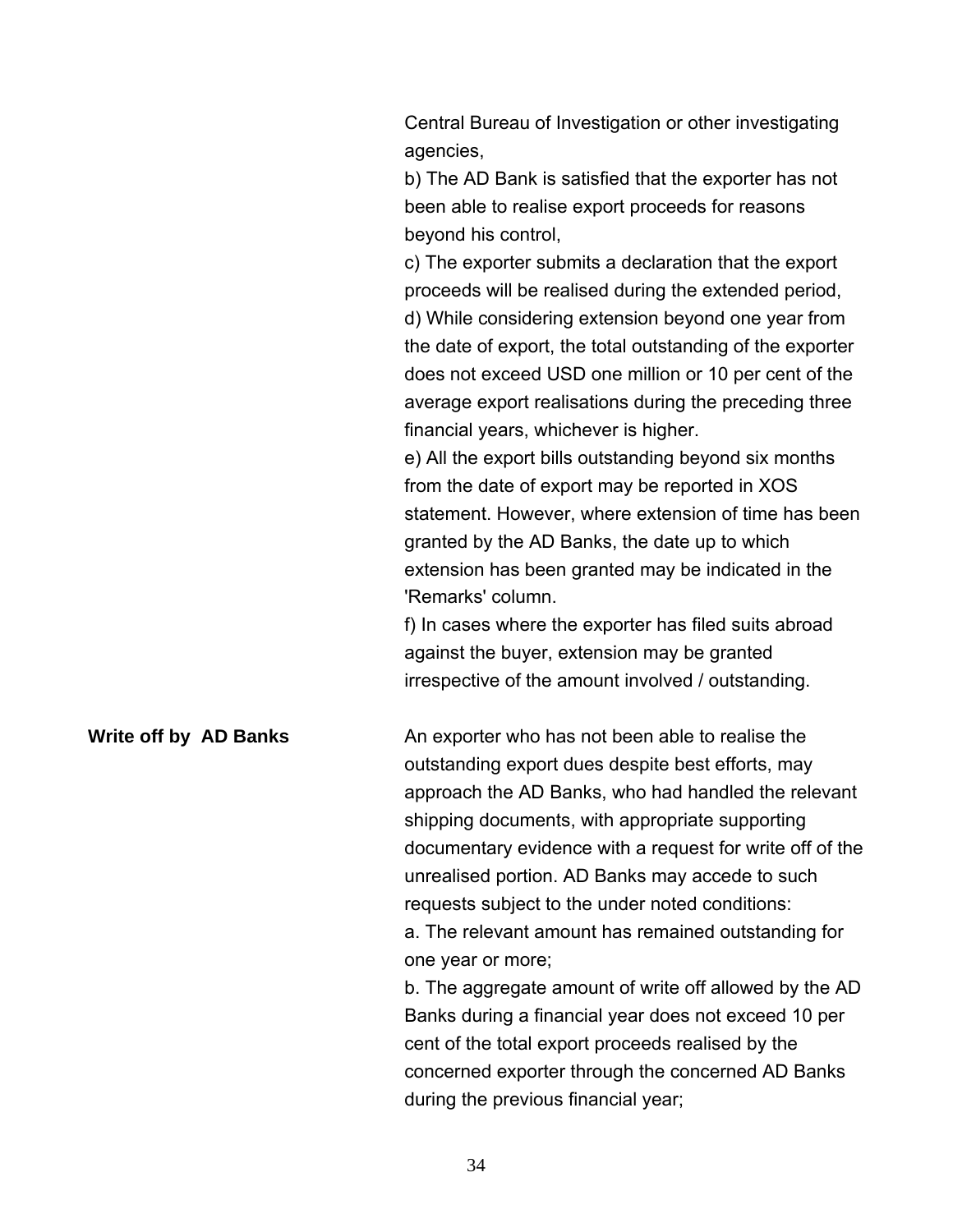Central Bureau of Investigation or other investigating agencies,

b) The AD Bank is satisfied that the exporter has not been able to realise export proceeds for reasons beyond his control,

c) The exporter submits a declaration that the export proceeds will be realised during the extended period,

d) While considering extension beyond one year from the date of export, the total outstanding of the exporter does not exceed USD one million or 10 per cent of the average export realisations during the preceding three financial years, whichever is higher.

e) All the export bills outstanding beyond six months from the date of export may be reported in XOS statement. However, where extension of time has been granted by the AD Banks, the date up to which extension has been granted may be indicated in the 'Remarks' column.

f) In cases where the exporter has filed suits abroad against the buyer, extension may be granted irrespective of the amount involved / outstanding.

**Write off by AD Banks**

An exporter who has not been able to realise the outstanding export dues despite best efforts, may approach the AD Banks, who had handled the relevant shipping documents, with appropriate supporting documentary evidence with a request for write off of the unrealised portion. AD Banks may accede to such requests subject to the under noted conditions:

a. The relevant amount has remained outstanding for one year or more;

b. The aggregate amount of write off allowed by the AD Banks during a financial year does not exceed 10 per cent of the total export proceeds realised by the concerned exporter through the concerned AD Banks during the previous financial year;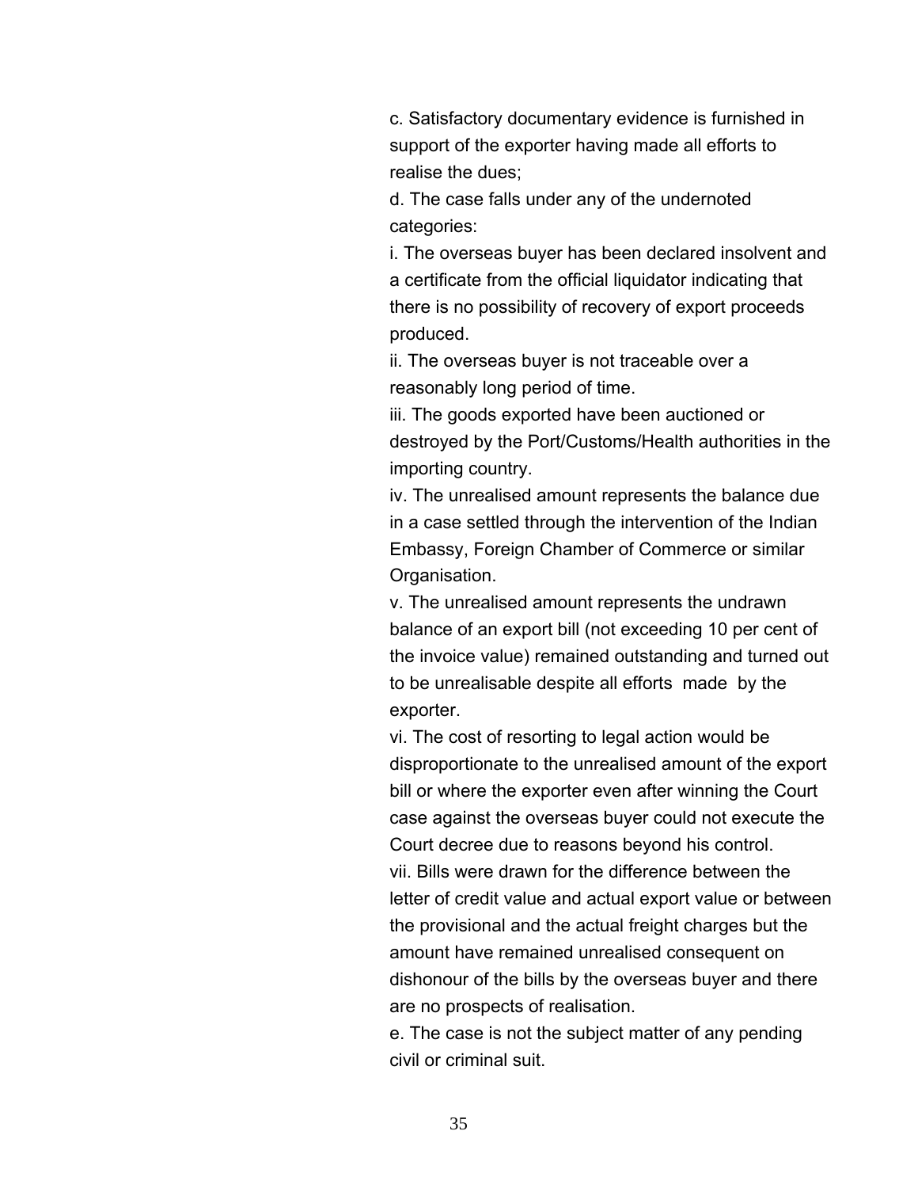c. Satisfactory documentary evidence is furnished in support of the exporter having made all efforts to realise the dues;

d. The case falls under any of the undernoted categories:

i. The overseas buyer has been declared insolvent and a certificate from the official liquidator indicating that there is no possibility of recovery of export proceeds produced.

ii. The overseas buyer is not traceable over a reasonably long period of time.

iii. The goods exported have been auctioned or destroyed by the Port/Customs/Health authorities in the importing country.

iv. The unrealised amount represents the balance due in a case settled through the intervention of the Indian Embassy, Foreign Chamber of Commerce or similar Organisation.

v. The unrealised amount represents the undrawn balance of an export bill (not exceeding 10 per cent of the invoice value) remained outstanding and turned out to be unrealisable despite all efforts made by the exporter.

vi. The cost of resorting to legal action would be disproportionate to the unrealised amount of the export bill or where the exporter even after winning the Court case against the overseas buyer could not execute the Court decree due to reasons beyond his control.

vii. Bills were drawn for the difference between the letter of credit value and actual export value or between the provisional and the actual freight charges but the amount have remained unrealised consequent on dishonour of the bills by the overseas buyer and there are no prospects of realisation.

e. The case is not the subject matter of any pending civil or criminal suit.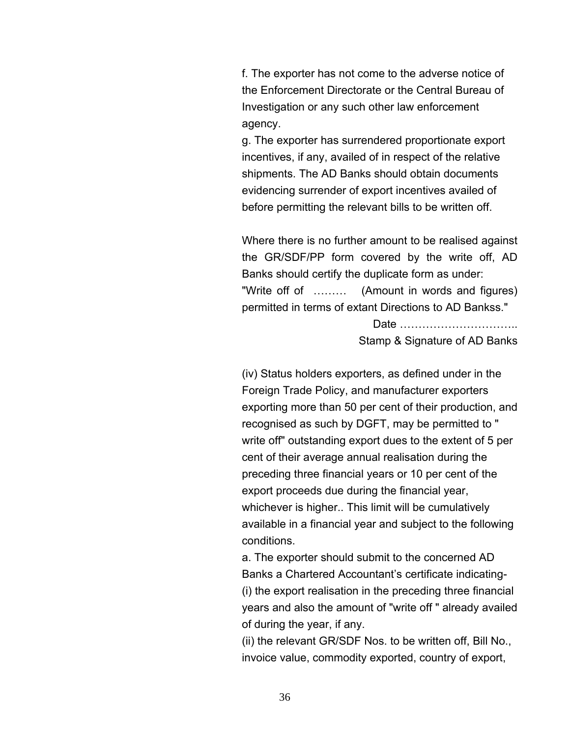f. The exporter has not come to the adverse notice of the Enforcement Directorate or the Central Bureau of Investigation or any such other law enforcement agency.

g. The exporter has surrendered proportionate export incentives, if any, availed of in respect of the relative shipments. The AD Banks should obtain documents evidencing surrender of export incentives availed of before permitting the relevant bills to be written off.

Where there is no further amount to be realised against the GR/SDF/PP form covered by the write off, AD Banks should certify the duplicate form as under:

"Write off of ……… (Amount in words and figures) permitted in terms of extant Directions to AD Bankss."

Date …………………………..

Stamp & Signature of AD Banks

(iv) Status holders exporters, as defined under in the Foreign Trade Policy, and manufacturer exporters exporting more than 50 per cent of their production, and recognised as such by DGFT, may be permitted to " write off" outstanding export dues to the extent of 5 per cent of their average annual realisation during the preceding three financial years or 10 per cent of the export proceeds due during the financial year, whichever is higher.. This limit will be cumulatively available in a financial year and subject to the following conditions.

a. The exporter should submit to the concerned AD Banks a Chartered Accountant's certificate indicating-

(i) the export realisation in the preceding three financial years and also the amount of "write off " already availed of during the year, if any.

(ii) the relevant GR/SDF Nos. to be written off, Bill No., invoice value, commodity exported, country of export,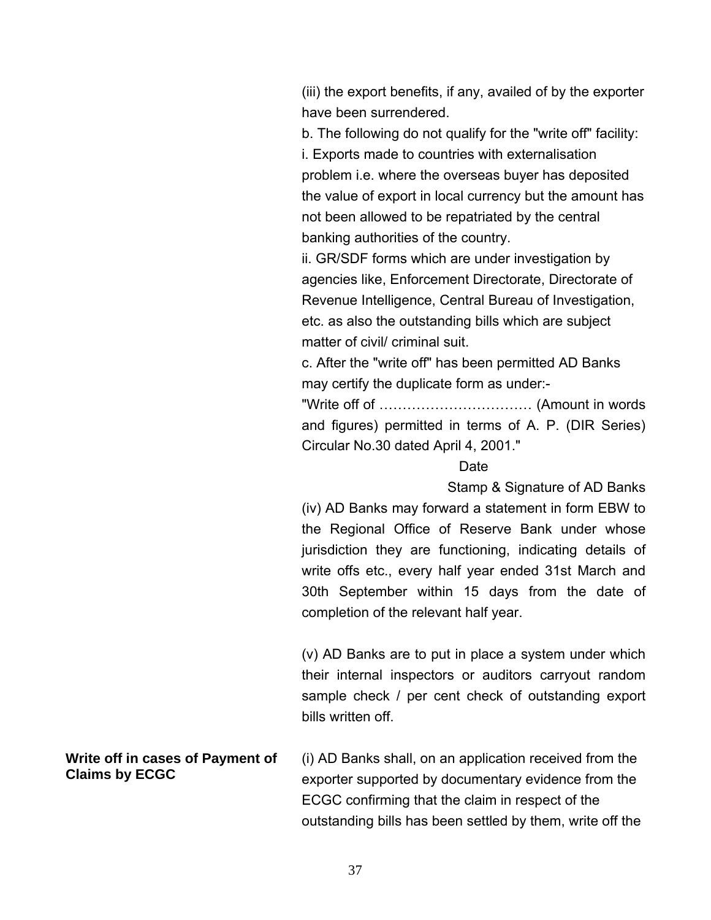(iii) the export benefits, if any, availed of by the exporter have been surrendered.

b. The following do not qualify for the "write off" facility:

i. Exports made to countries with externalisation problem i.e. where the overseas buyer has deposited the value of export in local currency but the amount has not been allowed to be repatriated by the central banking authorities of the country.

ii. GR/SDF forms which are under investigation by agencies like, Enforcement Directorate, Directorate of Revenue Intelligence, Central Bureau of Investigation, etc. as also the outstanding bills which are subject matter of civil/ criminal suit.

c. After the "write off" has been permitted AD Banks may certify the duplicate form as under:-

"Write off of …………………………… (Amount in words and figures) permitted in terms of A. P. (DIR Series) Circular No.30 dated April 4, 2001."

Date

Stamp & Signature of AD Banks

(iv) AD Banks may forward a statement in form EBW to the Regional Office of Reserve Bank under whose jurisdiction they are functioning, indicating details of write offs etc., every half year ended 31st March and 30th September within 15 days from the date of completion of the relevant half year.

(v) AD Banks are to put in place a system under which their internal inspectors or auditors carryout random sample check / per cent check of outstanding export bills written off.

**Write off in cases of Payment of Claims by ECGC**

(i) AD Banks shall, on an application received from the exporter supported by documentary evidence from the ECGC confirming that the claim in respect of the outstanding bills has been settled by them, write off the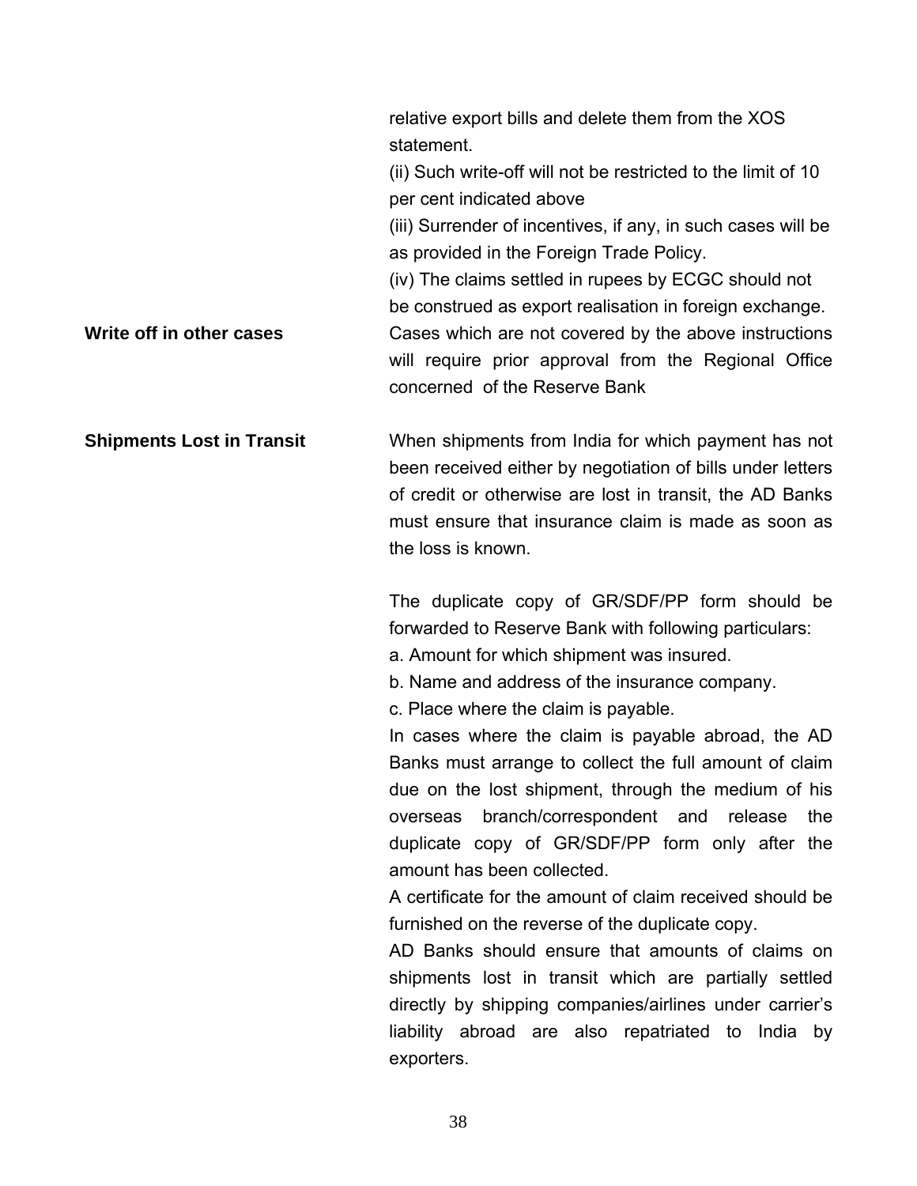relative export bills and delete them from the XOS statement.

(ii) Such write-off will not be restricted to the limit of 10 per cent indicated above

(iii) Surrender of incentives, if any, in such cases will be as provided in the Foreign Trade Policy.

(iv) The claims settled in rupees by ECGC should not be construed as export realisation in foreign exchange.

**Write off in other cases**

Cases which are not covered by the above instructions will require prior approval from the Regional Office concerned of the Reserve Bank

**Shipments Lost in Transit**

When shipments from India for which payment has not been received either by negotiation of bills under letters of credit or otherwise are lost in transit, the AD Banks must ensure that insurance claim is made as soon as the loss is known.

The duplicate copy of GR/SDF/PP form should be forwarded to Reserve Bank with following particulars:

a. Amount for which shipment was insured.

b. Name and address of the insurance company.

c. Place where the claim is payable.

In cases where the claim is payable abroad, the AD Banks must arrange to collect the full amount of claim due on the lost shipment, through the medium of his overseas branch/correspondent and release the duplicate copy of GR/SDF/PP form only after the amount has been collected.

A certificate for the amount of claim received should be furnished on the reverse of the duplicate copy.

AD Banks should ensure that amounts of claims on shipments lost in transit which are partially settled directly by shipping companies/airlines under carrier's liability abroad are also repatriated to India by exporters.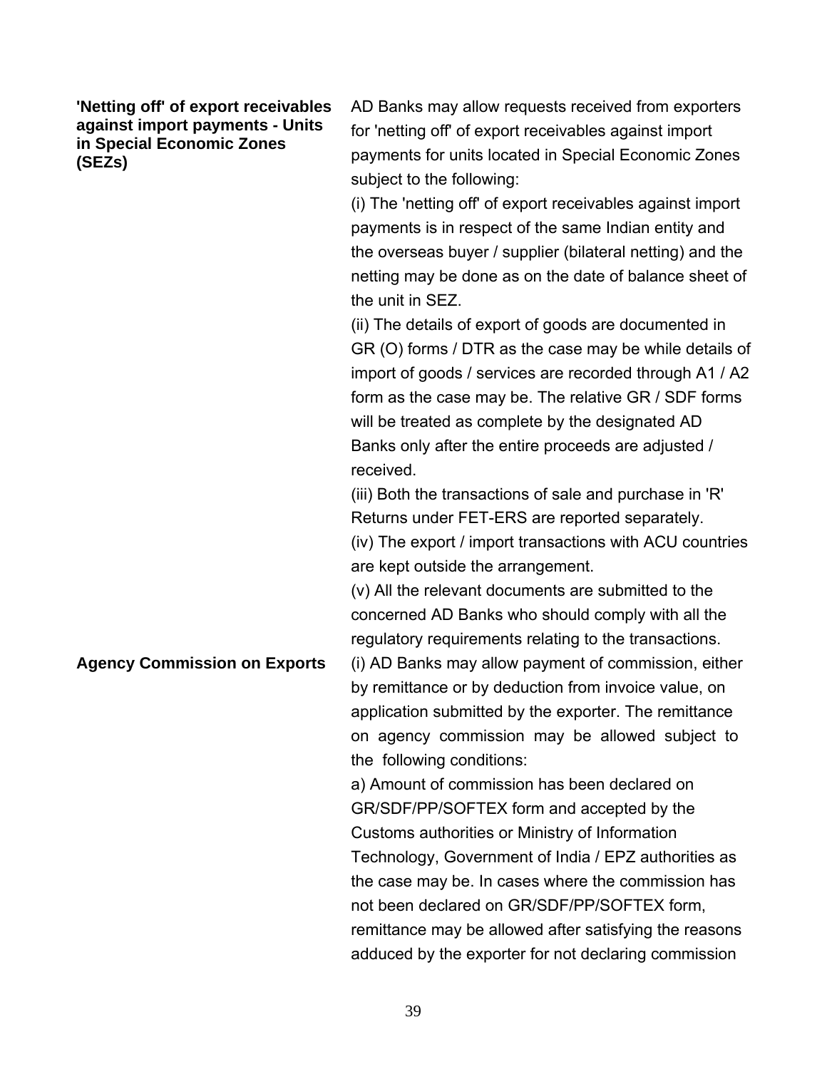| | |
|---|---|
| **'Netting off' of export receivables against import payments - Units in Special Economic Zones (SEZs)** | AD Banks may allow requests received from exporters for 'netting off' of export receivables against import payments for units located in Special Economic Zones subject to the following:<br>(i) The 'netting off' of export receivables against import payments is in respect of the same Indian entity and the overseas buyer / supplier (bilateral netting) and the netting may be done as on the date of balance sheet of the unit in SEZ.<br>(ii) The details of export of goods are documented in GR (O) forms / DTR as the case may be while details of import of goods / services are recorded through A1 / A2 form as the case may be. The relative GR / SDF forms will be treated as complete by the designated AD Banks only after the entire proceeds are adjusted / received.<br>(iii) Both the transactions of sale and purchase in 'R' Returns under FET-ERS are reported separately.<br>(iv) The export / import transactions with ACU countries are kept outside the arrangement.<br>(v) All the relevant documents are submitted to the concerned AD Banks who should comply with all the regulatory requirements relating to the transactions. |
| **Agency Commission on Exports** | (i) AD Banks may allow payment of commission, either by remittance or by deduction from invoice value, on application submitted by the exporter. The remittance on agency commission may be allowed subject to the following conditions:<br>a) Amount of commission has been declared on GR/SDF/PP/SOFTEX form and accepted by the Customs authorities or Ministry of Information Technology, Government of India / EPZ authorities as the case may be. In cases where the commission has not been declared on GR/SDF/PP/SOFTEX form, remittance may be allowed after satisfying the reasons adduced by the exporter for not declaring commission |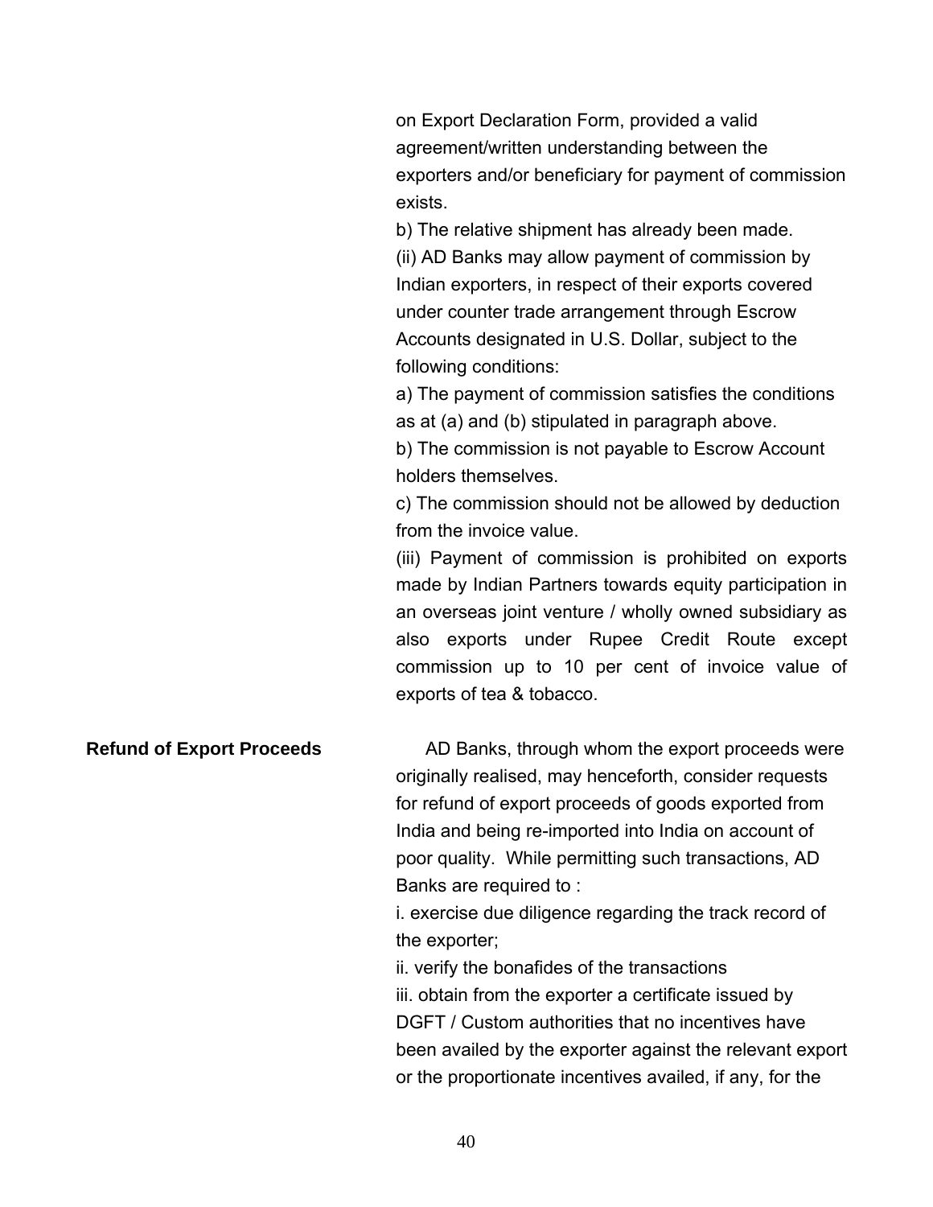on Export Declaration Form, provided a valid agreement/written understanding between the exporters and/or beneficiary for payment of commission exists.

b) The relative shipment has already been made.

(ii) AD Banks may allow payment of commission by Indian exporters, in respect of their exports covered under counter trade arrangement through Escrow Accounts designated in U.S. Dollar, subject to the following conditions:

a) The payment of commission satisfies the conditions as at (a) and (b) stipulated in paragraph above.

b) The commission is not payable to Escrow Account holders themselves.

c) The commission should not be allowed by deduction from the invoice value.

(iii) Payment of commission is prohibited on exports made by Indian Partners towards equity participation in an overseas joint venture / wholly owned subsidiary as also exports under Rupee Credit Route except commission up to 10 per cent of invoice value of exports of tea & tobacco.

**Refund of Export Proceeds**

AD Banks, through whom the export proceeds were originally realised, may henceforth, consider requests for refund of export proceeds of goods exported from India and being re-imported into India on account of poor quality. While permitting such transactions, AD Banks are required to :

i. exercise due diligence regarding the track record of the exporter;

ii. verify the bonafides of the transactions

iii. obtain from the exporter a certificate issued by DGFT / Custom authorities that no incentives have been availed by the exporter against the relevant export or the proportionate incentives availed, if any, for the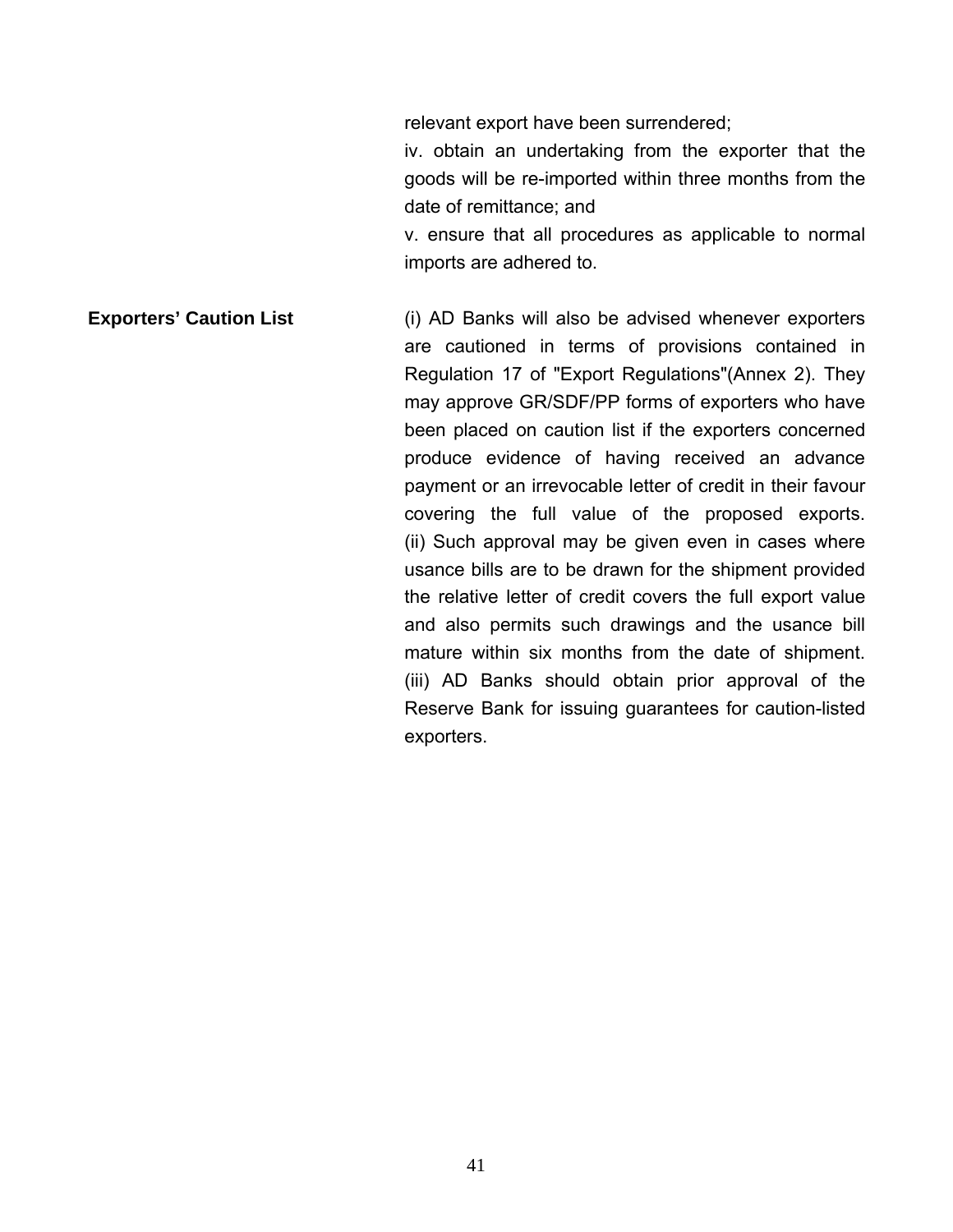relevant export have been surrendered;

iv. obtain an undertaking from the exporter that the goods will be re-imported within three months from the date of remittance; and

v. ensure that all procedures as applicable to normal imports are adhered to.

**Exporters' Caution List**

(i) AD Banks will also be advised whenever exporters are cautioned in terms of provisions contained in Regulation 17 of "Export Regulations"(Annex 2). They may approve GR/SDF/PP forms of exporters who have been placed on caution list if the exporters concerned produce evidence of having received an advance payment or an irrevocable letter of credit in their favour covering the full value of the proposed exports. (ii) Such approval may be given even in cases where usance bills are to be drawn for the shipment provided the relative letter of credit covers the full export value and also permits such drawings and the usance bill mature within six months from the date of shipment. (iii) AD Banks should obtain prior approval of the Reserve Bank for issuing guarantees for caution-listed exporters.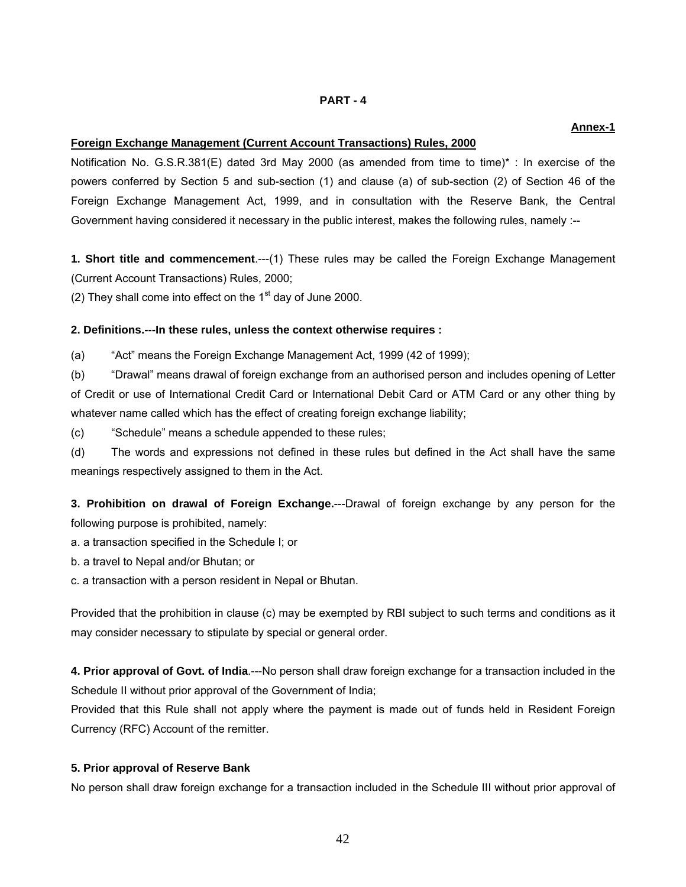**PART - 4**

**Annex-1**

**Foreign Exchange Management (Current Account Transactions) Rules, 2000**

Notification No. G.S.R.381(E) dated 3rd May 2000 (as amended from time to time)* : In exercise of the powers conferred by Section 5 and sub-section (1) and clause (a) of sub-section (2) of Section 46 of the Foreign Exchange Management Act, 1999, and in consultation with the Reserve Bank, the Central Government having considered it necessary in the public interest, makes the following rules, namely :--

**1. Short title and commencement**.---(1) These rules may be called the Foreign Exchange Management (Current Account Transactions) Rules, 2000;

(2) They shall come into effect on the 1st day of June 2000.

**2. Definitions.---In these rules, unless the context otherwise requires :**

(a) "Act" means the Foreign Exchange Management Act, 1999 (42 of 1999);

(b) "Drawal" means drawal of foreign exchange from an authorised person and includes opening of Letter of Credit or use of International Credit Card or International Debit Card or ATM Card or any other thing by whatever name called which has the effect of creating foreign exchange liability;

(c) "Schedule" means a schedule appended to these rules;

(d) The words and expressions not defined in these rules but defined in the Act shall have the same meanings respectively assigned to them in the Act.

**3. Prohibition on drawal of Foreign Exchange.**---Drawal of foreign exchange by any person for the following purpose is prohibited, namely:

a. a transaction specified in the Schedule I; or

b. a travel to Nepal and/or Bhutan; or

c. a transaction with a person resident in Nepal or Bhutan.

Provided that the prohibition in clause (c) may be exempted by RBI subject to such terms and conditions as it may consider necessary to stipulate by special or general order.

**4. Prior approval of Govt. of India**.---No person shall draw foreign exchange for a transaction included in the Schedule II without prior approval of the Government of India;

Provided that this Rule shall not apply where the payment is made out of funds held in Resident Foreign Currency (RFC) Account of the remitter.

**5. Prior approval of Reserve Bank**

No person shall draw foreign exchange for a transaction included in the Schedule III without prior approval of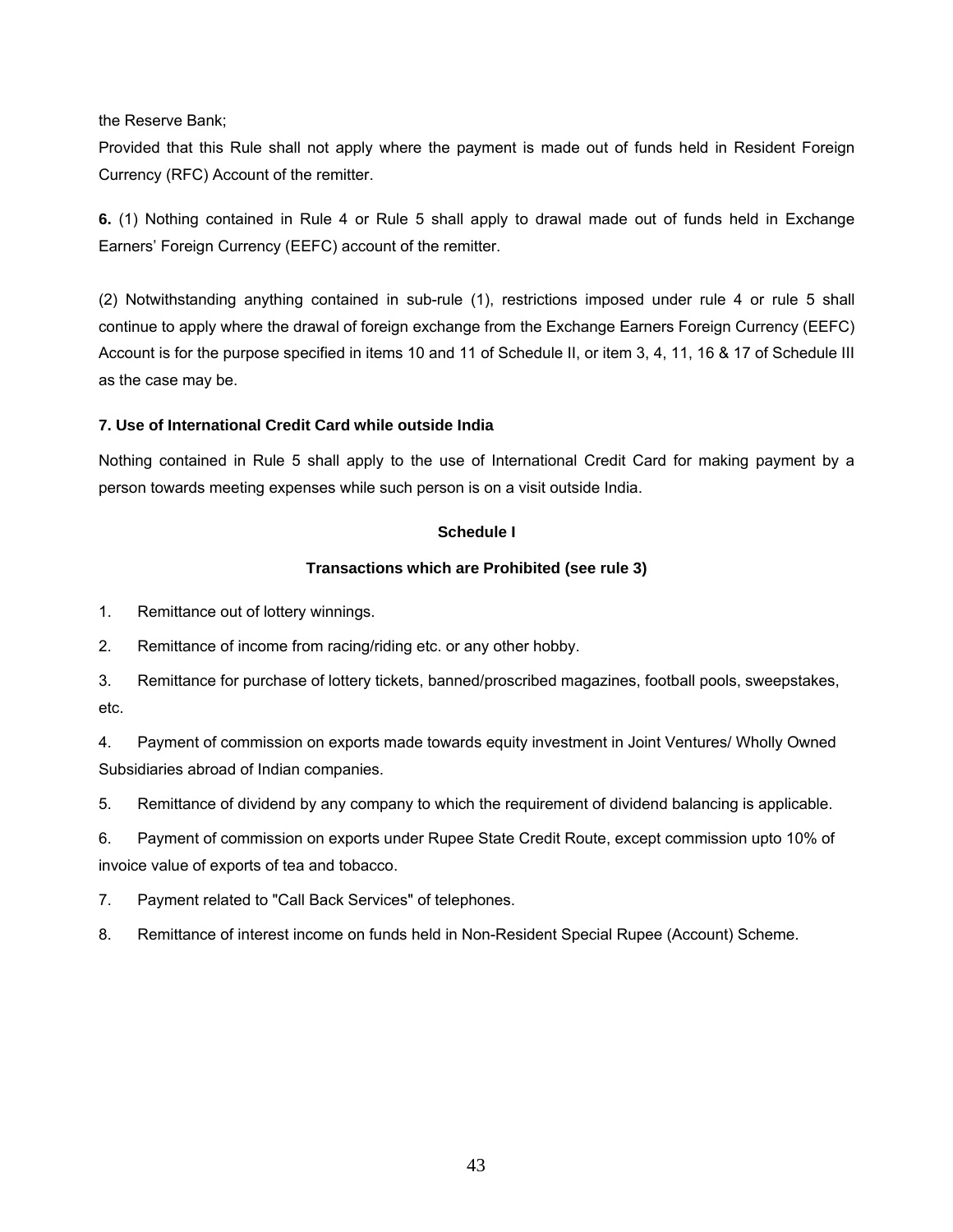the Reserve Bank;

Provided that this Rule shall not apply where the payment is made out of funds held in Resident Foreign Currency (RFC) Account of the remitter.

**6.** (1) Nothing contained in Rule 4 or Rule 5 shall apply to drawal made out of funds held in Exchange Earners' Foreign Currency (EEFC) account of the remitter.

(2) Notwithstanding anything contained in sub-rule (1), restrictions imposed under rule 4 or rule 5 shall continue to apply where the drawal of foreign exchange from the Exchange Earners Foreign Currency (EEFC) Account is for the purpose specified in items 10 and 11 of Schedule II, or item 3, 4, 11, 16 & 17 of Schedule III as the case may be.

**7. Use of International Credit Card while outside India**

Nothing contained in Rule 5 shall apply to the use of International Credit Card for making payment by a person towards meeting expenses while such person is on a visit outside India.

**Schedule I**

**Transactions which are Prohibited (see rule 3)**

1. Remittance out of lottery winnings.
2. Remittance of income from racing/riding etc. or any other hobby.
3. Remittance for purchase of lottery tickets, banned/proscribed magazines, football pools, sweepstakes, etc.
4. Payment of commission on exports made towards equity investment in Joint Ventures/ Wholly Owned Subsidiaries abroad of Indian companies.
5. Remittance of dividend by any company to which the requirement of dividend balancing is applicable.
6. Payment of commission on exports under Rupee State Credit Route, except commission upto 10% of invoice value of exports of tea and tobacco.
7. Payment related to "Call Back Services" of telephones.
8. Remittance of interest income on funds held in Non-Resident Special Rupee (Account) Scheme.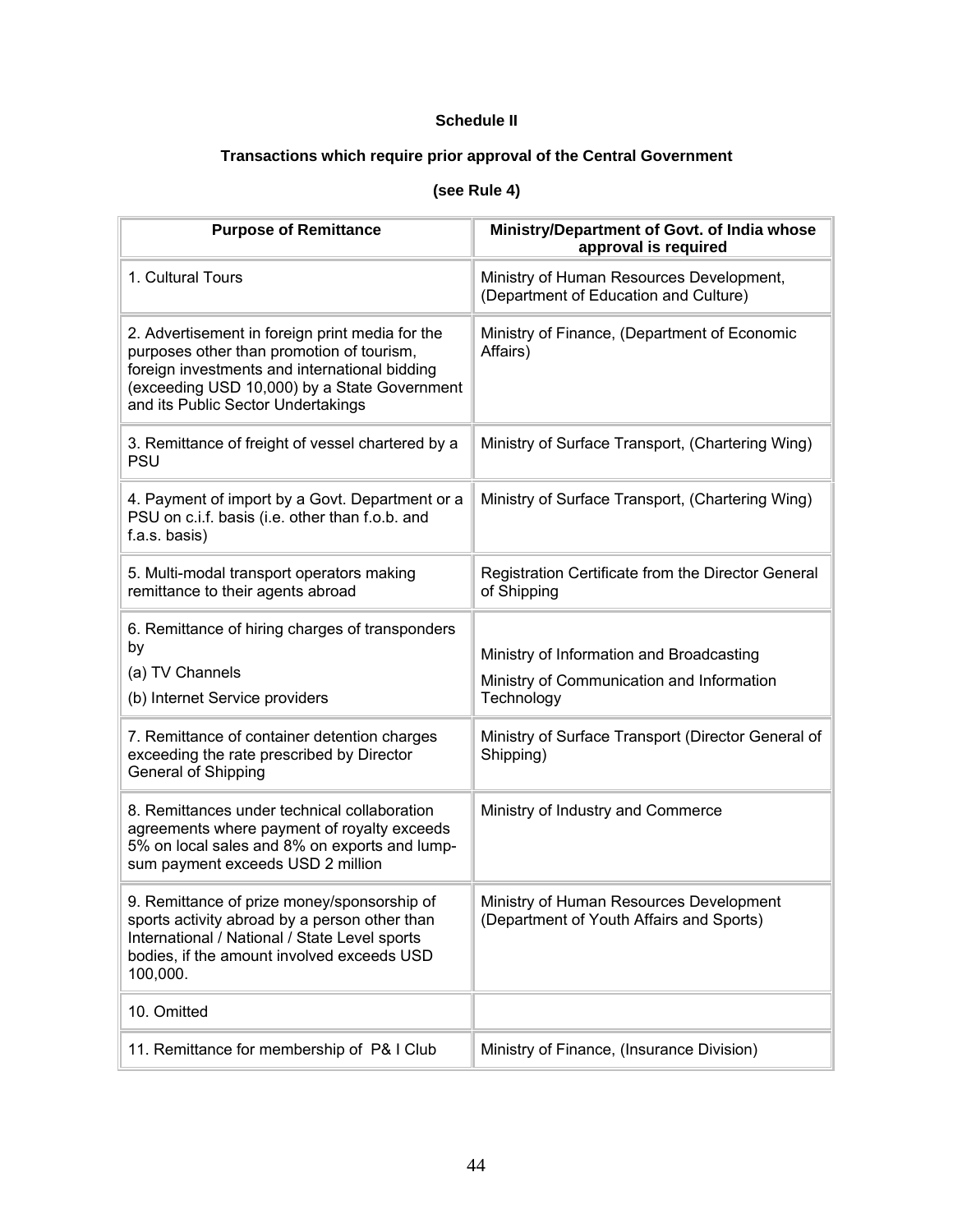**Schedule II**

**Transactions which require prior approval of the Central Government**

**(see Rule 4)**

| Purpose of Remittance | Ministry/Department of Govt. of India whose approval is required |
|---|---|
| 1. Cultural Tours | Ministry of Human Resources Development, (Department of Education and Culture) |
| 2. Advertisement in foreign print media for the purposes other than promotion of tourism, foreign investments and international bidding (exceeding USD 10,000) by a State Government and its Public Sector Undertakings | Ministry of Finance, (Department of Economic Affairs) |
| 3. Remittance of freight of vessel chartered by a PSU | Ministry of Surface Transport, (Chartering Wing) |
| 4. Payment of import by a Govt. Department or a PSU on c.i.f. basis (i.e. other than f.o.b. and f.a.s. basis) | Ministry of Surface Transport, (Chartering Wing) |
| 5. Multi-modal transport operators making remittance to their agents abroad | Registration Certificate from the Director General of Shipping |
| 6. Remittance of hiring charges of transponders by<br>(a) TV Channels<br>(b) Internet Service providers | Ministry of Information and Broadcasting<br>Ministry of Communication and Information Technology |
| 7. Remittance of container detention charges exceeding the rate prescribed by Director General of Shipping | Ministry of Surface Transport (Director General of Shipping) |
| 8. Remittances under technical collaboration agreements where payment of royalty exceeds 5% on local sales and 8% on exports and lump-sum payment exceeds USD 2 million | Ministry of Industry and Commerce |
| 9. Remittance of prize money/sponsorship of sports activity abroad by a person other than International / National / State Level sports bodies, if the amount involved exceeds USD 100,000. | Ministry of Human Resources Development (Department of Youth Affairs and Sports) |
| 10. Omitted | |
| 11. Remittance for membership of P& I Club | Ministry of Finance, (Insurance Division) |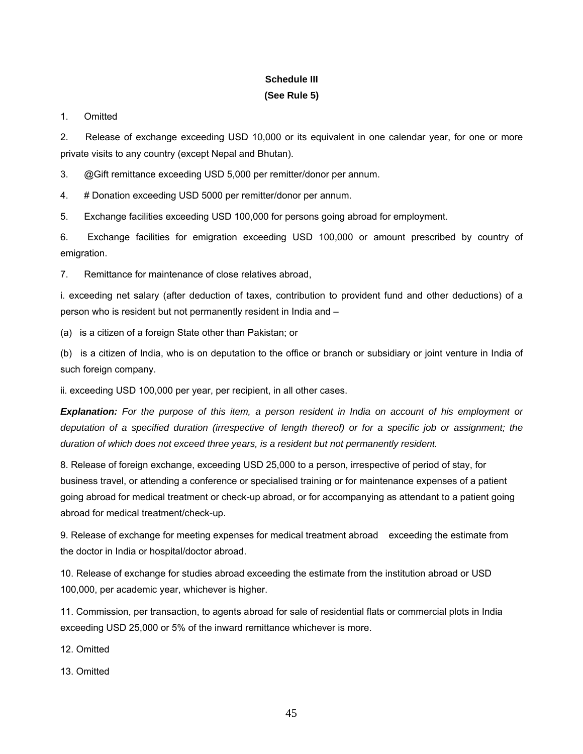## Schedule III
### (See Rule 5)

1. Omitted

2. Release of exchange exceeding USD 10,000 or its equivalent in one calendar year, for one or more private visits to any country (except Nepal and Bhutan).

3. @Gift remittance exceeding USD 5,000 per remitter/donor per annum.

4. # Donation exceeding USD 5000 per remitter/donor per annum.

5. Exchange facilities exceeding USD 100,000 for persons going abroad for employment.

6. Exchange facilities for emigration exceeding USD 100,000 or amount prescribed by country of emigration.

7. Remittance for maintenance of close relatives abroad,

i. exceeding net salary (after deduction of taxes, contribution to provident fund and other deductions) of a person who is resident but not permanently resident in India and –

(a) is a citizen of a foreign State other than Pakistan; or

(b) is a citizen of India, who is on deputation to the office or branch or subsidiary or joint venture in India of such foreign company.

ii. exceeding USD 100,000 per year, per recipient, in all other cases.

***Explanation:*** *For the purpose of this item, a person resident in India on account of his employment or deputation of a specified duration (irrespective of length thereof) or for a specific job or assignment; the duration of which does not exceed three years, is a resident but not permanently resident.*

8. Release of foreign exchange, exceeding USD 25,000 to a person, irrespective of period of stay, for business travel, or attending a conference or specialised training or for maintenance expenses of a patient going abroad for medical treatment or check-up abroad, or for accompanying as attendant to a patient going abroad for medical treatment/check-up.

9. Release of exchange for meeting expenses for medical treatment abroad exceeding the estimate from the doctor in India or hospital/doctor abroad.

10. Release of exchange for studies abroad exceeding the estimate from the institution abroad or USD 100,000, per academic year, whichever is higher.

11. Commission, per transaction, to agents abroad for sale of residential flats or commercial plots in India exceeding USD 25,000 or 5% of the inward remittance whichever is more.

12. Omitted

13. Omitted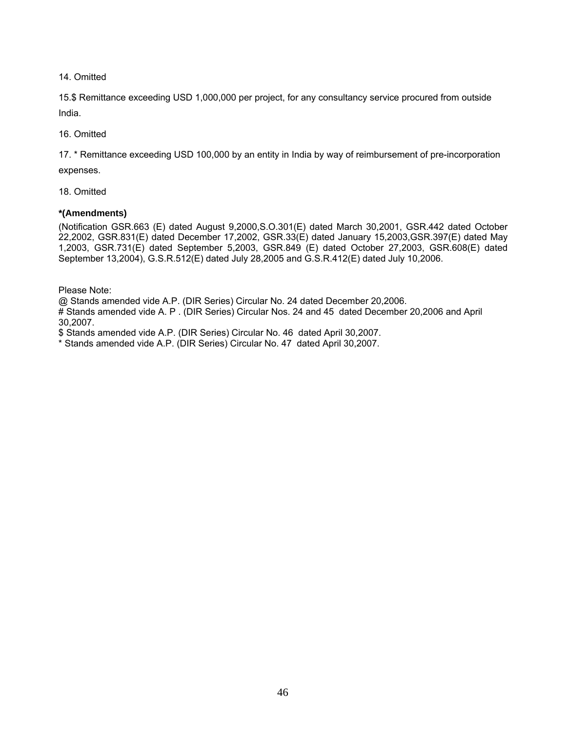14. Omitted

15.$ Remittance exceeding USD 1,000,000 per project, for any consultancy service procured from outside India.

16. Omitted

17. * Remittance exceeding USD 100,000 by an entity in India by way of reimbursement of pre-incorporation expenses.

18. Omitted

**\*(Amendments)**

(Notification GSR.663 (E) dated August 9,2000,S.O.301(E) dated March 30,2001, GSR.442 dated October 22,2002, GSR.831(E) dated December 17,2002, GSR.33(E) dated January 15,2003,GSR.397(E) dated May 1,2003, GSR.731(E) dated September 5,2003, GSR.849 (E) dated October 27,2003, GSR.608(E) dated September 13,2004), G.S.R.512(E) dated July 28,2005 and G.S.R.412(E) dated July 10,2006.

Please Note:

@ Stands amended vide A.P. (DIR Series) Circular No. 24 dated December 20,2006.

\# Stands amended vide A. P . (DIR Series) Circular Nos. 24 and 45 dated December 20,2006 and April 30,2007.

$ Stands amended vide A.P. (DIR Series) Circular No. 46 dated April 30,2007.

\* Stands amended vide A.P. (DIR Series) Circular No. 47 dated April 30,2007.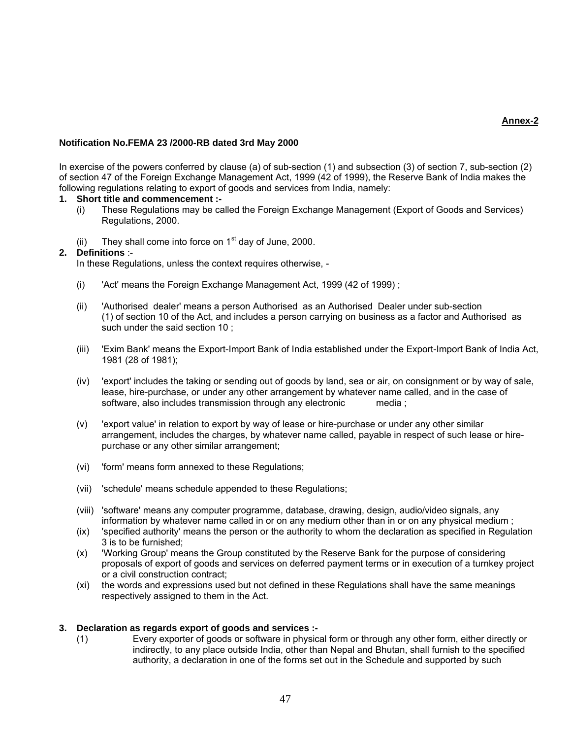**Annex-2**

**Notification No.FEMA 23 /2000-RB dated 3rd May 2000**

In exercise of the powers conferred by clause (a) of sub-section (1) and subsection (3) of section 7, sub-section (2) of section 47 of the Foreign Exchange Management Act, 1999 (42 of 1999), the Reserve Bank of India makes the following regulations relating to export of goods and services from India, namely:

**1. Short title and commencement :-**

(i) These Regulations may be called the Foreign Exchange Management (Export of Goods and Services) Regulations, 2000.

(ii) They shall come into force on 1st day of June, 2000.

**2. Definitions** :-

In these Regulations, unless the context requires otherwise, -

(i) 'Act' means the Foreign Exchange Management Act, 1999 (42 of 1999) ;

(ii) 'Authorised dealer' means a person Authorised as an Authorised Dealer under sub-section (1) of section 10 of the Act, and includes a person carrying on business as a factor and Authorised as such under the said section 10 ;

(iii) 'Exim Bank' means the Export-Import Bank of India established under the Export-Import Bank of India Act, 1981 (28 of 1981);

(iv) 'export' includes the taking or sending out of goods by land, sea or air, on consignment or by way of sale, lease, hire-purchase, or under any other arrangement by whatever name called, and in the case of software, also includes transmission through any electronic media ;

(v) 'export value' in relation to export by way of lease or hire-purchase or under any other similar arrangement, includes the charges, by whatever name called, payable in respect of such lease or hire-purchase or any other similar arrangement;

(vi) 'form' means form annexed to these Regulations;

(vii) 'schedule' means schedule appended to these Regulations;

(viii) 'software' means any computer programme, database, drawing, design, audio/video signals, any information by whatever name called in or on any medium other than in or on any physical medium ;

(ix) 'specified authority' means the person or the authority to whom the declaration as specified in Regulation 3 is to be furnished;

(x) 'Working Group' means the Group constituted by the Reserve Bank for the purpose of considering proposals of export of goods and services on deferred payment terms or in execution of a turnkey project or a civil construction contract;

(xi) the words and expressions used but not defined in these Regulations shall have the same meanings respectively assigned to them in the Act.

**3. Declaration as regards export of goods and services :-**

(1) Every exporter of goods or software in physical form or through any other form, either directly or indirectly, to any place outside India, other than Nepal and Bhutan, shall furnish to the specified authority, a declaration in one of the forms set out in the Schedule and supported by such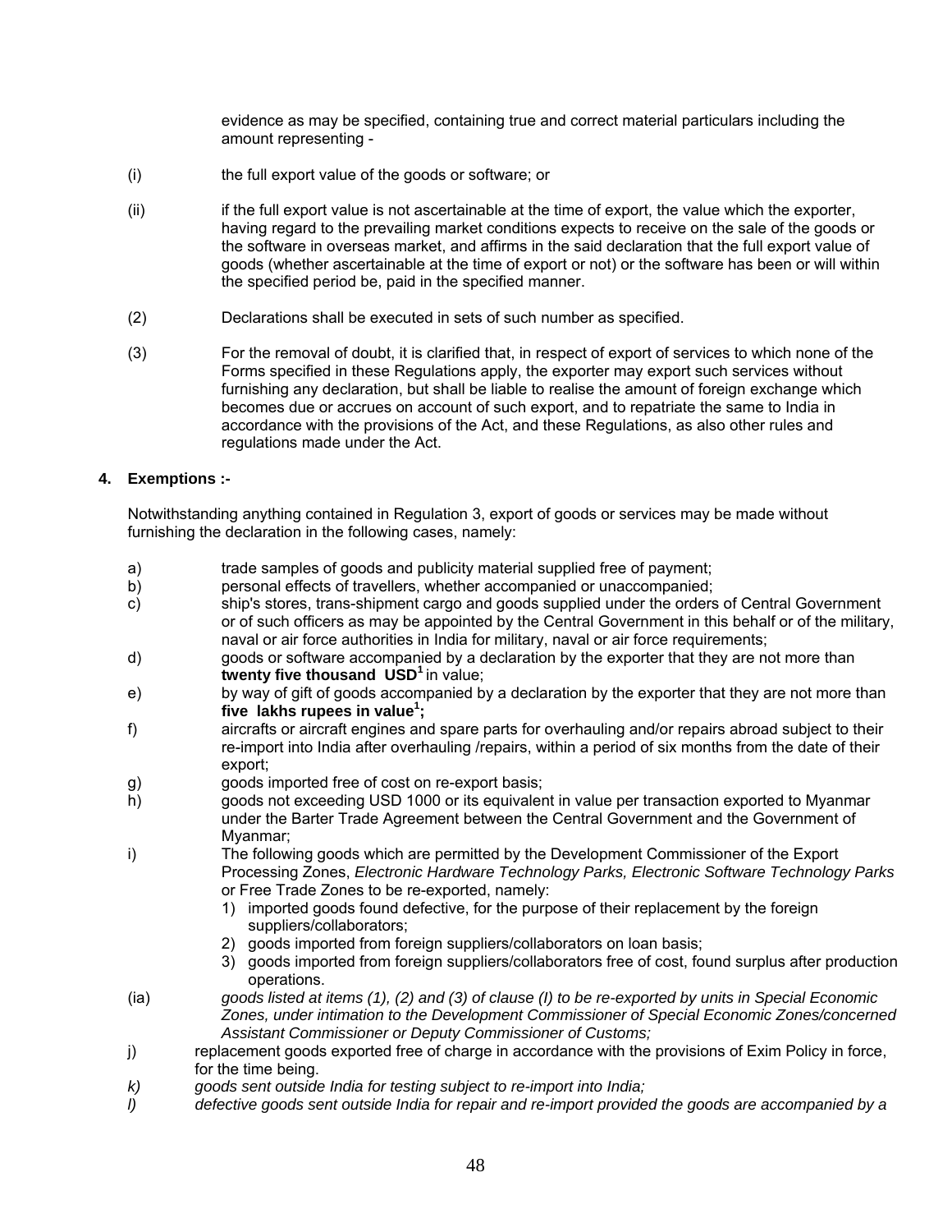evidence as may be specified, containing true and correct material particulars including the amount representing -

(i) the full export value of the goods or software; or

(ii) if the full export value is not ascertainable at the time of export, the value which the exporter, having regard to the prevailing market conditions expects to receive on the sale of the goods or the software in overseas market, and affirms in the said declaration that the full export value of goods (whether ascertainable at the time of export or not) or the software has been or will within the specified period be, paid in the specified manner.

(2) Declarations shall be executed in sets of such number as specified.

(3) For the removal of doubt, it is clarified that, in respect of export of services to which none of the Forms specified in these Regulations apply, the exporter may export such services without furnishing any declaration, but shall be liable to realise the amount of foreign exchange which becomes due or accrues on account of such export, and to repatriate the same to India in accordance with the provisions of the Act, and these Regulations, as also other rules and regulations made under the Act.

**4. Exemptions :-**

Notwithstanding anything contained in Regulation 3, export of goods or services may be made without furnishing the declaration in the following cases, namely:

a) trade samples of goods and publicity material supplied free of payment;

b) personal effects of travellers, whether accompanied or unaccompanied;

c) ship's stores, trans-shipment cargo and goods supplied under the orders of Central Government or of such officers as may be appointed by the Central Government in this behalf or of the military, naval or air force authorities in India for military, naval or air force requirements;

d) goods or software accompanied by a declaration by the exporter that they are not more than **twenty five thousand USD[1]** in value;

e) by way of gift of goods accompanied by a declaration by the exporter that they are not more than **five lakhs rupees in value[1];**

f) aircrafts or aircraft engines and spare parts for overhauling and/or repairs abroad subject to their re-import into India after overhauling /repairs, within a period of six months from the date of their export;

g) goods imported free of cost on re-export basis;

h) goods not exceeding USD 1000 or its equivalent in value per transaction exported to Myanmar under the Barter Trade Agreement between the Central Government and the Government of Myanmar;

i) The following goods which are permitted by the Development Commissioner of the Export Processing Zones, *Electronic Hardware Technology Parks, Electronic Software Technology Parks* or Free Trade Zones to be re-exported, namely:
   1) imported goods found defective, for the purpose of their replacement by the foreign suppliers/collaborators;
   2) goods imported from foreign suppliers/collaborators on loan basis;
   3) goods imported from foreign suppliers/collaborators free of cost, found surplus after production operations.

(ia) *goods listed at items (1), (2) and (3) of clause (I) to be re-exported by units in Special Economic Zones, under intimation to the Development Commissioner of Special Economic Zones/concerned Assistant Commissioner or Deputy Commissioner of Customs;*

j) replacement goods exported free of charge in accordance with the provisions of Exim Policy in force, for the time being.

*k) goods sent outside India for testing subject to re-import into India;*

*l) defective goods sent outside India for repair and re-import provided the goods are accompanied by a*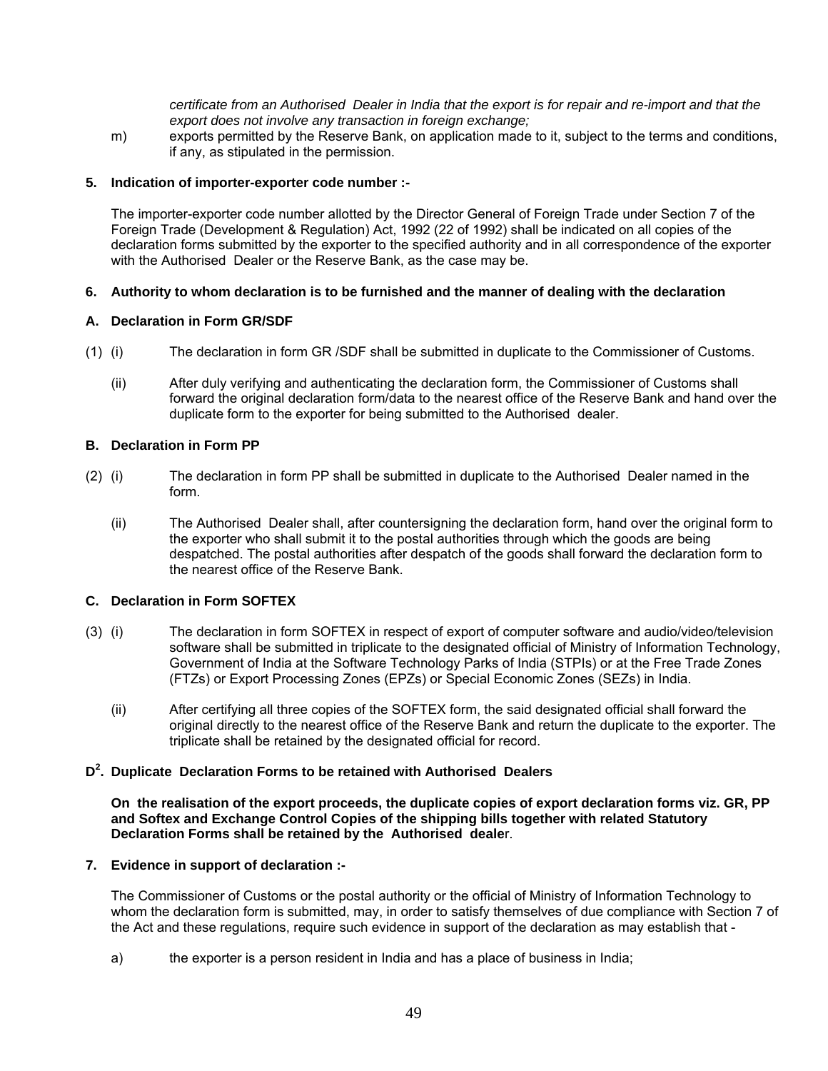*certificate from an Authorised Dealer in India that the export is for repair and re-import and that the export does not involve any transaction in foreign exchange;*

m) exports permitted by the Reserve Bank, on application made to it, subject to the terms and conditions, if any, as stipulated in the permission.

**5. Indication of importer-exporter code number :-**

The importer-exporter code number allotted by the Director General of Foreign Trade under Section 7 of the Foreign Trade (Development & Regulation) Act, 1992 (22 of 1992) shall be indicated on all copies of the declaration forms submitted by the exporter to the specified authority and in all correspondence of the exporter with the Authorised Dealer or the Reserve Bank, as the case may be.

**6. Authority to whom declaration is to be furnished and the manner of dealing with the declaration**

**A. Declaration in Form GR/SDF**

(1) (i) The declaration in form GR /SDF shall be submitted in duplicate to the Commissioner of Customs.

(ii) After duly verifying and authenticating the declaration form, the Commissioner of Customs shall forward the original declaration form/data to the nearest office of the Reserve Bank and hand over the duplicate form to the exporter for being submitted to the Authorised dealer.

**B. Declaration in Form PP**

(2) (i) The declaration in form PP shall be submitted in duplicate to the Authorised Dealer named in the form.

(ii) The Authorised Dealer shall, after countersigning the declaration form, hand over the original form to the exporter who shall submit it to the postal authorities through which the goods are being despatched. The postal authorities after despatch of the goods shall forward the declaration form to the nearest office of the Reserve Bank.

**C. Declaration in Form SOFTEX**

(3) (i) The declaration in form SOFTEX in respect of export of computer software and audio/video/television software shall be submitted in triplicate to the designated official of Ministry of Information Technology, Government of India at the Software Technology Parks of India (STPIs) or at the Free Trade Zones (FTZs) or Export Processing Zones (EPZs) or Special Economic Zones (SEZs) in India.

(ii) After certifying all three copies of the SOFTEX form, the said designated official shall forward the original directly to the nearest office of the Reserve Bank and return the duplicate to the exporter. The triplicate shall be retained by the designated official for record.

**D[2]. Duplicate Declaration Forms to be retained with Authorised Dealers**

**On the realisation of the export proceeds, the duplicate copies of export declaration forms viz. GR, PP and Softex and Exchange Control Copies of the shipping bills together with related Statutory Declaration Forms shall be retained by the Authorised dealer.**

**7. Evidence in support of declaration :-**

The Commissioner of Customs or the postal authority or the official of Ministry of Information Technology to whom the declaration form is submitted, may, in order to satisfy themselves of due compliance with Section 7 of the Act and these regulations, require such evidence in support of the declaration as may establish that -

a) the exporter is a person resident in India and has a place of business in India;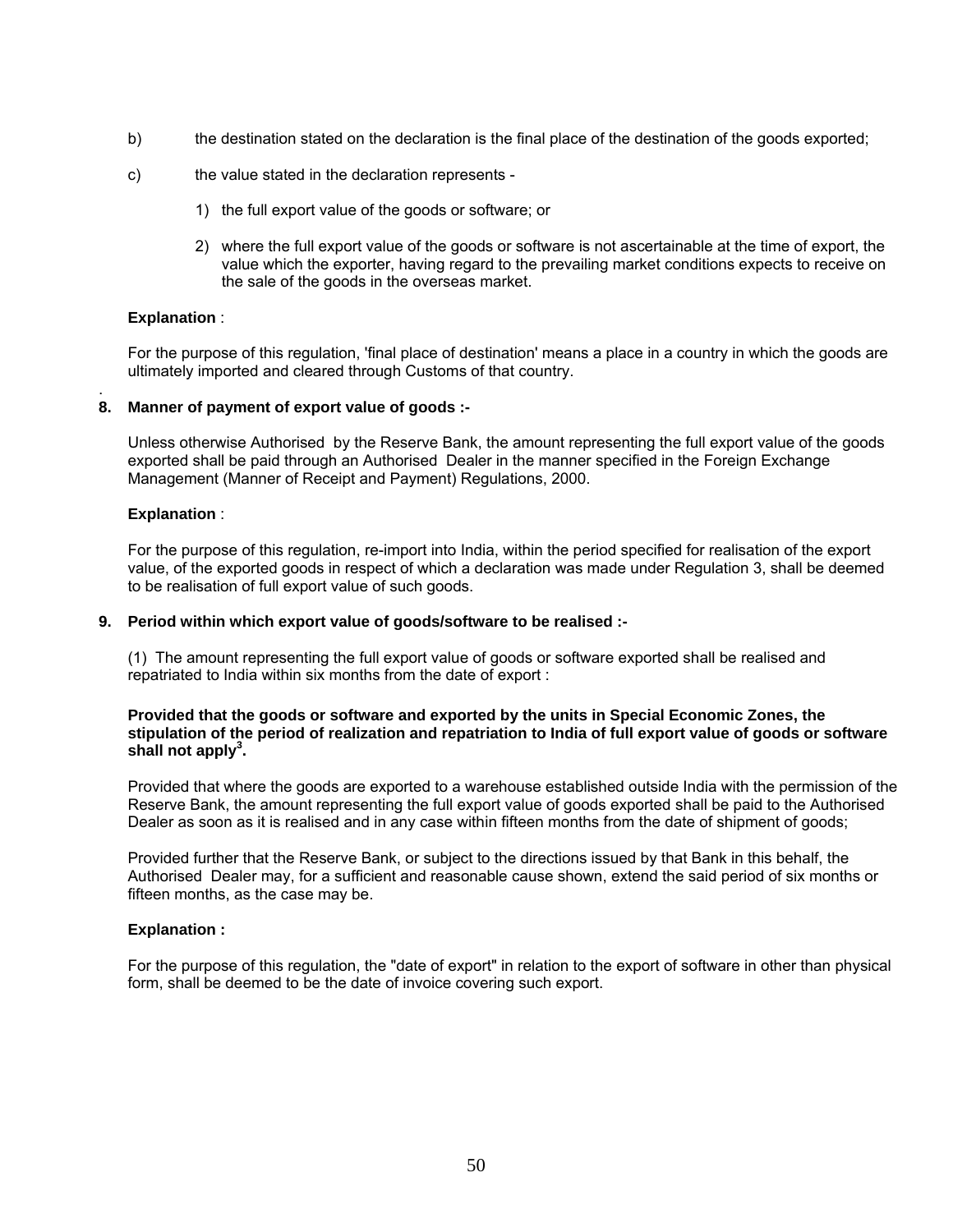b) the destination stated on the declaration is the final place of the destination of the goods exported;

c) the value stated in the declaration represents -

1) the full export value of the goods or software; or

2) where the full export value of the goods or software is not ascertainable at the time of export, the value which the exporter, having regard to the prevailing market conditions expects to receive on the sale of the goods in the overseas market.

**Explanation** :

For the purpose of this regulation, 'final place of destination' means a place in a country in which the goods are ultimately imported and cleared through Customs of that country.

**8. Manner of payment of export value of goods :-**

Unless otherwise Authorised by the Reserve Bank, the amount representing the full export value of the goods exported shall be paid through an Authorised Dealer in the manner specified in the Foreign Exchange Management (Manner of Receipt and Payment) Regulations, 2000.

**Explanation** :

For the purpose of this regulation, re-import into India, within the period specified for realisation of the export value, of the exported goods in respect of which a declaration was made under Regulation 3, shall be deemed to be realisation of full export value of such goods.

**9. Period within which export value of goods/software to be realised :-**

(1) The amount representing the full export value of goods or software exported shall be realised and repatriated to India within six months from the date of export :

**Provided that the goods or software and exported by the units in Special Economic Zones, the stipulation of the period of realization and repatriation to India of full export value of goods or software shall not apply[3].**

Provided that where the goods are exported to a warehouse established outside India with the permission of the Reserve Bank, the amount representing the full export value of goods exported shall be paid to the Authorised Dealer as soon as it is realised and in any case within fifteen months from the date of shipment of goods;

Provided further that the Reserve Bank, or subject to the directions issued by that Bank in this behalf, the Authorised Dealer may, for a sufficient and reasonable cause shown, extend the said period of six months or fifteen months, as the case may be.

**Explanation :**

For the purpose of this regulation, the "date of export" in relation to the export of software in other than physical form, shall be deemed to be the date of invoice covering such export.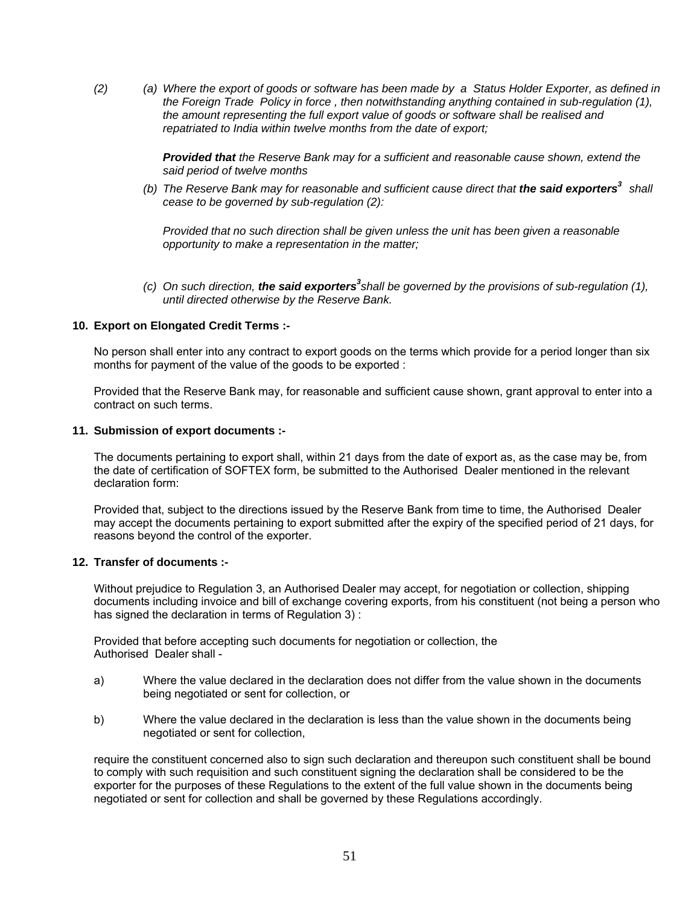(2) *(a) Where the export of goods or software has been made by a Status Holder Exporter, as defined in the Foreign Trade Policy in force , then notwithstanding anything contained in sub-regulation (1), the amount representing the full export value of goods or software shall be realised and repatriated to India within twelve months from the date of export;*

*__Provided that__ the Reserve Bank may for a sufficient and reasonable cause shown, extend the said period of twelve months*

*(b) The Reserve Bank may for reasonable and sufficient cause direct that __the said exporters__[3] shall cease to be governed by sub-regulation (2):*

*Provided that no such direction shall be given unless the unit has been given a reasonable opportunity to make a representation in the matter;*

*(c) On such direction, __the said exporters__[3] shall be governed by the provisions of sub-regulation (1), until directed otherwise by the Reserve Bank.*

**10. Export on Elongated Credit Terms :-**

No person shall enter into any contract to export goods on the terms which provide for a period longer than six months for payment of the value of the goods to be exported :

Provided that the Reserve Bank may, for reasonable and sufficient cause shown, grant approval to enter into a contract on such terms.

**11. Submission of export documents :-**

The documents pertaining to export shall, within 21 days from the date of export as, as the case may be, from the date of certification of SOFTEX form, be submitted to the Authorised Dealer mentioned in the relevant declaration form:

Provided that, subject to the directions issued by the Reserve Bank from time to time, the Authorised Dealer may accept the documents pertaining to export submitted after the expiry of the specified period of 21 days, for reasons beyond the control of the exporter.

**12. Transfer of documents :-**

Without prejudice to Regulation 3, an Authorised Dealer may accept, for negotiation or collection, shipping documents including invoice and bill of exchange covering exports, from his constituent (not being a person who has signed the declaration in terms of Regulation 3) :

Provided that before accepting such documents for negotiation or collection, the Authorised Dealer shall -

a) Where the value declared in the declaration does not differ from the value shown in the documents being negotiated or sent for collection, or

b) Where the value declared in the declaration is less than the value shown in the documents being negotiated or sent for collection,

require the constituent concerned also to sign such declaration and thereupon such constituent shall be bound to comply with such requisition and such constituent signing the declaration shall be considered to be the exporter for the purposes of these Regulations to the extent of the full value shown in the documents being negotiated or sent for collection and shall be governed by these Regulations accordingly.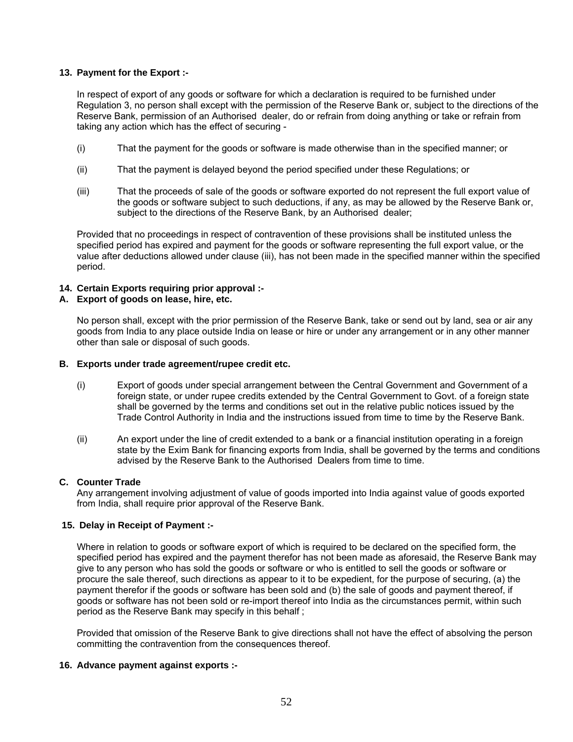### 13. Payment for the Export :-

In respect of export of any goods or software for which a declaration is required to be furnished under Regulation 3, no person shall except with the permission of the Reserve Bank or, subject to the directions of the Reserve Bank, permission of an Authorised dealer, do or refrain from doing anything or take or refrain from taking any action which has the effect of securing -

(i) That the payment for the goods or software is made otherwise than in the specified manner; or

(ii) That the payment is delayed beyond the period specified under these Regulations; or

(iii) That the proceeds of sale of the goods or software exported do not represent the full export value of the goods or software subject to such deductions, if any, as may be allowed by the Reserve Bank or, subject to the directions of the Reserve Bank, by an Authorised dealer;

Provided that no proceedings in respect of contravention of these provisions shall be instituted unless the specified period has expired and payment for the goods or software representing the full export value, or the value after deductions allowed under clause (iii), has not been made in the specified manner within the specified period.

### 14. Certain Exports requiring prior approval :-

#### A. Export of goods on lease, hire, etc.

No person shall, except with the prior permission of the Reserve Bank, take or send out by land, sea or air any goods from India to any place outside India on lease or hire or under any arrangement or in any other manner other than sale or disposal of such goods.

#### B. Exports under trade agreement/rupee credit etc.

(i) Export of goods under special arrangement between the Central Government and Government of a foreign state, or under rupee credits extended by the Central Government to Govt. of a foreign state shall be governed by the terms and conditions set out in the relative public notices issued by the Trade Control Authority in India and the instructions issued from time to time by the Reserve Bank.

(ii) An export under the line of credit extended to a bank or a financial institution operating in a foreign state by the Exim Bank for financing exports from India, shall be governed by the terms and conditions advised by the Reserve Bank to the Authorised Dealers from time to time.

#### C. Counter Trade

Any arrangement involving adjustment of value of goods imported into India against value of goods exported from India, shall require prior approval of the Reserve Bank.

### 15. Delay in Receipt of Payment :-

Where in relation to goods or software export of which is required to be declared on the specified form, the specified period has expired and the payment therefor has not been made as aforesaid, the Reserve Bank may give to any person who has sold the goods or software or who is entitled to sell the goods or software or procure the sale thereof, such directions as appear to it to be expedient, for the purpose of securing, (a) the payment therefor if the goods or software has been sold and (b) the sale of goods and payment thereof, if goods or software has not been sold or re-import thereof into India as the circumstances permit, within such period as the Reserve Bank may specify in this behalf ;

Provided that omission of the Reserve Bank to give directions shall not have the effect of absolving the person committing the contravention from the consequences thereof.

### 16. Advance payment against exports :-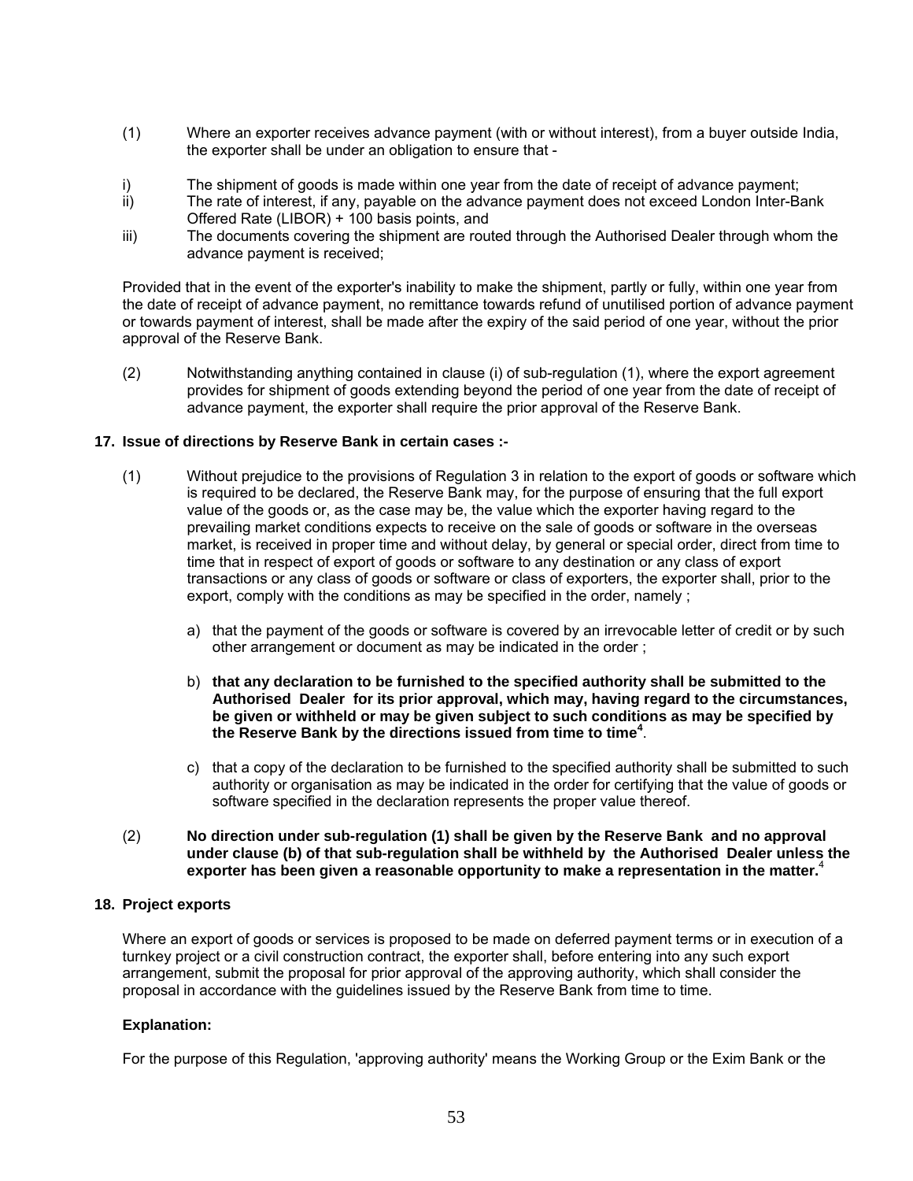(1) Where an exporter receives advance payment (with or without interest), from a buyer outside India, the exporter shall be under an obligation to ensure that -

i) The shipment of goods is made within one year from the date of receipt of advance payment;
ii) The rate of interest, if any, payable on the advance payment does not exceed London Inter-Bank Offered Rate (LIBOR) + 100 basis points, and
iii) The documents covering the shipment are routed through the Authorised Dealer through whom the advance payment is received;

Provided that in the event of the exporter's inability to make the shipment, partly or fully, within one year from the date of receipt of advance payment, no remittance towards refund of unutilised portion of advance payment or towards payment of interest, shall be made after the expiry of the said period of one year, without the prior approval of the Reserve Bank.

(2) Notwithstanding anything contained in clause (i) of sub-regulation (1), where the export agreement provides for shipment of goods extending beyond the period of one year from the date of receipt of advance payment, the exporter shall require the prior approval of the Reserve Bank.

**17. Issue of directions by Reserve Bank in certain cases :-**

(1) Without prejudice to the provisions of Regulation 3 in relation to the export of goods or software which is required to be declared, the Reserve Bank may, for the purpose of ensuring that the full export value of the goods or, as the case may be, the value which the exporter having regard to the prevailing market conditions expects to receive on the sale of goods or software in the overseas market, is received in proper time and without delay, by general or special order, direct from time to time that in respect of export of goods or software to any destination or any class of export transactions or any class of goods or software or class of exporters, the exporter shall, prior to the export, comply with the conditions as may be specified in the order, namely ;

a) that the payment of the goods or software is covered by an irrevocable letter of credit or by such other arrangement or document as may be indicated in the order ;

b) **that any declaration to be furnished to the specified authority shall be submitted to the Authorised Dealer for its prior approval, which may, having regard to the circumstances, be given or withheld or may be given subject to such conditions as may be specified by the Reserve Bank by the directions issued from time to time**[4].

c) that a copy of the declaration to be furnished to the specified authority shall be submitted to such authority or organisation as may be indicated in the order for certifying that the value of goods or software specified in the declaration represents the proper value thereof.

(2) **No direction under sub-regulation (1) shall be given by the Reserve Bank and no approval under clause (b) of that sub-regulation shall be withheld by the Authorised Dealer unless the exporter has been given a reasonable opportunity to make a representation in the matter.**[4]

**18. Project exports**

Where an export of goods or services is proposed to be made on deferred payment terms or in execution of a turnkey project or a civil construction contract, the exporter shall, before entering into any such export arrangement, submit the proposal for prior approval of the approving authority, which shall consider the proposal in accordance with the guidelines issued by the Reserve Bank from time to time.

**Explanation:**

For the purpose of this Regulation, 'approving authority' means the Working Group or the Exim Bank or the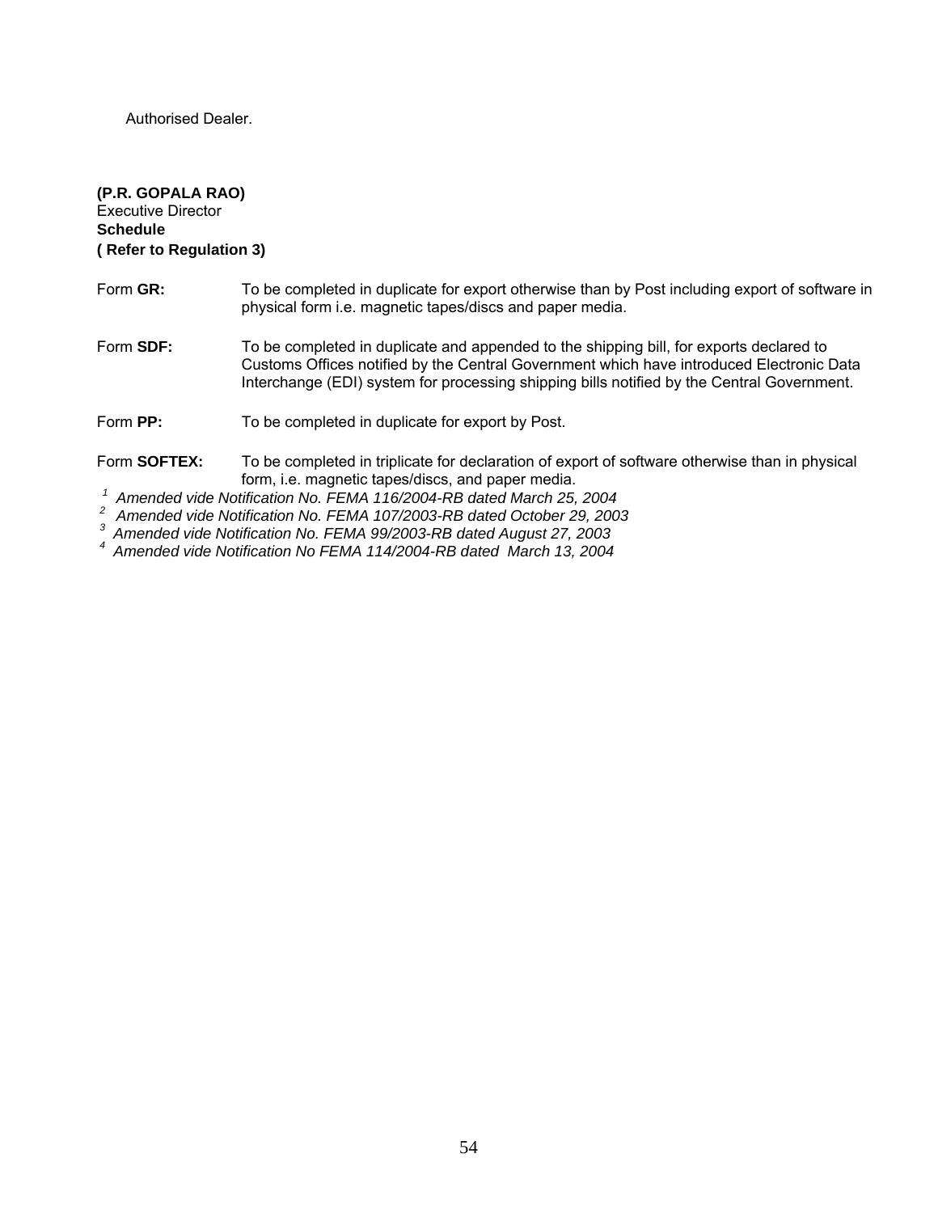Authorised Dealer.

**(P.R. GOPALA RAO)**
Executive Director

**Schedule**
**( Refer to Regulation 3)**

Form **GR:** To be completed in duplicate for export otherwise than by Post including export of software in physical form i.e. magnetic tapes/discs and paper media.

Form **SDF:** To be completed in duplicate and appended to the shipping bill, for exports declared to Customs Offices notified by the Central Government which have introduced Electronic Data Interchange (EDI) system for processing shipping bills notified by the Central Government.

Form **PP:** To be completed in duplicate for export by Post.

Form **SOFTEX:** To be completed in triplicate for declaration of export of software otherwise than in physical form, i.e. magnetic tapes/discs, and paper media.

[1] *Amended vide Notification No. FEMA 116/2004-RB dated March 25, 2004*
[2] *Amended vide Notification No. FEMA 107/2003-RB dated October 29, 2003*
[3] *Amended vide Notification No. FEMA 99/2003-RB dated August 27, 2003*
[4] *Amended vide Notification No FEMA 114/2004-RB dated March 13, 2004*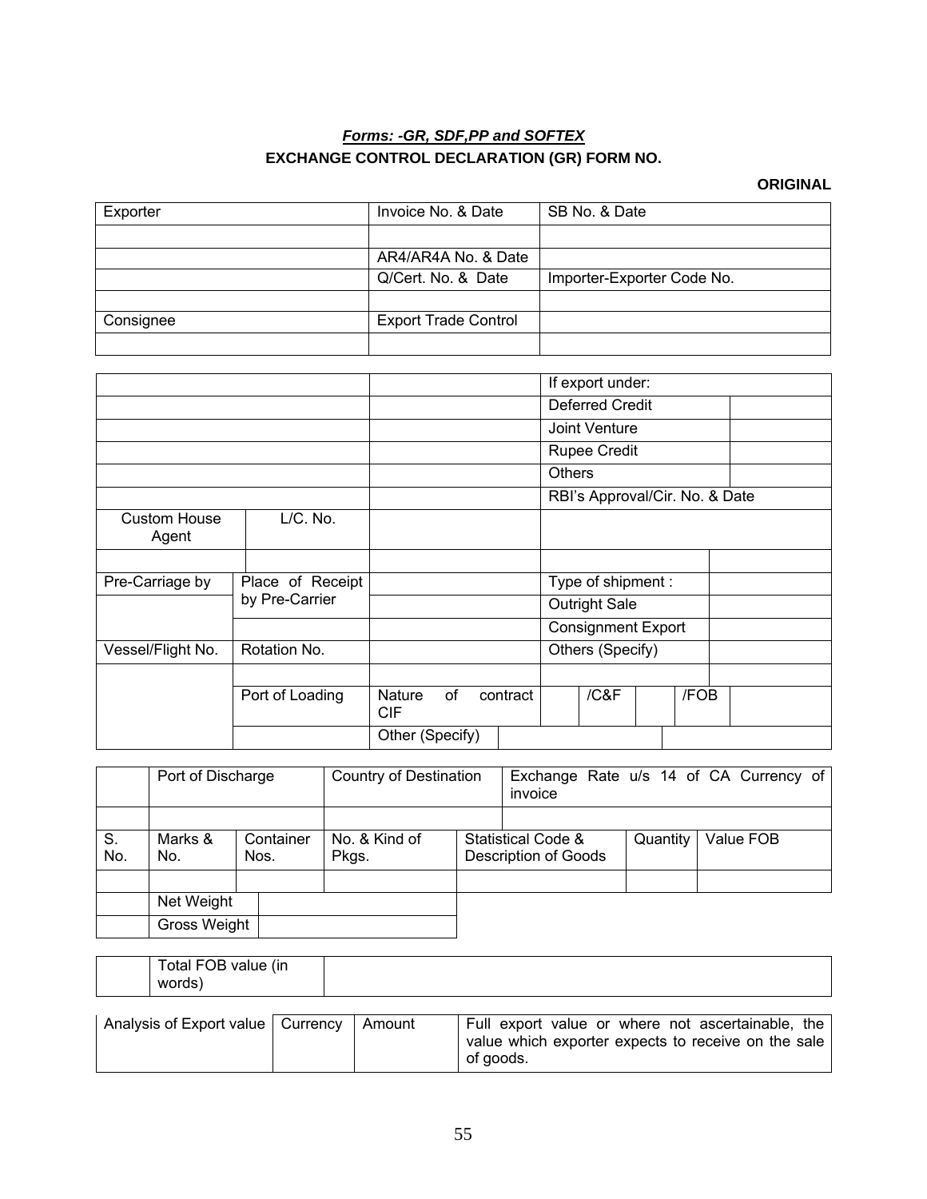***Forms: -GR, SDF,PP and SOFTEX***

**EXCHANGE CONTROL DECLARATION (GR) FORM NO.**

**ORIGINAL**

| Exporter | Invoice No. & Date | SB No. & Date |
|---|---|---|
| | | |
| | AR4/AR4A No. & Date | |
| | Q/Cert. No. & Date | Importer-Exporter Code No. |
| | | |
| Consignee | Export Trade Control | |
| | | |

| | | | | If export under: | |
|---|---|---|---|---|---|
| | | | | Deferred Credit | |
| | | | | Joint Venture | |
| | | | | Rupee Credit | |
| | | | | Others | |
| | | | | RBI's Approval/Cir. No. & Date | |
| Custom House Agent | L/C. No. | | | | |
| | | | | | |
| Pre-Carriage by | Place of Receipt by Pre-Carrier | | | Type of shipment : | |
| | | | | Outright Sale | |
| | | | | Consignment Export | |
| Vessel/Flight No. | Rotation No. | | | Others (Specify) | |
| | | | | | |
| | Port of Loading | Nature of contract CIF | | /C&F | /FOB |
| | | Other (Specify) | | | |

| | Port of Discharge | | Country of Destination | Exchange Rate u/s 14 of CA Currency of invoice | | |
|---|---|---|---|---|---|---|
| | | | | | | |
| S. No. | Marks & No. | Container Nos. | No. & Kind of Pkgs. | Statistical Code & Description of Goods | Quantity | Value FOB |
| | | | | | | |
| | Net Weight | | | | | |
| | Gross Weight | | | | | |

| | Total FOB value (in words) | |
|---|---|---|

| Analysis of Export value | Currency | Amount | Full export value or where not ascertainable, the value which exporter expects to receive on the sale of goods. |
|---|---|---|---|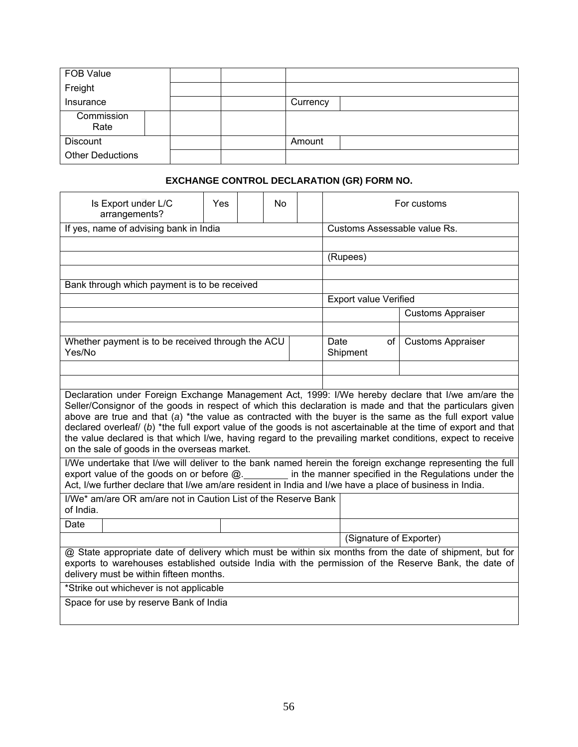| FOB Value | | | | | |
|---|---|---|---|---|---|
| Freight | | | | | |
| Insurance | | | | Currency | |
| Commission Rate | | | | | |
| Discount | | | | Amount | |
| Other Deductions | | | | | |

**EXCHANGE CONTROL DECLARATION (GR) FORM NO.**

| Is Export under L/C arrangements? | Yes | | No | | For customs | |
|---|---|---|---|---|---|---|
| If yes, name of advising bank in India | | | | | Customs Assessable value Rs. | |
| | | | | | | |
| | | | | | (Rupees) | |
| | | | | | | |
| Bank through which payment is to be received | | | | | | |
| | | | | | Export value Verified | |
| | | | | | | Customs Appraiser |
| | | | | | | |
| Whether payment is to be received through the ACU Yes/No | | | | | Date of Shipment | Customs Appraiser |
| | | | | | | |
| | | | | | | |

Declaration under Foreign Exchange Management Act, 1999: I/We hereby declare that I/we am/are the Seller/Consignor of the goods in respect of which this declaration is made and that the particulars given above are true and that (*a*) *the value as contracted with the buyer is the same as the full export value declared overleaf/ (*b*) *the full export value of the goods is not ascertainable at the time of export and that the value declared is that which I/we, having regard to the prevailing market conditions, expect to receive on the sale of goods in the overseas market.

I/We undertake that I/we will deliver to the bank named herein the foreign exchange representing the full export value of the goods on or before @.________ in the manner specified in the Regulations under the Act, I/we further declare that I/we am/are resident in India and I/we have a place of business in India.

| I/We* am/are OR am/are not in Caution List of the Reserve Bank of India. | | | |
|---|---|---|---|
| Date | | | |
| | | | (Signature of Exporter) |

@ State appropriate date of delivery which must be within six months from the date of shipment, but for exports to warehouses established outside India with the permission of the Reserve Bank, the date of delivery must be within fifteen months.

*Strike out whichever is not applicable

Space for use by reserve Bank of India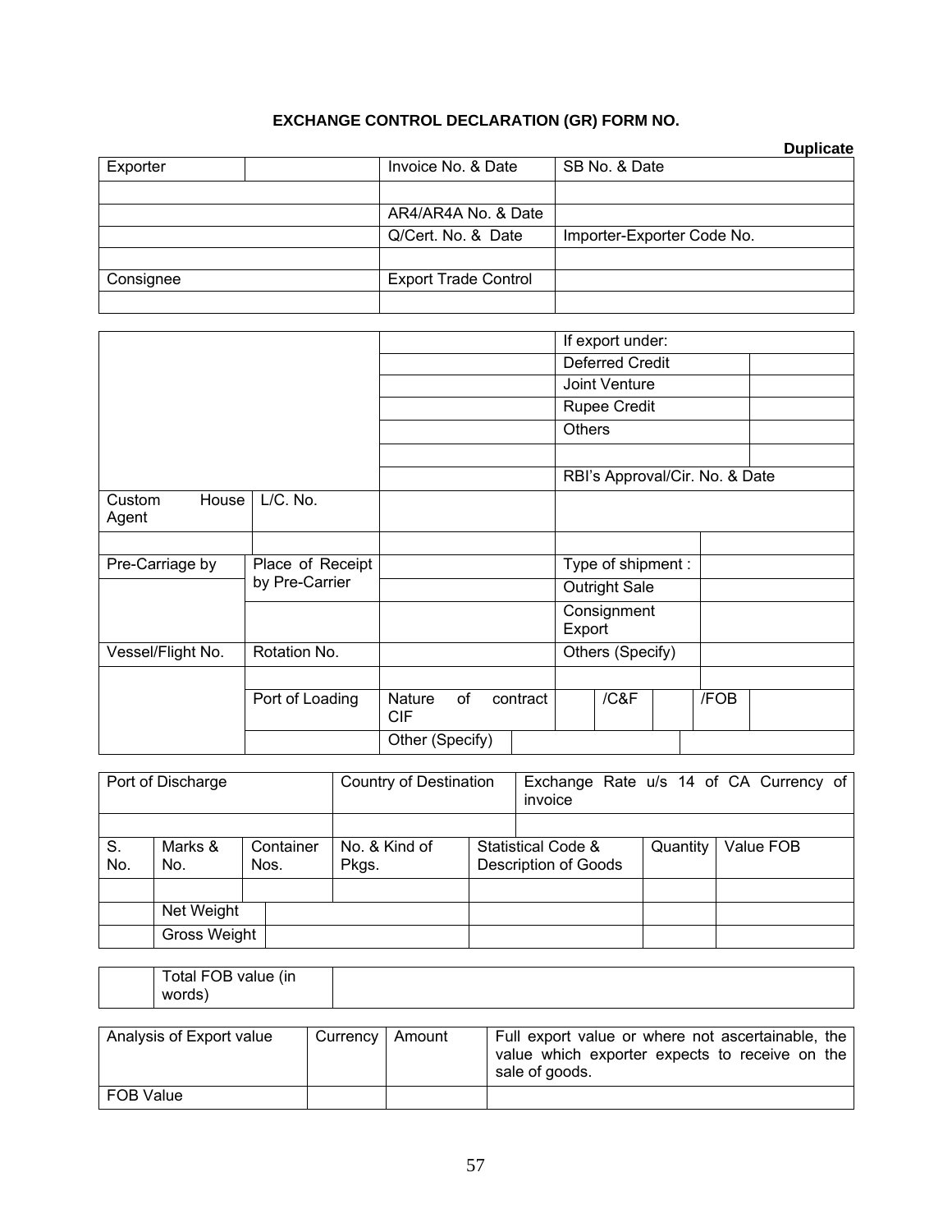**EXCHANGE CONTROL DECLARATION (GR) FORM NO.**

**Duplicate**

| Exporter | | Invoice No. & Date | SB No. & Date |
|---|---|---|---|
| | | | |
| | | AR4/AR4A No. & Date | |
| | | Q/Cert. No. & Date | Importer-Exporter Code No. |
| | | | |
| Consignee | | Export Trade Control | |
| | | | |

| | | | | |
|---|---|---|---|---|
| | | | If export under: | |
| | | | Deferred Credit | |
| | | | Joint Venture | |
| | | | Rupee Credit | |
| | | | Others | |
| | | | | |
| | | | RBI's Approval/Cir. No. & Date | |
| Custom House Agent | L/C. No. | | | |
| | | | | |
| Pre-Carriage by | Place of Receipt by Pre-Carrier | | Type of shipment : | |
| | | | Outright Sale | |
| | | | Consignment Export | |
| Vessel/Flight No. | Rotation No. | | Others (Specify) | |
| | | | | |
| | Port of Loading | Nature of contract CIF | /C&F | /FOB |
| | | Other (Specify) | | |

| Port of Discharge | | | Country of Destination | Exchange Rate u/s 14 of CA Currency of invoice | | |
|---|---|---|---|---|---|---|
| | | | | | | |
| S. No. | Marks & No. | Container Nos. | No. & Kind of Pkgs. | Statistical Code & Description of Goods | Quantity | Value FOB |
| | | | | | | |
| | Net Weight | | | | | |
| | Gross Weight | | | | | |

| | Total FOB value (in words) | |
|---|---|---|

| Analysis of Export value | Currency | Amount | Full export value or where not ascertainable, the value which exporter expects to receive on the sale of goods. |
|---|---|---|---|
| FOB Value | | | |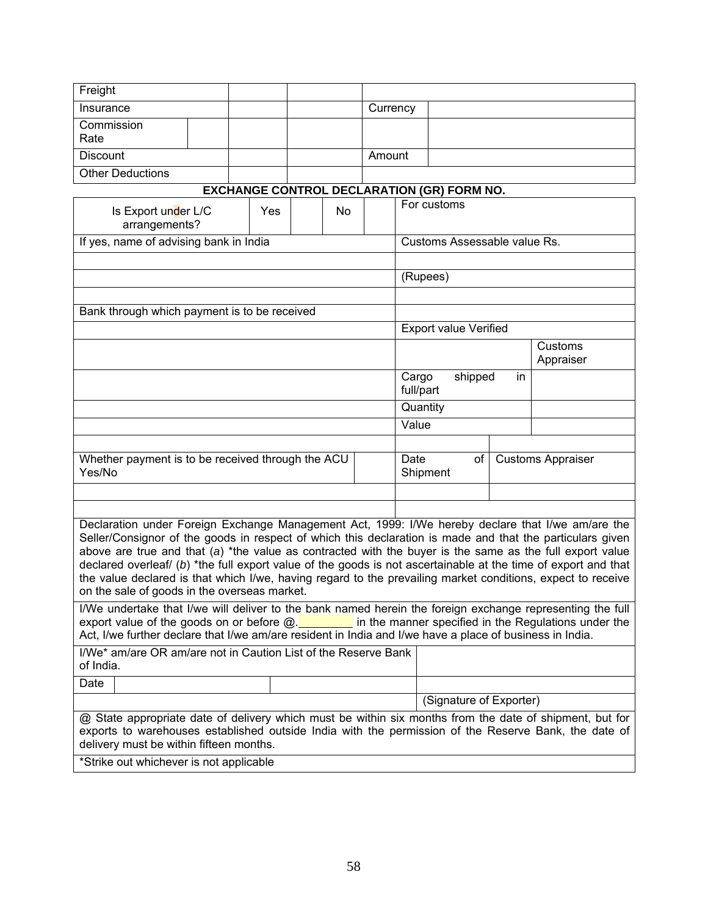| Freight | | | | |
|---|---|---|---|---|
| Insurance | | | Currency | |
| Commission Rate | | | | |
| Discount | | | Amount | |
| Other Deductions | | | | |

**EXCHANGE CONTROL DECLARATION (GR) FORM NO.**

| Is Export under L/C arrangements? | Yes | | No | | For customs | |
|---|---|---|---|---|---|---|
| If yes, name of advising bank in India | | | | | Customs Assessable value Rs. | |
| | | | | | | |
| | | | | | (Rupees) | |
| | | | | | | |
| Bank through which payment is to be received | | | | | | |
| | | | | | Export value Verified | |
| | | | | | | Customs Appraiser |
| | | | | | Cargo shipped in full/part | |
| | | | | | Quantity | |
| | | | | | Value | |
| | | | | | | |
| Whether payment is to be received through the ACU Yes/No | | | | | Date of Shipment | Customs Appraiser |
| | | | | | | |
| | | | | | | |

Declaration under Foreign Exchange Management Act, 1999: I/We hereby declare that I/we am/are the Seller/Consignor of the goods in respect of which this declaration is made and that the particulars given above are true and that (*a*) *the value as contracted with the buyer is the same as the full export value declared overleaf/ (*b*) *the full export value of the goods is not ascertainable at the time of export and that the value declared is that which I/we, having regard to the prevailing market conditions, expect to receive on the sale of goods in the overseas market.

I/We undertake that I/we will deliver to the bank named herein the foreign exchange representing the full export value of the goods on or before @.________ in the manner specified in the Regulations under the Act, I/we further declare that I/we am/are resident in India and I/we have a place of business in India.

| I/We* am/are OR am/are not in Caution List of the Reserve Bank of India. | | |
|---|---|---|
| Date | | |
| | | (Signature of Exporter) |

@ State appropriate date of delivery which must be within six months from the date of shipment, but for exports to warehouses established outside India with the permission of the Reserve Bank, the date of delivery must be within fifteen months.

*Strike out whichever is not applicable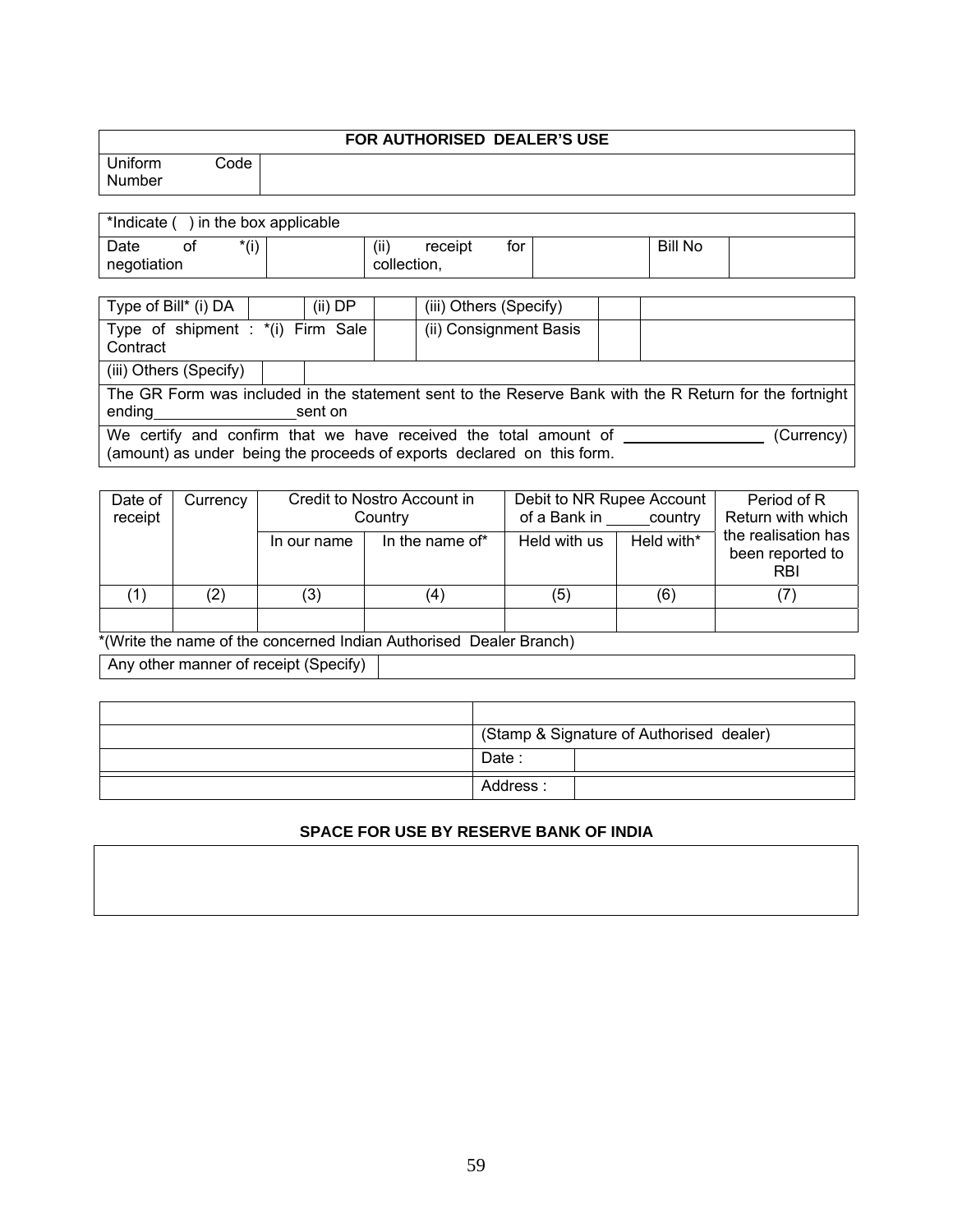| FOR AUTHORISED DEALER'S USE | |
|---|---|
| Uniform Code Number | |

| *Indicate ( ) in the box applicable | | | | | |
|---|---|---|---|---|---|
| Date of *(i) negotiation | | (ii) receipt for collection, | | Bill No | |

| Type of Bill* (i) DA | | (ii) DP | | (iii) Others (Specify) | | |
|---|---|---|---|---|---|---|
| Type of shipment : *(i) Firm Sale Contract | | | | (ii) Consignment Basis | | |
| (iii) Others (Specify) | | | | | | |

The GR Form was included in the statement sent to the Reserve Bank with the R Return for the fortnight ending \_\_\_\_\_\_\_\_\_\_\_\_\_\_\_\_\_ sent on

We certify and confirm that we have received the total amount of \_\_\_\_\_\_\_\_\_\_\_\_\_\_\_\_\_ (Currency) (amount) as under being the proceeds of exports declared on this form.

| Date of receipt | Currency | Credit to Nostro Account in Country | | Debit to NR Rupee Account of a Bank in \_\_\_\_\_ country | | Period of R Return with which the realisation has been reported to RBI |
|---|---|---|---|---|---|---|
| | | In our name | In the name of* | Held with us | Held with* | |
| (1) | (2) | (3) | (4) | (5) | (6) | (7) |
| | | | | | | |

*(Write the name of the concerned Indian Authorised Dealer Branch)

| Any other manner of receipt (Specify) | |
|---|---|

| | | |
|---|---|---|
| | (Stamp & Signature of Authorised dealer) | |
| | Date : | |
| | Address : | |

**SPACE FOR USE BY RESERVE BANK OF INDIA**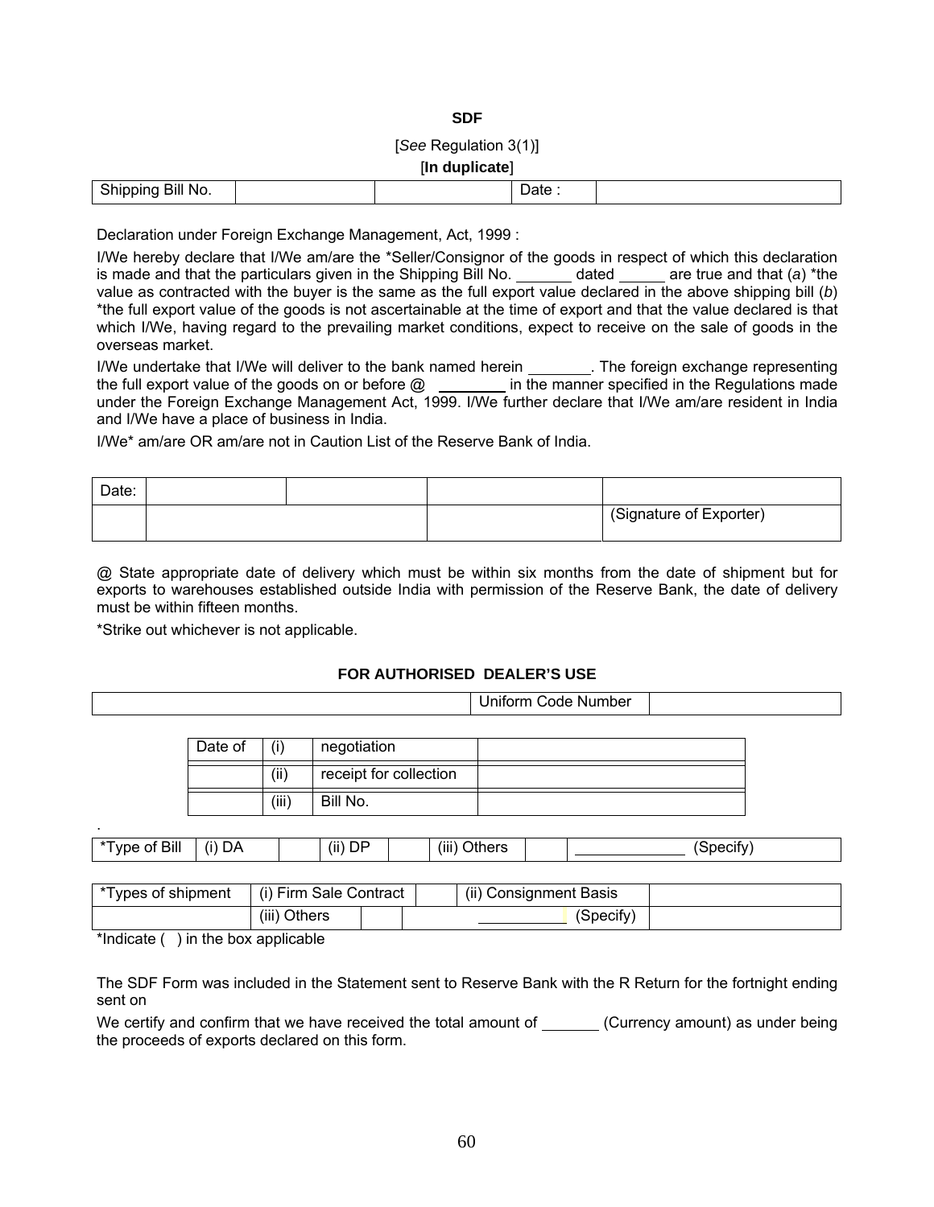**SDF**

[*See* Regulation 3(1)]

[**In duplicate**]

| Shipping Bill No. | | | Date : | |
|---|---|---|---|---|

Declaration under Foreign Exchange Management, Act, 1999 :

I/We hereby declare that I/We am/are the *Seller/Consignor of the goods in respect of which this declaration is made and that the particulars given in the Shipping Bill No. _______ dated ______ are true and that (*a*) *the value as contracted with the buyer is the same as the full export value declared in the above shipping bill (*b*) *the full export value of the goods is not ascertainable at the time of export and that the value declared is that which I/We, having regard to the prevailing market conditions, expect to receive on the sale of goods in the overseas market.

I/We undertake that I/We will deliver to the bank named herein ________. The foreign exchange representing the full export value of the goods on or before @ ________ in the manner specified in the Regulations made under the Foreign Exchange Management Act, 1999. I/We further declare that I/We am/are resident in India and I/We have a place of business in India.

I/We* am/are OR am/are not in Caution List of the Reserve Bank of India.

| Date: | | | | |
|---|---|---|---|---|
| | | | | (Signature of Exporter) |

@ State appropriate date of delivery which must be within six months from the date of shipment but for exports to warehouses established outside India with permission of the Reserve Bank, the date of delivery must be within fifteen months.

*Strike out whichever is not applicable.

**FOR AUTHORISED DEALER'S USE**

| | Uniform Code Number | |
|---|---|---|

| Date of | (i) | negotiation | |
|---|---|---|---|
| | (ii) | receipt for collection | |
| | (iii) | Bill No. | |

| *Type of Bill | (i) DA | | (ii) DP | | (iii) Others | | ____________ (Specify) |
|---|---|---|---|---|---|---|---|

| *Types of shipment | (i) Firm Sale Contract | | | (ii) Consignment Basis | |
|---|---|---|---|---|---|
| | (iii) Others | | | __________ (Specify) | |

*Indicate ( ) in the box applicable

The SDF Form was included in the Statement sent to Reserve Bank with the R Return for the fortnight ending sent on

We certify and confirm that we have received the total amount of _______ (Currency amount) as under being the proceeds of exports declared on this form.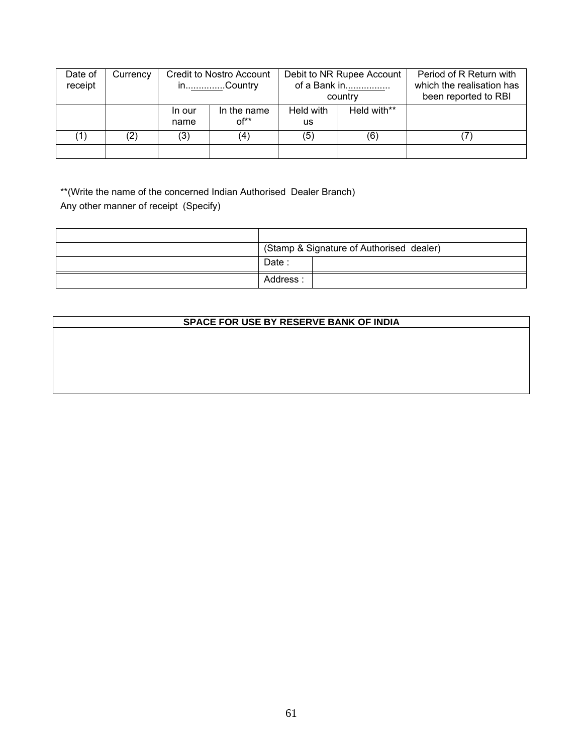| Date of receipt | Currency | Credit to Nostro Account in..............Country | | Debit to NR Rupee Account of a Bank in................. country | | Period of R Return with which the realisation has been reported to RBI |
|---|---|---|---|---|---|---|
| | | In our name | In the name of** | Held with us | Held with** | |
| (1) | (2) | (3) | (4) | (5) | (6) | (7) |
| | | | | | | |

**(Write the name of the concerned Indian Authorised Dealer Branch)

Any other manner of receipt (Specify)

| | | |
|---|---|---|
| | (Stamp & Signature of Authorised dealer) | |
| | Date : | |
| | Address : | |

| SPACE FOR USE BY RESERVE BANK OF INDIA |
|---|
| |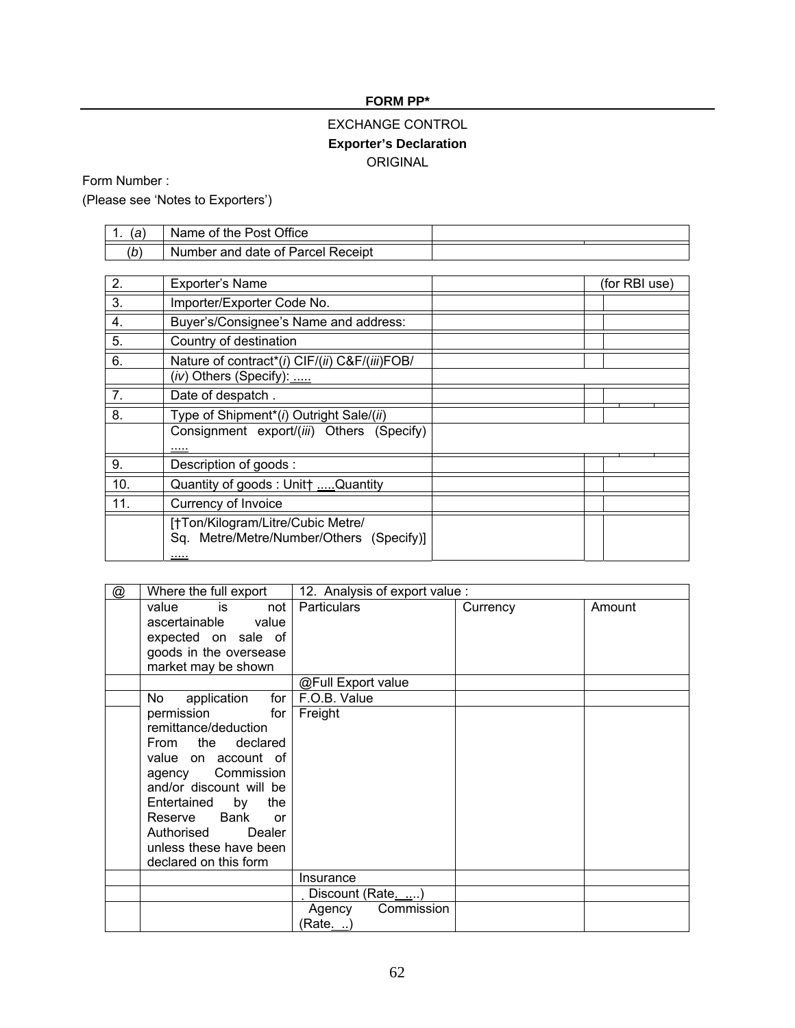**FORM PP***

EXCHANGE CONTROL

**Exporter's Declaration**

ORIGINAL

Form Number :

(Please see 'Notes to Exporters')

| | | | |
|---|---|---|---|
| 1. (*a*) | Name of the Post Office | | |
| (*b*) | Number and date of Parcel Receipt | | |

| | | | | |
|---|---|---|---|---|
| 2. | Exporter's Name | | | (for RBI use) |
| 3. | Importer/Exporter Code No. | | | |
| 4. | Buyer's/Consignee's Name and address: | | | |
| 5. | Country of destination | | | |
| 6. | Nature of contract*(*i*) CIF/(*ii*) C&F/(*iii*)FOB/ | | | |
| | (*iv*) Others (Specify): ..... | | | |
| 7. | Date of despatch . | | | |
| 8. | Type of Shipment*(*i*) Outright Sale/(*ii*) | | | |
| | Consignment export/(*iii*) Others (Specify) ..... | | | |
| 9. | Description of goods : | | | |
| 10. | Quantity of goods : Unit† .....Quantity | | | |
| 11. | Currency of Invoice | | | |
| | [†Ton/Kilogram/Litre/Cubic Metre/ Sq. Metre/Metre/Number/Others (Specify)] ..... | | | |

| @ | Where the full export value is not ascertainable value expected on sale of goods in the oversease market may be shown | 12. Analysis of export value : | | |
|---|---|---|---|---|
| | | Particulars | Currency | Amount |
| | | @Full Export value | | |
| | No application for permission for remittance/deduction From the declared value on account of agency Commission and/or discount will be Entertained by the Reserve Bank or Authorised Dealer unless these have been declared on this form | F.O.B. Value | | |
| | | Freight | | |
| | | Insurance | | |
| | | Discount (Rate. ....) | | |
| | | Agency Commission (Rate. ..) | | |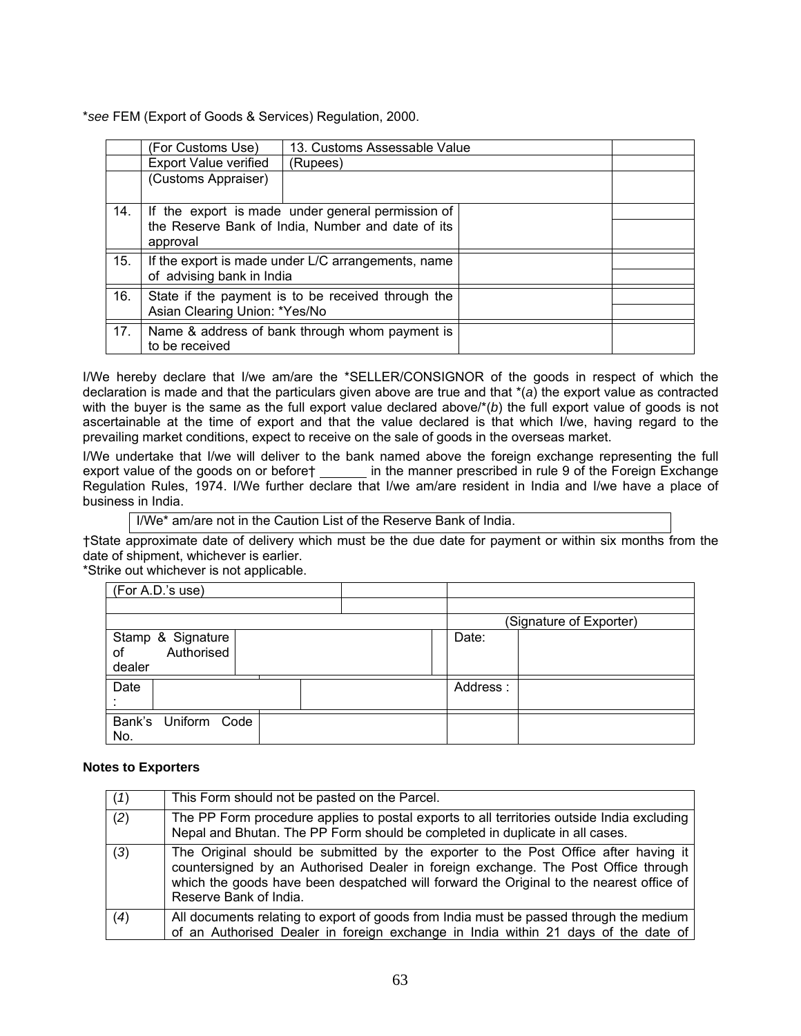*see FEM (Export of Goods & Services) Regulation, 2000.

| | | | |
|---|---|---|---|
| | (For Customs Use) Export Value verified (Customs Appraiser) | 13. Customs Assessable Value (Rupees) | |
| 14. | If the export is made under general permission of the Reserve Bank of India, Number and date of its approval | | |
| 15. | If the export is made under L/C arrangements, name of advising bank in India | | |
| 16. | State if the payment is to be received through the Asian Clearing Union: *Yes/No | | |
| 17. | Name & address of bank through whom payment is to be received | | |

I/We hereby declare that I/we am/are the *SELLER/CONSIGNOR of the goods in respect of which the declaration is made and that the particulars given above are true and that *(*a*) the export value as contracted with the buyer is the same as the full export value declared above/*(*b*) the full export value of goods is not ascertainable at the time of export and that the value declared is that which I/we, having regard to the prevailing market conditions, expect to receive on the sale of goods in the overseas market.

I/We undertake that I/we will deliver to the bank named above the foreign exchange representing the full export value of the goods on or before† _______ in the manner prescribed in rule 9 of the Foreign Exchange Regulation Rules, 1974. I/We further declare that I/we am/are resident in India and I/we have a place of business in India.

I/We* am/are not in the Caution List of the Reserve Bank of India.

†State approximate date of delivery which must be the due date for payment or within six months from the date of shipment, whichever is earlier.

*Strike out whichever is not applicable.

| | | | |
|---|---|---|---|
| (For A.D.'s use) | | | |
| | | (Signature of Exporter) | |
| Stamp & Signature of Authorised dealer | | Date: | |
| Date : | | Address : | |
| Bank's Uniform Code No. | | | |

**Notes to Exporters**

| | |
|---|---|
| (*1*) | This Form should not be pasted on the Parcel. |
| (*2*) | The PP Form procedure applies to postal exports to all territories outside India excluding Nepal and Bhutan. The PP Form should be completed in duplicate in all cases. |
| (*3*) | The Original should be submitted by the exporter to the Post Office after having it countersigned by an Authorised Dealer in foreign exchange. The Post Office through which the goods have been despatched will forward the Original to the nearest office of Reserve Bank of India. |
| (*4*) | All documents relating to export of goods from India must be passed through the medium of an Authorised Dealer in foreign exchange in India within 21 days of the date of |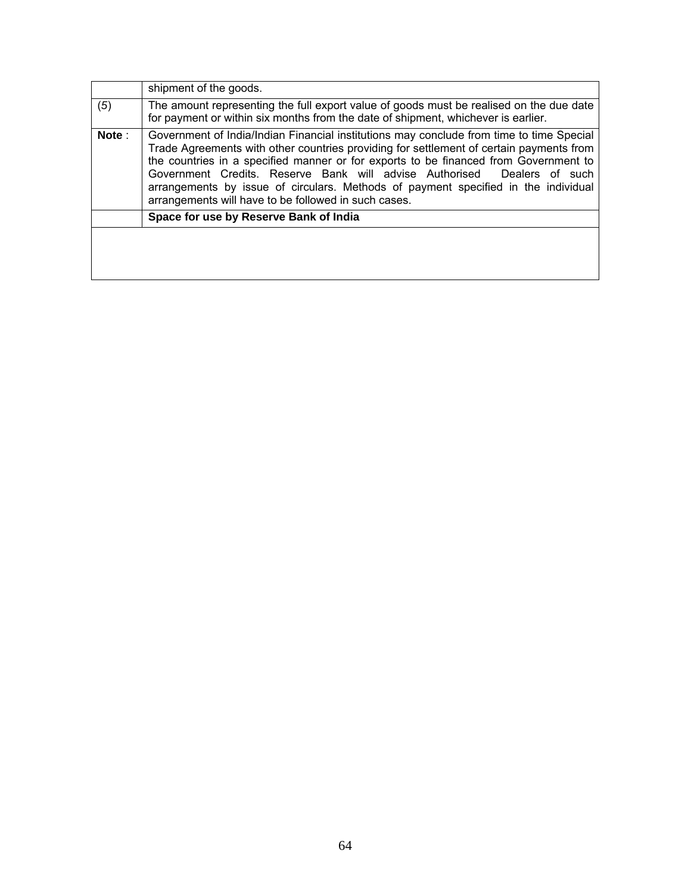| | |
|---|---|
| | shipment of the goods. |
| (*5*) | The amount representing the full export value of goods must be realised on the due date for payment or within six months from the date of shipment, whichever is earlier. |
| **Note** : | Government of India/Indian Financial institutions may conclude from time to time Special Trade Agreements with other countries providing for settlement of certain payments from the countries in a specified manner or for exports to be financed from Government to Government Credits. Reserve Bank will advise Authorised Dealers of such arrangements by issue of circulars. Methods of payment specified in the individual arrangements will have to be followed in such cases. |
| | **Space for use by Reserve Bank of India** |
| | |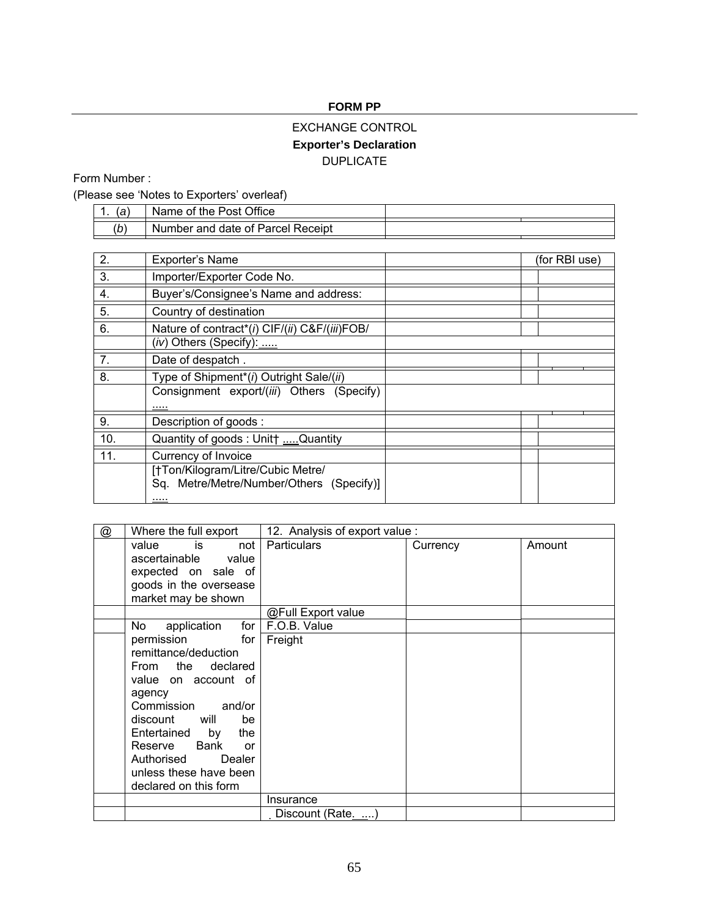**FORM PP**

EXCHANGE CONTROL

**Exporter's Declaration**

DUPLICATE

Form Number :

(Please see 'Notes to Exporters' overleaf)

| | | | |
|---|---|---|---|
| 1. (*a*) | Name of the Post Office | | |
| (*b*) | Number and date of Parcel Receipt | | |

| | | | | |
|---|---|---|---|---|
| 2. | Exporter's Name | | | (for RBI use) |
| 3. | Importer/Exporter Code No. | | | |
| 4. | Buyer's/Consignee's Name and address: | | | |
| 5. | Country of destination | | | |
| 6. | Nature of contract*(*i*) CIF/(*ii*) C&F/(*iii*)FOB/ (*iv*) Others (Specify): ..... | | | |
| 7. | Date of despatch . | | | |
| 8. | Type of Shipment*(*i*) Outright Sale/(*ii*) Consignment export/(*iii*) Others (Specify) ..... | | | |
| 9. | Description of goods : | | | |
| 10. | Quantity of goods : Unit† .....Quantity | | | |
| 11. | Currency of Invoice | | | |
| | [†Ton/Kilogram/Litre/Cubic Metre/ Sq. Metre/Metre/Number/Others (Specify)] ..... | | | |

| @ | Where the full export value is not ascertainable value expected on sale of goods in the oversease market may be shown | 12. Analysis of export value : Particulars | Currency | Amount |
|---|---|---|---|---|
| | | @Full Export value | | |
| | No application for permission for remittance/deduction From the declared value on account of agency Commission and/or discount will be Entertained by the Reserve Bank or Authorised Dealer unless these have been declared on this form | F.O.B. Value | | |
| | | Freight | | |
| | | Insurance | | |
| | | Discount (Rate. ....) | | |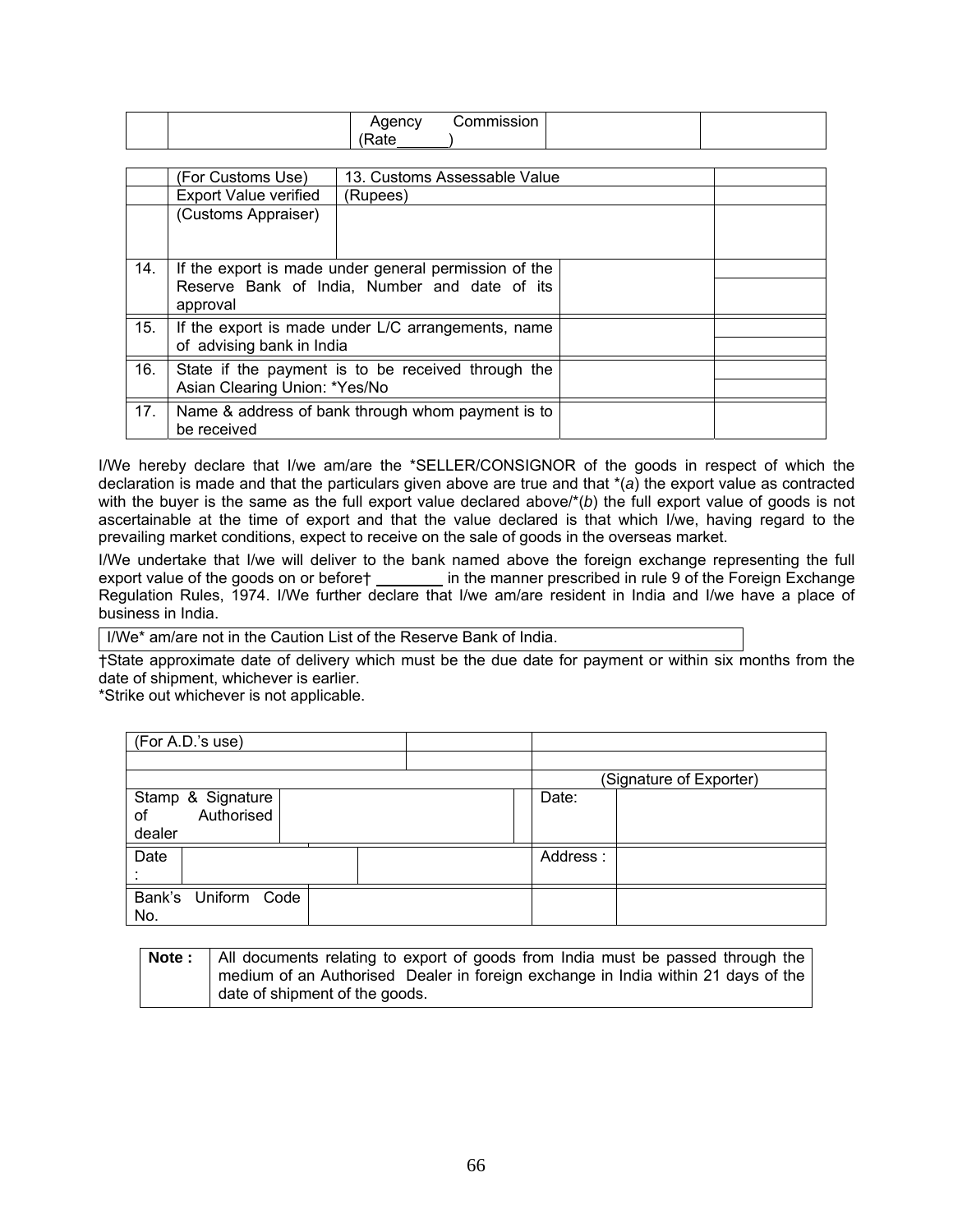| | | Agency Commission (Rate______) | | |
|---|---|---|---|---|

| | (For Customs Use) | 13. Customs Assessable Value | |
|---|---|---|---|
| | Export Value verified | (Rupees) | |
| | (Customs Appraiser) | | |

| | | | |
|---|---|---|---|
| 14. | If the export is made under general permission of the Reserve Bank of India, Number and date of its approval | | |
| 15. | If the export is made under L/C arrangements, name of advising bank in India | | |
| 16. | State if the payment is to be received through the Asian Clearing Union: *Yes/No | | |
| 17. | Name & address of bank through whom payment is to be received | | |

I/We hereby declare that I/we am/are the *SELLER/CONSIGNOR of the goods in respect of which the declaration is made and that the particulars given above are true and that *(*a*) the export value as contracted with the buyer is the same as the full export value declared above/*(*b*) the full export value of goods is not ascertainable at the time of export and that the value declared is that which I/we, having regard to the prevailing market conditions, expect to receive on the sale of goods in the overseas market.

I/We undertake that I/we will deliver to the bank named above the foreign exchange representing the full export value of the goods on or before† ________ in the manner prescribed in rule 9 of the Foreign Exchange Regulation Rules, 1974. I/We further declare that I/we am/are resident in India and I/we have a place of business in India.

I/We* am/are not in the Caution List of the Reserve Bank of India.

†State approximate date of delivery which must be the due date for payment or within six months from the date of shipment, whichever is earlier.

*Strike out whichever is not applicable.

| (For A.D.'s use) | | | |
|---|---|---|---|
| | | | (Signature of Exporter) |
| Stamp & Signature of Authorised dealer | | Date: | |
| Date : | | Address : | |
| Bank's Uniform Code No. | | | |

| | |
|---|---|
| **Note :** | All documents relating to export of goods from India must be passed through the medium of an Authorised Dealer in foreign exchange in India within 21 days of the date of shipment of the goods. |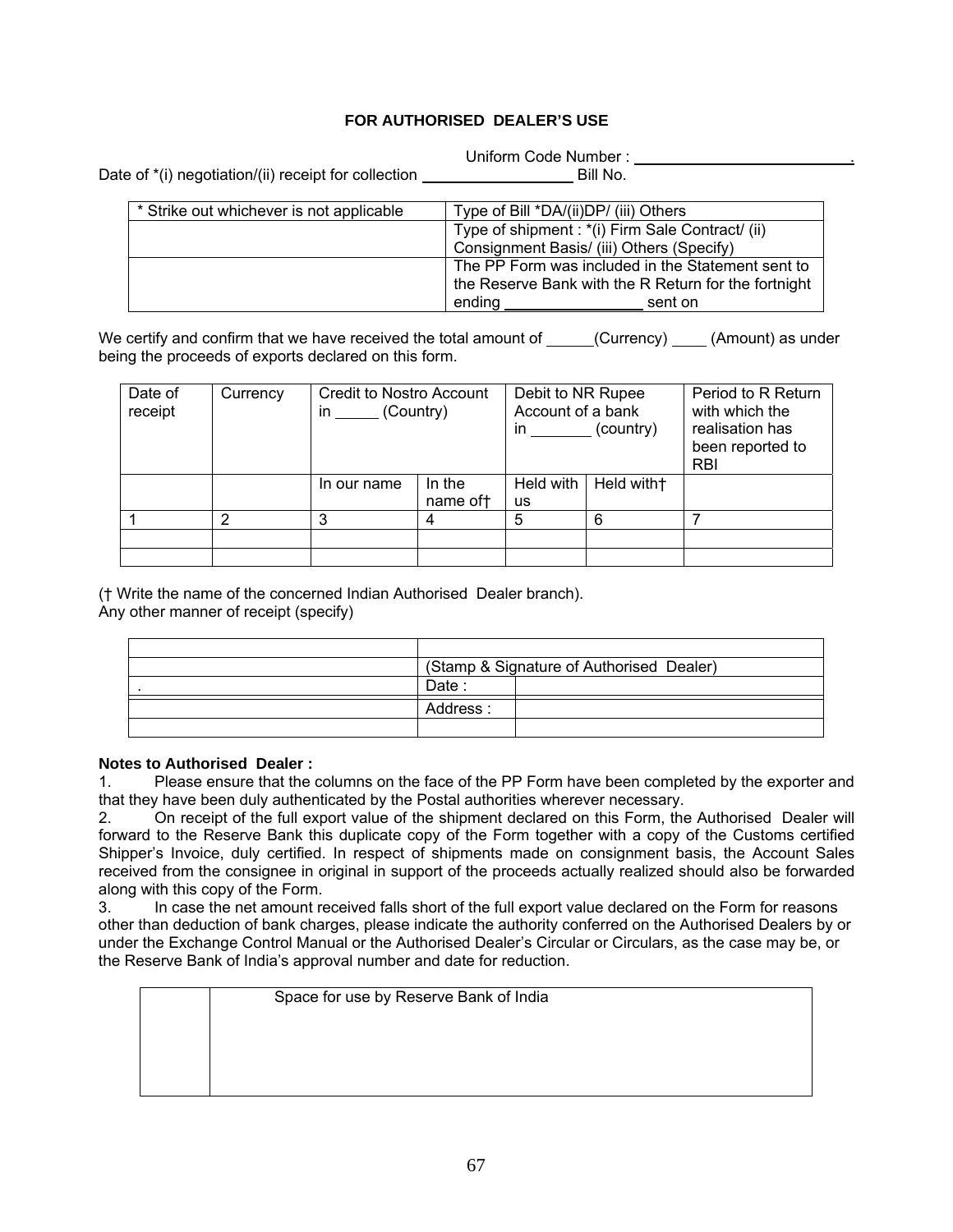**FOR AUTHORISED DEALER'S USE**

Uniform Code Number : \_\_\_\_\_\_\_\_\_\_\_\_\_\_\_\_\_\_\_\_\_\_\_\_\_\_.

Date of *(i) negotiation/(ii) receipt for collection \_\_\_\_\_\_\_\_\_\_\_\_\_\_\_\_\_\_ Bill No.

| * Strike out whichever is not applicable | Type of Bill *DA/(ii)DP/ (iii) Others |
|---|---|
| | Type of shipment : *(i) Firm Sale Contract/ (ii) Consignment Basis/ (iii) Others (Specify) |
| | The PP Form was included in the Statement sent to the Reserve Bank with the R Return for the fortnight ending \_\_\_\_\_\_\_\_\_\_\_\_\_\_\_\_\_ sent on |

We certify and confirm that we have received the total amount of \_\_\_\_\_(Currency) \_\_\_\_ (Amount) as under being the proceeds of exports declared on this form.

| Date of receipt | Currency | Credit to Nostro Account in \_\_\_\_\_ (Country) | | Debit to NR Rupee Account of a bank in \_\_\_\_\_\_\_ (country) | | Period to R Return with which the realisation has been reported to RBI |
|---|---|---|---|---|---|---|
| | | In our name | In the name of† | Held with us | Held with† | |
| 1 | 2 | 3 | 4 | 5 | 6 | 7 |
| | | | | | | |
| | | | | | | |

(† Write the name of the concerned Indian Authorised Dealer branch).
Any other manner of receipt (specify)

| | | |
|---|---|---|
| | (Stamp & Signature of Authorised Dealer) | |
| . | Date : | |
| | Address : | |
| | | |

**Notes to Authorised Dealer :**

1. Please ensure that the columns on the face of the PP Form have been completed by the exporter and that they have been duly authenticated by the Postal authorities wherever necessary.
2. On receipt of the full export value of the shipment declared on this Form, the Authorised Dealer will forward to the Reserve Bank this duplicate copy of the Form together with a copy of the Customs certified Shipper's Invoice, duly certified. In respect of shipments made on consignment basis, the Account Sales received from the consignee in original in support of the proceeds actually realized should also be forwarded along with this copy of the Form.
3. In case the net amount received falls short of the full export value declared on the Form for reasons other than deduction of bank charges, please indicate the authority conferred on the Authorised Dealers by or under the Exchange Control Manual or the Authorised Dealer's Circular or Circulars, as the case may be, or the Reserve Bank of India's approval number and date for reduction.

| | Space for use by Reserve Bank of India |
|---|---|
| | |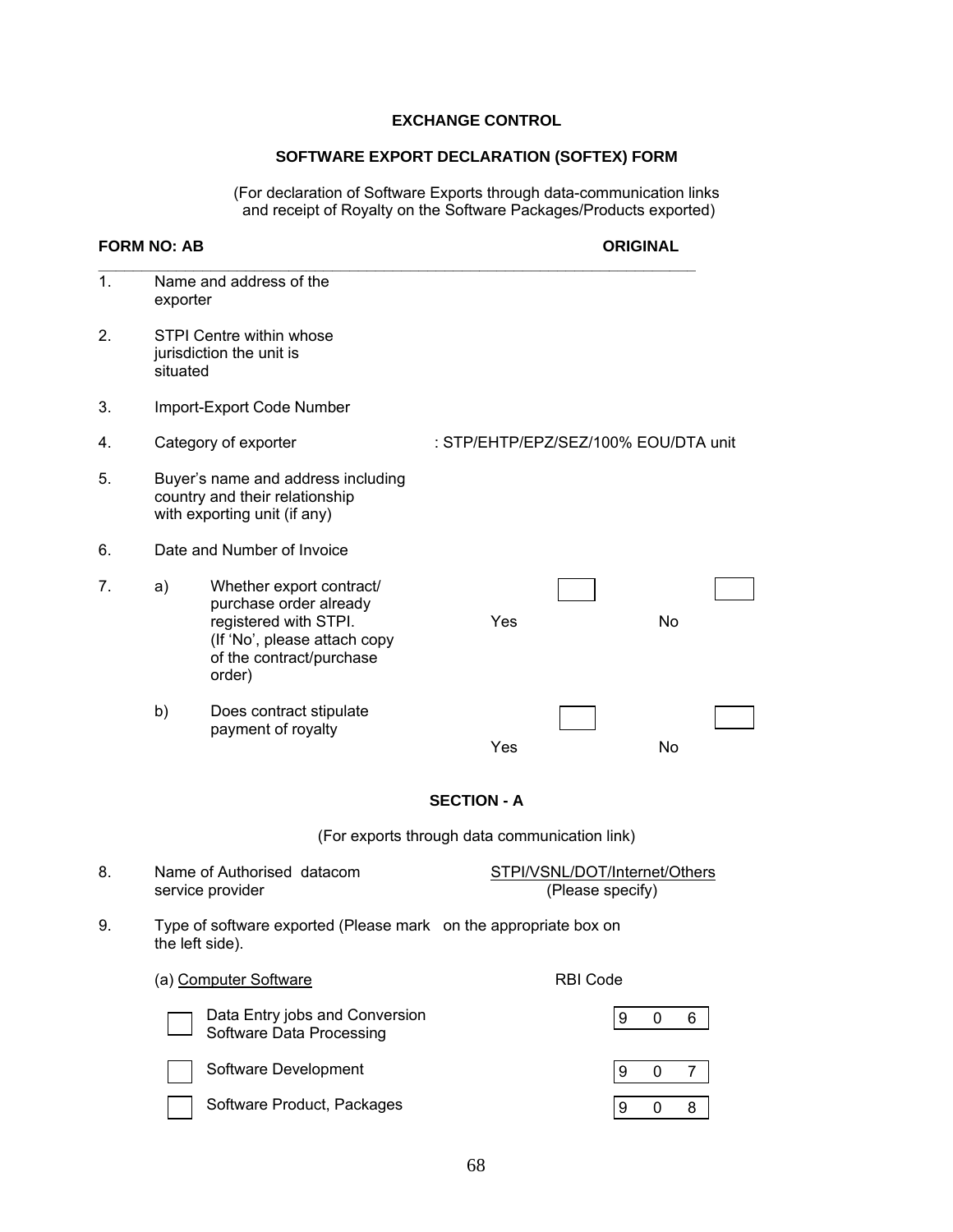**EXCHANGE CONTROL**

**SOFTWARE EXPORT DECLARATION (SOFTEX) FORM**

(For declaration of Software Exports through data-communication links and receipt of Royalty on the Software Packages/Products exported)

**FORM NO: AB** **ORIGINAL**

1. Name and address of the exporter

2. STPI Centre within whose jurisdiction the unit is situated

3. Import-Export Code Number

4. Category of exporter : STP/EHTP/EPZ/SEZ/100% EOU/DTA unit

5. Buyer's name and address including country and their relationship with exporting unit (if any)

6. Date and Number of Invoice

7. a) Whether export contract/ purchase order already registered with STPI. (If 'No', please attach copy of the contract/purchase order) Yes ☐ No ☐

   b) Does contract stipulate payment of royalty Yes ☐ No ☐

**SECTION - A**

(For exports through data communication link)

8. Name of Authorised datacom service provider STPI/VSNL/DOT/Internet/Others (Please specify)

9. Type of software exported (Please mark on the appropriate box on the left side).

(a) Computer Software

| | | RBI Code |
|---|---|---|
| ☐ | Data Entry jobs and Conversion Software Data Processing | 9 0 6 |
| ☐ | Software Development | 9 0 7 |
| ☐ | Software Product, Packages | 9 0 8 |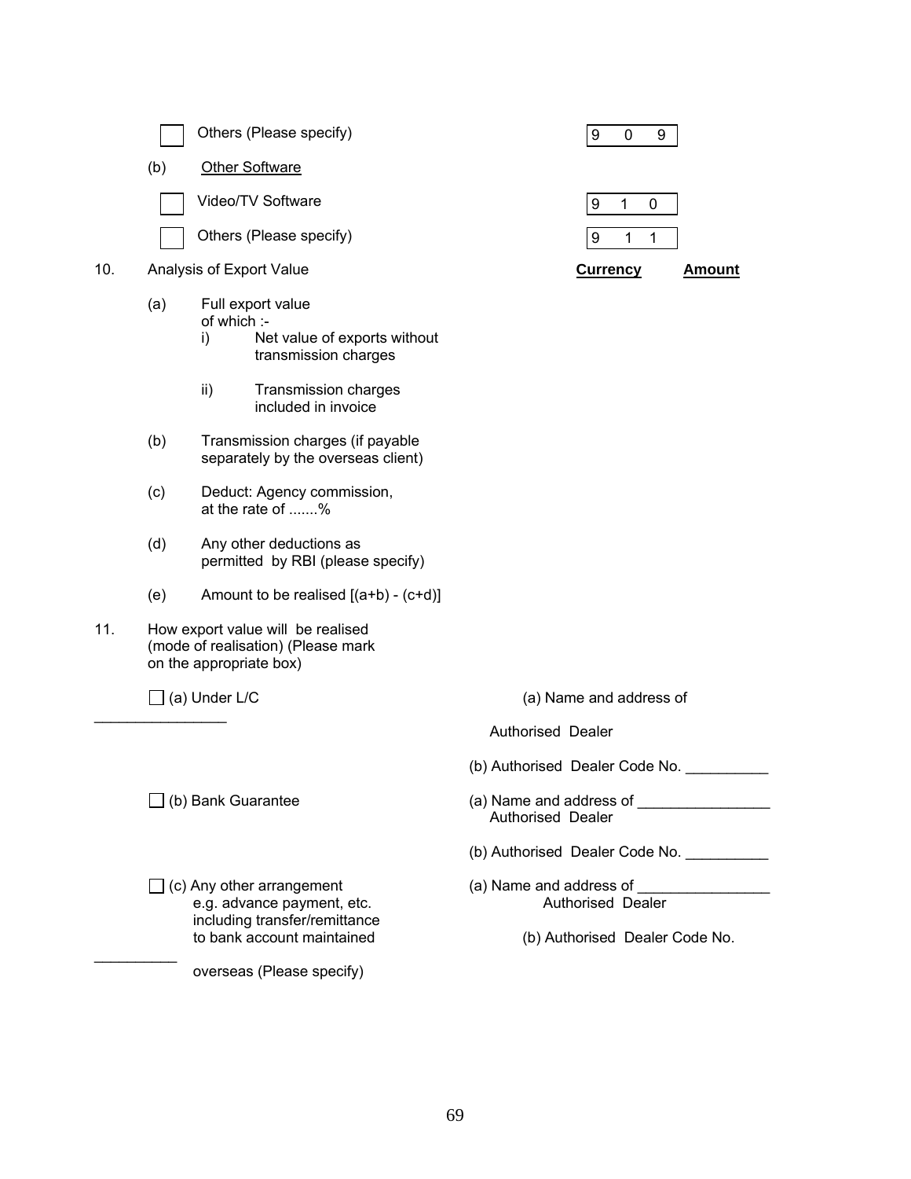☐ Others (Please specify) | 9 0 9

(b) Other Software

☐ Video/TV Software | 9 1 0

☐ Others (Please specify) | 9 1 1

10. Analysis of Export Value

| | Currency | Amount |
|---|---|---|
| (a) Full export value of which :- | | |
| i) Net value of exports without transmission charges | | |
| ii) Transmission charges included in invoice | | |
| (b) Transmission charges (if payable separately by the overseas client) | | |
| (c) Deduct: Agency commission, at the rate of .......% | | |
| (d) Any other deductions as permitted by RBI (please specify) | | |
| (e) Amount to be realised [(a+b) - (c+d)] | | |

11. How export value will be realised (mode of realisation) (Please mark on the appropriate box)

☐ (a) Under L/C

(a) Name and address of ________________ Authorised Dealer

(b) Authorised Dealer Code No. __________

☐ (b) Bank Guarantee

(a) Name and address of ________________ Authorised Dealer

(b) Authorised Dealer Code No. __________

☐ (c) Any other arrangement e.g. advance payment, etc. including transfer/remittance to bank account maintained overseas (Please specify) __________

(a) Name and address of ________________ Authorised Dealer

(b) Authorised Dealer Code No.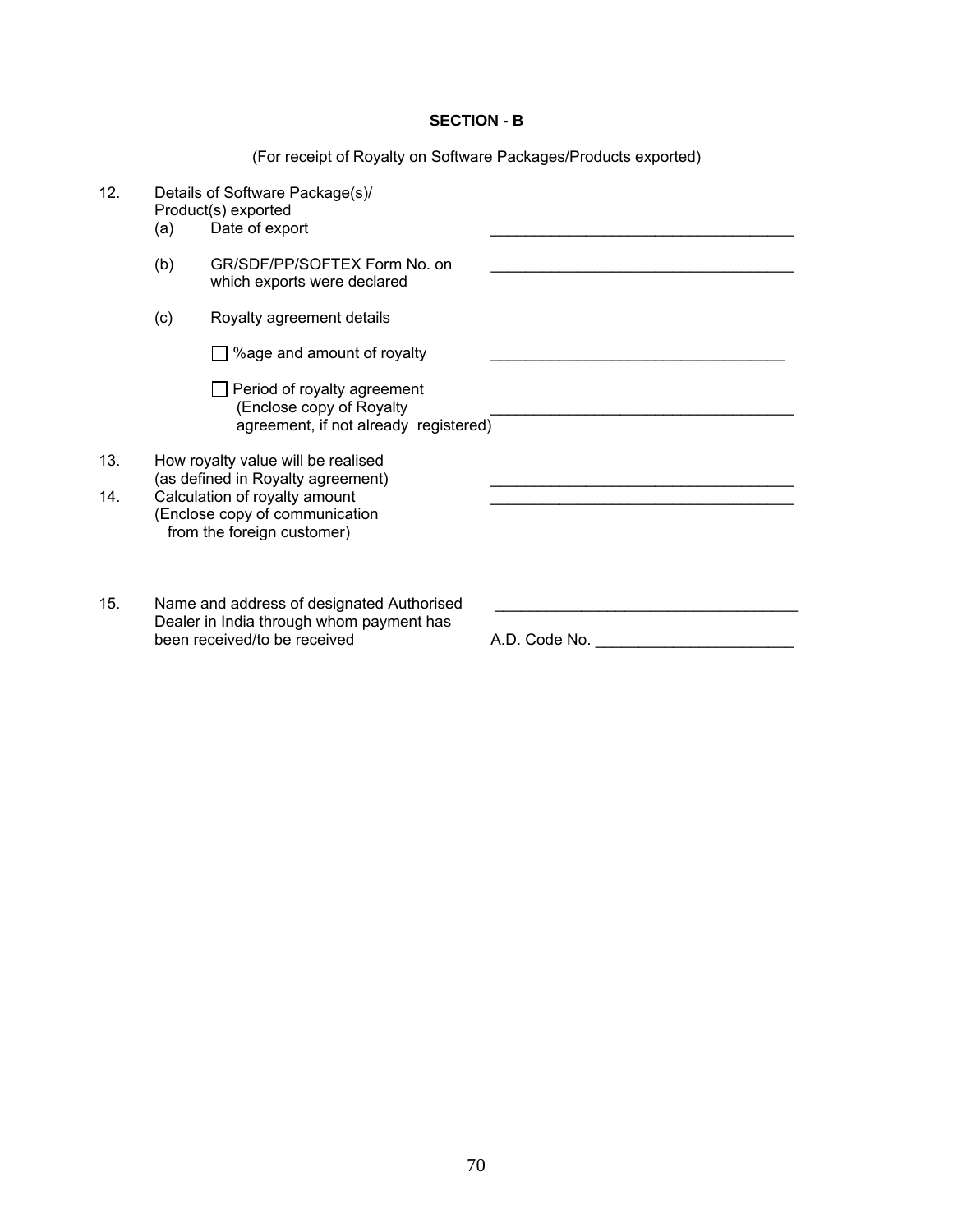**SECTION - B**

(For receipt of Royalty on Software Packages/Products exported)

12. Details of Software Package(s)/ Product(s) exported
    - (a) Date of export ___________________________________
    - (b) GR/SDF/PP/SOFTEX Form No. on which exports were declared ___________________________________
    - (c) Royalty agreement details
      - ☐ %age and amount of royalty ___________________________________
      - ☐ Period of royalty agreement (Enclose copy of Royalty agreement, if not already registered) ___________________________________

13. How royalty value will be realised (as defined in Royalty agreement) ___________________________________

14. Calculation of royalty amount (Enclose copy of communication from the foreign customer) ___________________________________

15. Name and address of designated Authorised Dealer in India through whom payment has been received/to be received ___________________________________

    A.D. Code No. _______________________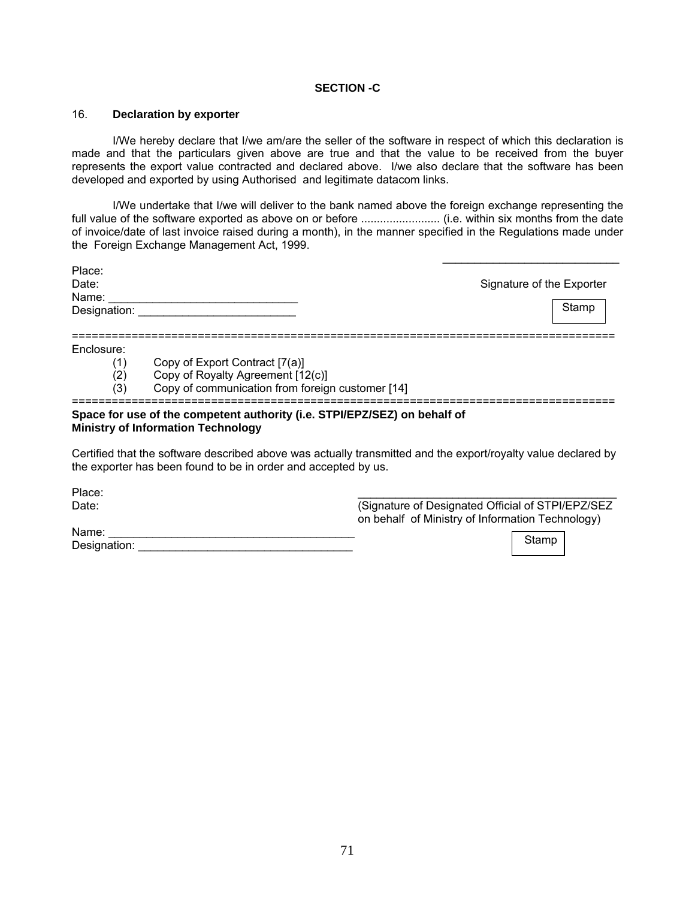## SECTION -C

16. **Declaration by exporter**

I/We hereby declare that I/we am/are the seller of the software in respect of which this declaration is made and that the particulars given above are true and that the value to be received from the buyer represents the export value contracted and declared above. I/we also declare that the software has been developed and exported by using Authorised and legitimate datacom links.

I/We undertake that I/we will deliver to the bank named above the foreign exchange representing the full value of the software exported as above on or before ......................... (i.e. within six months from the date of invoice/date of last invoice raised during a month), in the manner specified in the Regulations made under the Foreign Exchange Management Act, 1999.

Place:
Date:
Name: ______________________________
Designation: _________________________

____________________________
Signature of the Exporter

Stamp

================================================================================

Enclosure:

(1) Copy of Export Contract [7(a)]
(2) Copy of Royalty Agreement [12(c)]
(3) Copy of communication from foreign customer [14]

================================================================================

**Space for use of the competent authority (i.e. STPI/EPZ/SEZ) on behalf of Ministry of Information Technology**

Certified that the software described above was actually transmitted and the export/royalty value declared by the exporter has been found to be in order and accepted by us.

Place:
Date:
Name: ________________________________________
Designation: __________________________________

____________________________________________
(Signature of Designated Official of STPI/EPZ/SEZ on behalf of Ministry of Information Technology)

Stamp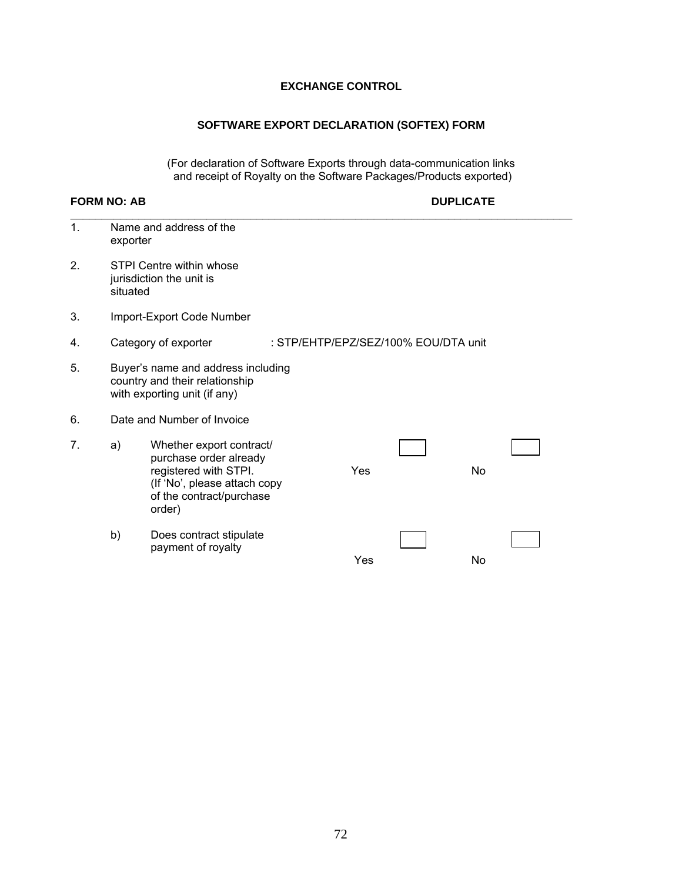**EXCHANGE CONTROL**

**SOFTWARE EXPORT DECLARATION (SOFTEX) FORM**

(For declaration of Software Exports through data-communication links and receipt of Royalty on the Software Packages/Products exported)

**FORM NO: AB** **DUPLICATE**

---

1. Name and address of the exporter

2. STPI Centre within whose jurisdiction the unit is situated

3. Import-Export Code Number

4. Category of exporter : STP/EHTP/EPZ/SEZ/100% EOU/DTA unit

5. Buyer's name and address including country and their relationship with exporting unit (if any)

6. Date and Number of Invoice

7. a) Whether export contract/ purchase order already registered with STPI. (If 'No', please attach copy of the contract/purchase order) Yes ☐ No ☐

   b) Does contract stipulate payment of royalty Yes ☐ No ☐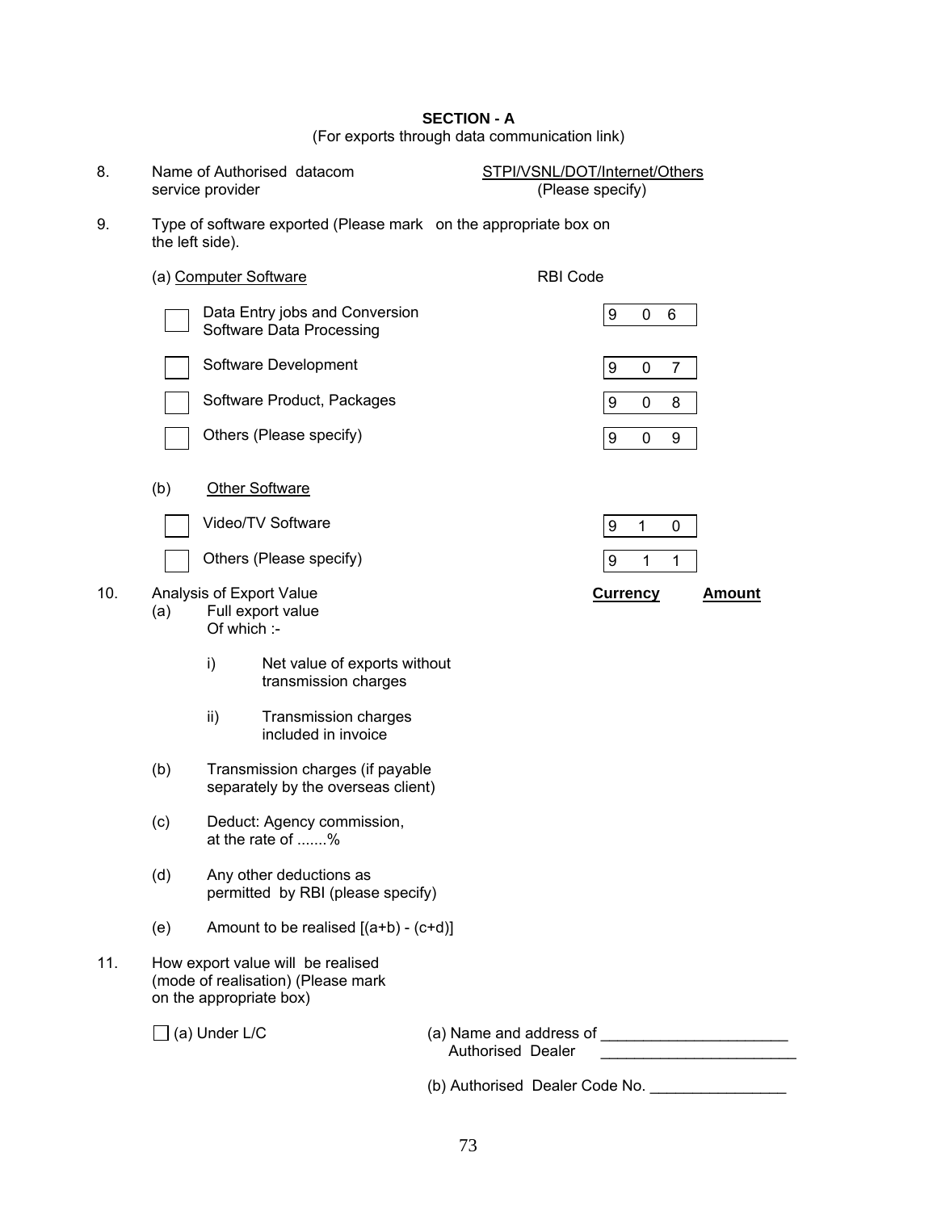**SECTION - A**
(For exports through data communication link)

8. Name of Authorised datacom service provider — STPI/VSNL/DOT/Internet/Others (Please specify)

9. Type of software exported (Please mark on the appropriate box on the left side).

(a) Computer Software

| | | RBI Code |
|---|---|---|
| ☐ | Data Entry jobs and Conversion Software Data Processing | 9 0 6 |
| ☐ | Software Development | 9 0 7 |
| ☐ | Software Product, Packages | 9 0 8 |
| ☐ | Others (Please specify) | 9 0 9 |

(b) Other Software

| | | RBI Code |
|---|---|---|
| ☐ | Video/TV Software | 9 1 0 |
| ☐ | Others (Please specify) | 9 1 1 |

10. Analysis of Export Value

| | | Currency | Amount |
|---|---|---|---|
| (a) | Full export value Of which :- | | |
| | i) Net value of exports without transmission charges | | |
| | ii) Transmission charges included in invoice | | |
| (b) | Transmission charges (if payable separately by the overseas client) | | |
| (c) | Deduct: Agency commission, at the rate of .......% | | |
| (d) | Any other deductions as permitted by RBI (please specify) | | |
| (e) | Amount to be realised [(a+b) - (c+d)] | | |

11. How export value will be realised (mode of realisation) (Please mark on the appropriate box)

☐ (a) Under L/C

(a) Name and address of Authorised Dealer ______________________ ______________________

(b) Authorised Dealer Code No. ________________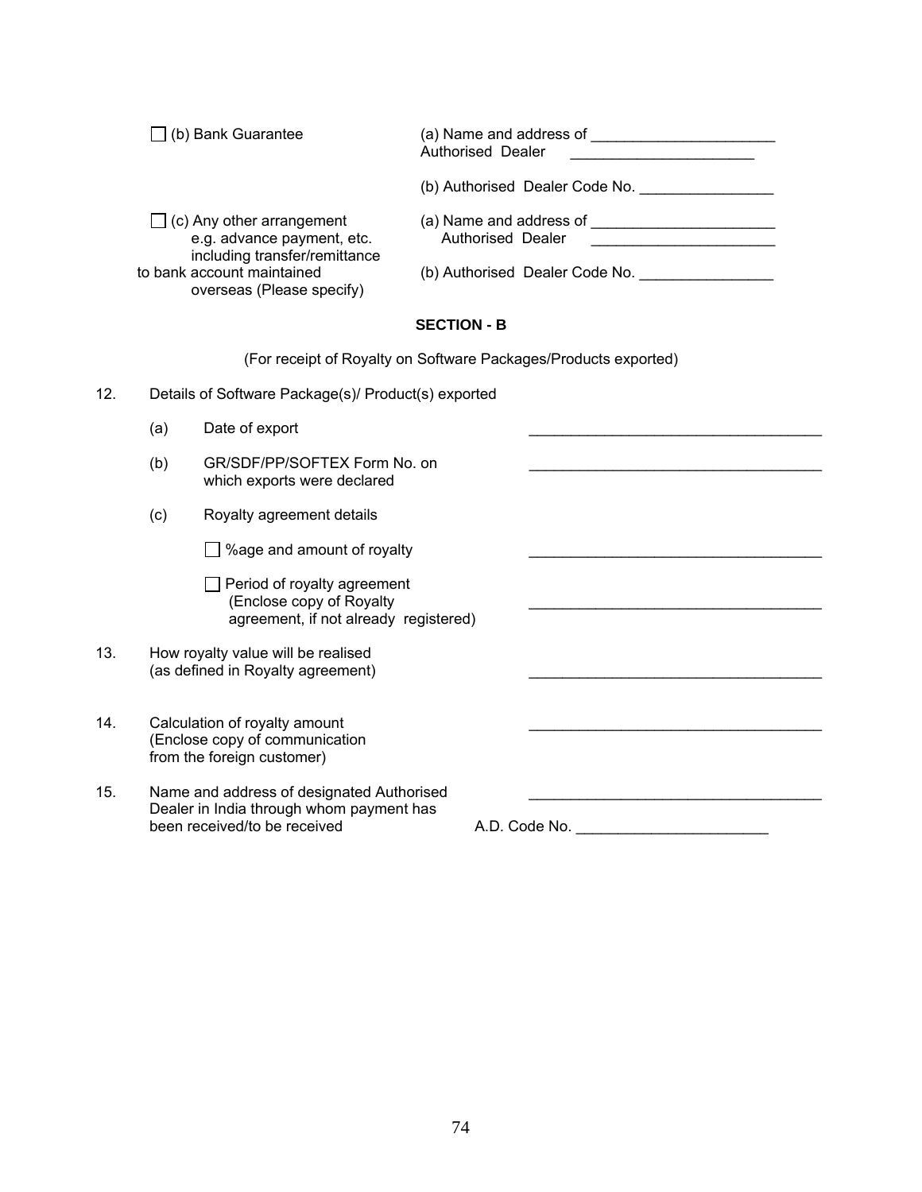☐ (b) Bank Guarantee

(a) Name and address of Authorised Dealer ______________________

(b) Authorised Dealer Code No. ________________

☐ (c) Any other arrangement e.g. advance payment, etc. including transfer/remittance to bank account maintained overseas (Please specify)

(a) Name and address of Authorised Dealer ______________________

(b) Authorised Dealer Code No. ________________

## SECTION - B

(For receipt of Royalty on Software Packages/Products exported)

12. Details of Software Package(s)/ Product(s) exported

    (a) Date of export ____________________________________

    (b) GR/SDF/PP/SOFTEX Form No. on which exports were declared ____________________________________

    (c) Royalty agreement details

    ☐ %age and amount of royalty ____________________________________

    ☐ Period of royalty agreement (Enclose copy of Royalty agreement, if not already registered) ____________________________________

13. How royalty value will be realised (as defined in Royalty agreement) ____________________________________

14. Calculation of royalty amount (Enclose copy of communication from the foreign customer) ____________________________________

15. Name and address of designated Authorised Dealer in India through whom payment has been received/to be received ____________________________________

    A.D. Code No. _______________________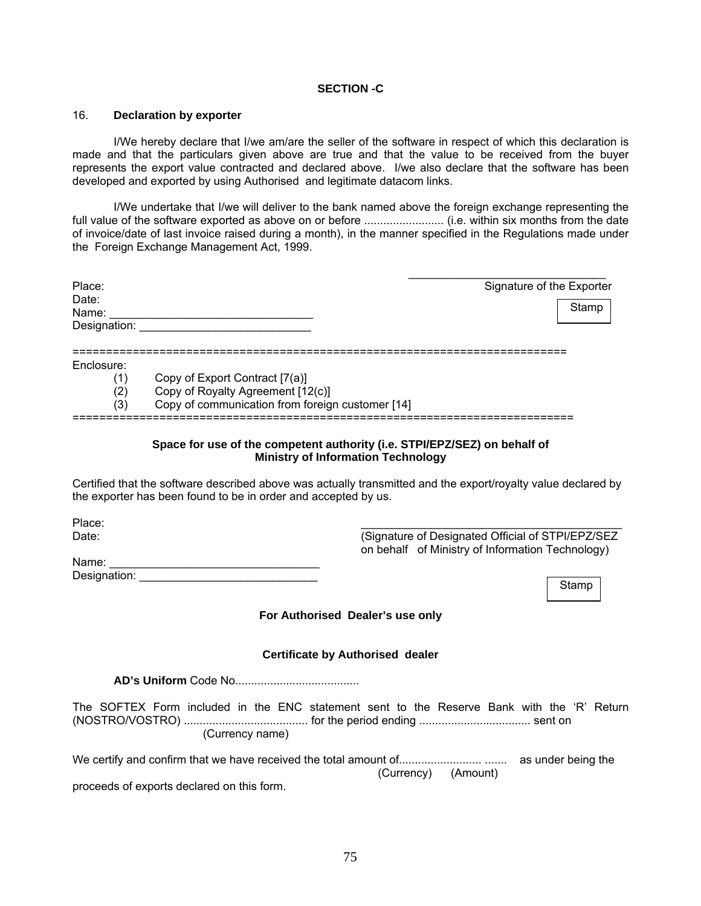**SECTION -C**

16. **Declaration by exporter**

I/We hereby declare that I/we am/are the seller of the software in respect of which this declaration is made and that the particulars given above are true and that the value to be received from the buyer represents the export value contracted and declared above. I/We also declare that the software has been developed and exported by using Authorised and legitimate datacom links.

I/We undertake that I/we will deliver to the bank named above the foreign exchange representing the full value of the software exported as above on or before ......................... (i.e. within six months from the date of invoice/date of last invoice raised during a month), in the manner specified in the Regulations made under the Foreign Exchange Management Act, 1999.

\_\_\_\_\_\_\_\_\_\_\_\_\_\_\_\_\_\_\_\_\_\_\_\_\_\_\_\_\_\_\_\_

Place: Signature of the Exporter

Date:

Name: \_\_\_\_\_\_\_\_\_\_\_\_\_\_\_\_\_\_\_\_\_\_\_\_\_\_\_\_\_\_\_\_ Stamp

Designation: \_\_\_\_\_\_\_\_\_\_\_\_\_\_\_\_\_\_\_\_\_\_\_\_\_\_\_

==========================================================================

Enclosure:

(1) Copy of Export Contract [7(a)]

(2) Copy of Royalty Agreement [12(c)]

(3) Copy of communication from foreign customer [14]

==========================================================================

**Space for use of the competent authority (i.e. STPI/EPZ/SEZ) on behalf of Ministry of Information Technology**

Certified that the software described above was actually transmitted and the export/royalty value declared by the exporter has been found to be in order and accepted by us.

Place: \_\_\_\_\_\_\_\_\_\_\_\_\_\_\_\_\_\_\_\_\_\_\_\_\_\_\_\_\_\_\_\_\_\_\_\_\_\_\_\_\_\_

Date: (Signature of Designated Official of STPI/EPZ/SEZ on behalf of Ministry of Information Technology)

Name: \_\_\_\_\_\_\_\_\_\_\_\_\_\_\_\_\_\_\_\_\_\_\_\_\_\_\_\_\_\_\_\_\_

Designation: \_\_\_\_\_\_\_\_\_\_\_\_\_\_\_\_\_\_\_\_\_\_\_\_\_\_\_\_

Stamp

**For Authorised Dealer's use only**

**Certificate by Authorised dealer**

**AD's Uniform** Code No.......................................

The SOFTEX Form included in the ENC statement sent to the Reserve Bank with the 'R' Return (NOSTRO/VOSTRO) ....................................... for the period ending ................................... sent on
(Currency name)

We certify and confirm that we have received the total amount of.......................... ....... as under being the
(Currency) (Amount)

proceeds of exports declared on this form.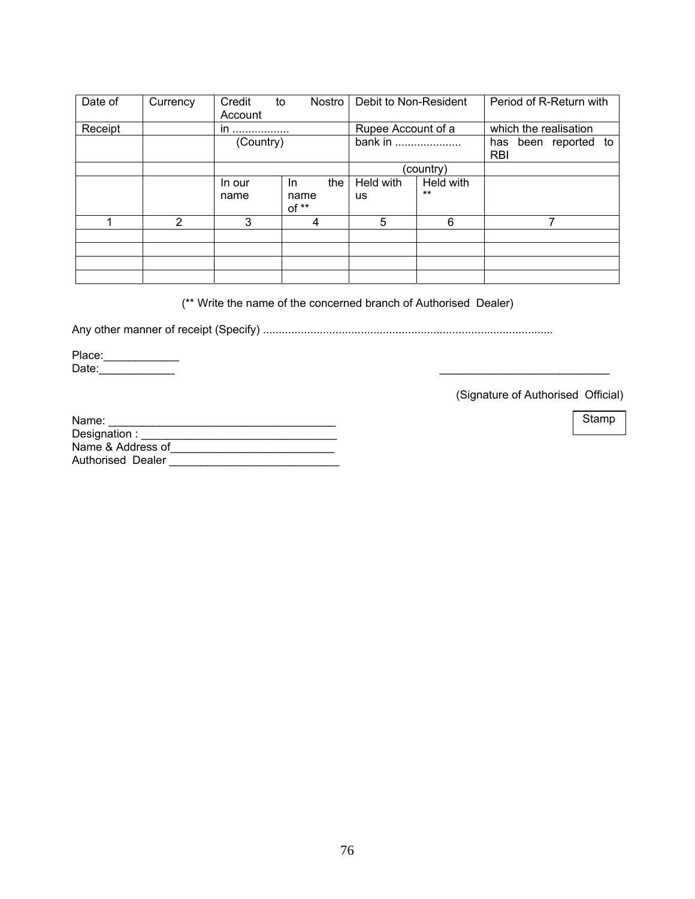| Date of Receipt | Currency | Credit to Nostro Account in .................. (Country) | | Debit to Non-Resident Rupee Account of a bank in ..................... (country) | | Period of R-Return with which the realisation has been reported to RBI |
|---|---|---|---|---|---|---|
| | | In our name | In the name of ** | Held with us | Held with ** | |
| 1 | 2 | 3 | 4 | 5 | 6 | 7 |
| | | | | | | |
| | | | | | | |
| | | | | | | |
| | | | | | | |

(** Write the name of the concerned branch of Authorised Dealer)

Any other manner of receipt (Specify) ...........................................................................................

Place:____________
Date:____________

___________________________

(Signature of Authorised Official)

Stamp

Name: ____________________________________
Designation : ________________________________
Name & Address of__________________________
Authorised Dealer ___________________________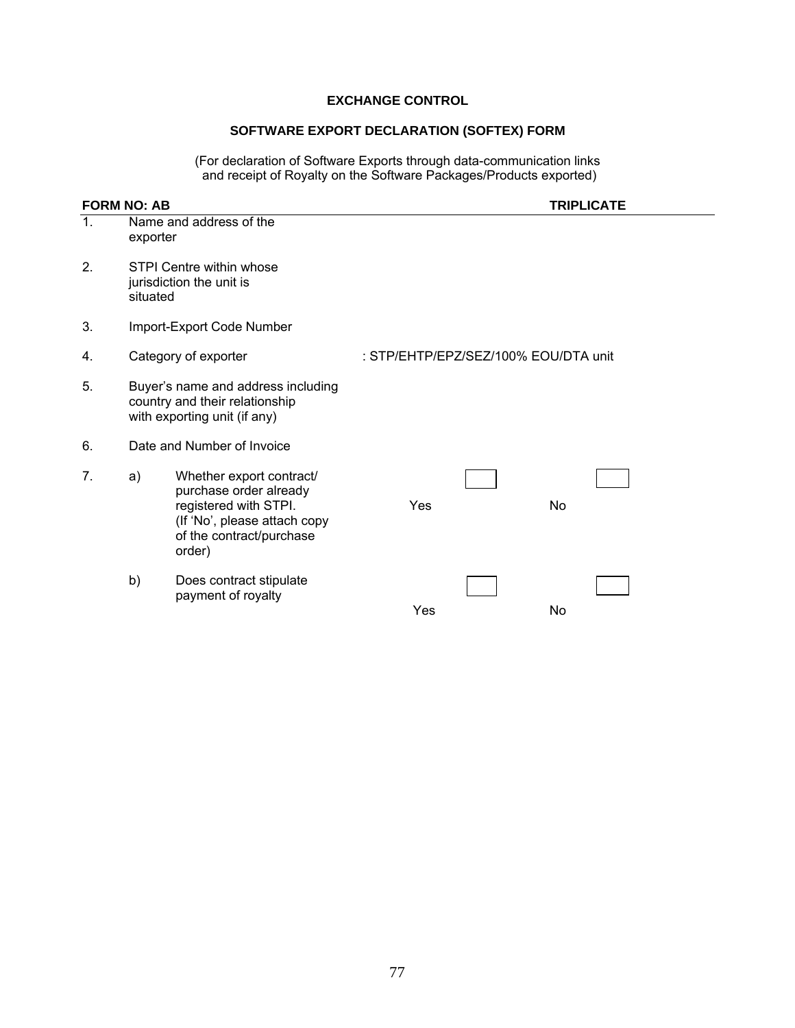**EXCHANGE CONTROL**

**SOFTWARE EXPORT DECLARATION (SOFTEX) FORM**

(For declaration of Software Exports through data-communication links and receipt of Royalty on the Software Packages/Products exported)

**FORM NO: AB** **TRIPLICATE**

1. Name and address of the exporter

2. STPI Centre within whose jurisdiction the unit is situated

3. Import-Export Code Number

4. Category of exporter : STP/EHTP/EPZ/SEZ/100% EOU/DTA unit

5. Buyer's name and address including country and their relationship with exporting unit (if any)

6. Date and Number of Invoice

7. a) Whether export contract/ purchase order already registered with STPI. (If 'No', please attach copy of the contract/purchase order) Yes ☐ No ☐

   b) Does contract stipulate payment of royalty Yes ☐ No ☐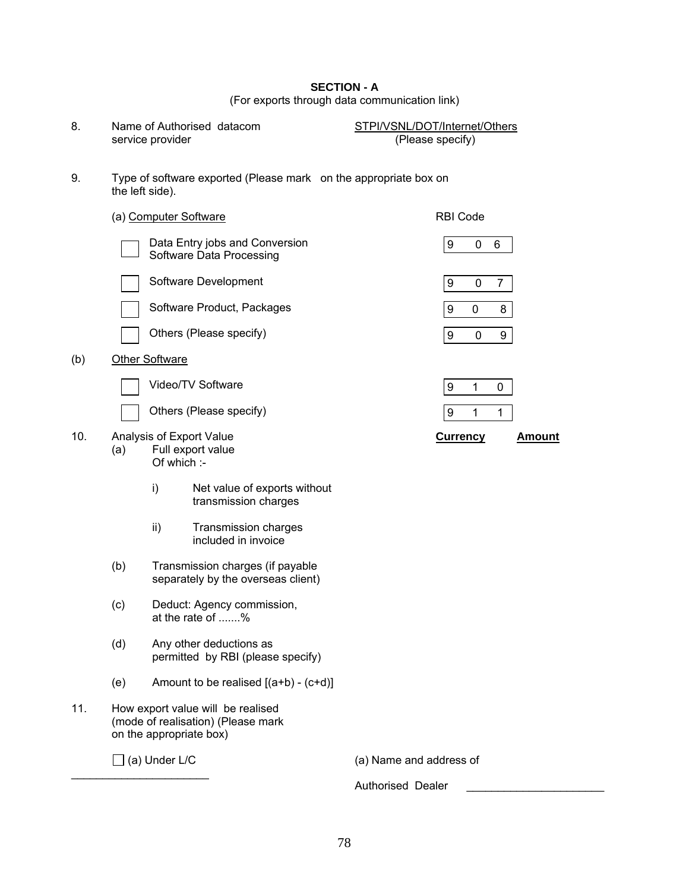**SECTION - A**

(For exports through data communication link)

8. Name of Authorised datacom service provider — STPI/VSNL/DOT/Internet/Others (Please specify)

9. Type of software exported (Please mark on the appropriate box on the left side).

(a) Computer Software

| | Type | RBI Code |
|---|---|---|
| ☐ | Data Entry jobs and Conversion Software Data Processing | 9 0 6 |
| ☐ | Software Development | 9 0 7 |
| ☐ | Software Product, Packages | 9 0 8 |
| ☐ | Others (Please specify) | 9 0 9 |

(b) Other Software

| | Type | RBI Code |
|---|---|---|
| ☐ | Video/TV Software | 9 1 0 |
| ☐ | Others (Please specify) | 9 1 1 |

10. Analysis of Export Value

| | Currency | Amount |
|---|---|---|
| (a) Full export value Of which :- | | |
| i) Net value of exports without transmission charges | | |
| ii) Transmission charges included in invoice | | |
| (b) Transmission charges (if payable separately by the overseas client) | | |
| (c) Deduct: Agency commission, at the rate of .......% | | |
| (d) Any other deductions as permitted by RBI (please specify) | | |
| (e) Amount to be realised [(a+b) - (c+d)] | | |

11. How export value will be realised (mode of realisation) (Please mark on the appropriate box)

☐ (a) Under L/C

______________________

(a) Name and address of Authorised Dealer ______________________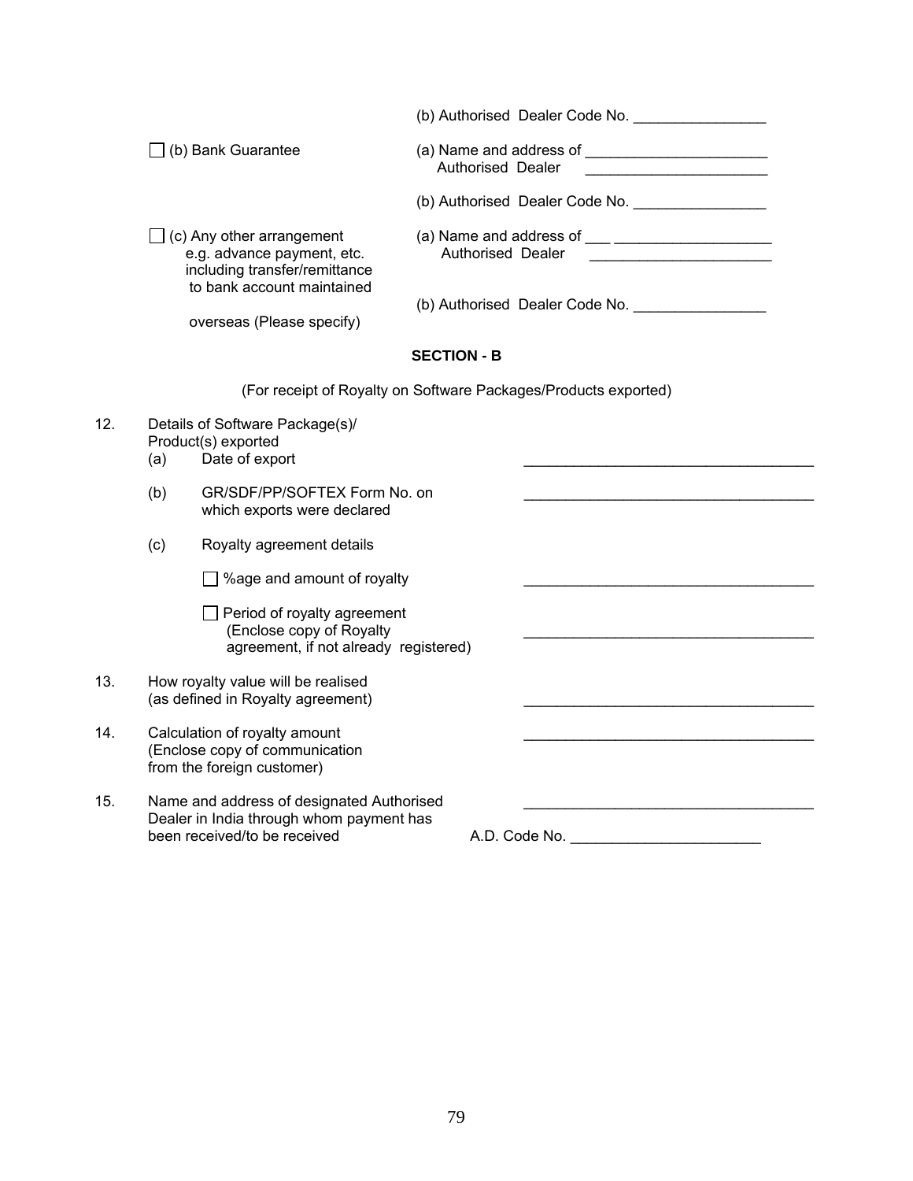(b) Authorised Dealer Code No. ________________

☐ (b) Bank Guarantee

(a) Name and address of Authorised Dealer ______________________

(b) Authorised Dealer Code No. ________________

☐ (c) Any other arrangement e.g. advance payment, etc. including transfer/remittance to bank account maintained overseas (Please specify)

(a) Name and address of Authorised Dealer ___ ____________________

(b) Authorised Dealer Code No. ________________

**SECTION - B**

(For receipt of Royalty on Software Packages/Products exported)

12. Details of Software Package(s)/ Product(s) exported
    - (a) Date of export ____________________________________
    - (b) GR/SDF/PP/SOFTEX Form No. on which exports were declared ____________________________________
    - (c) Royalty agreement details
        - ☐ %age and amount of royalty ____________________________________
        - ☐ Period of royalty agreement (Enclose copy of Royalty agreement, if not already registered) ____________________________________

13. How royalty value will be realised (as defined in Royalty agreement) ____________________________________

14. Calculation of royalty amount (Enclose copy of communication from the foreign customer) ____________________________________

15. Name and address of designated Authorised Dealer in India through whom payment has been received/to be received ____________________________________

    A.D. Code No. _______________________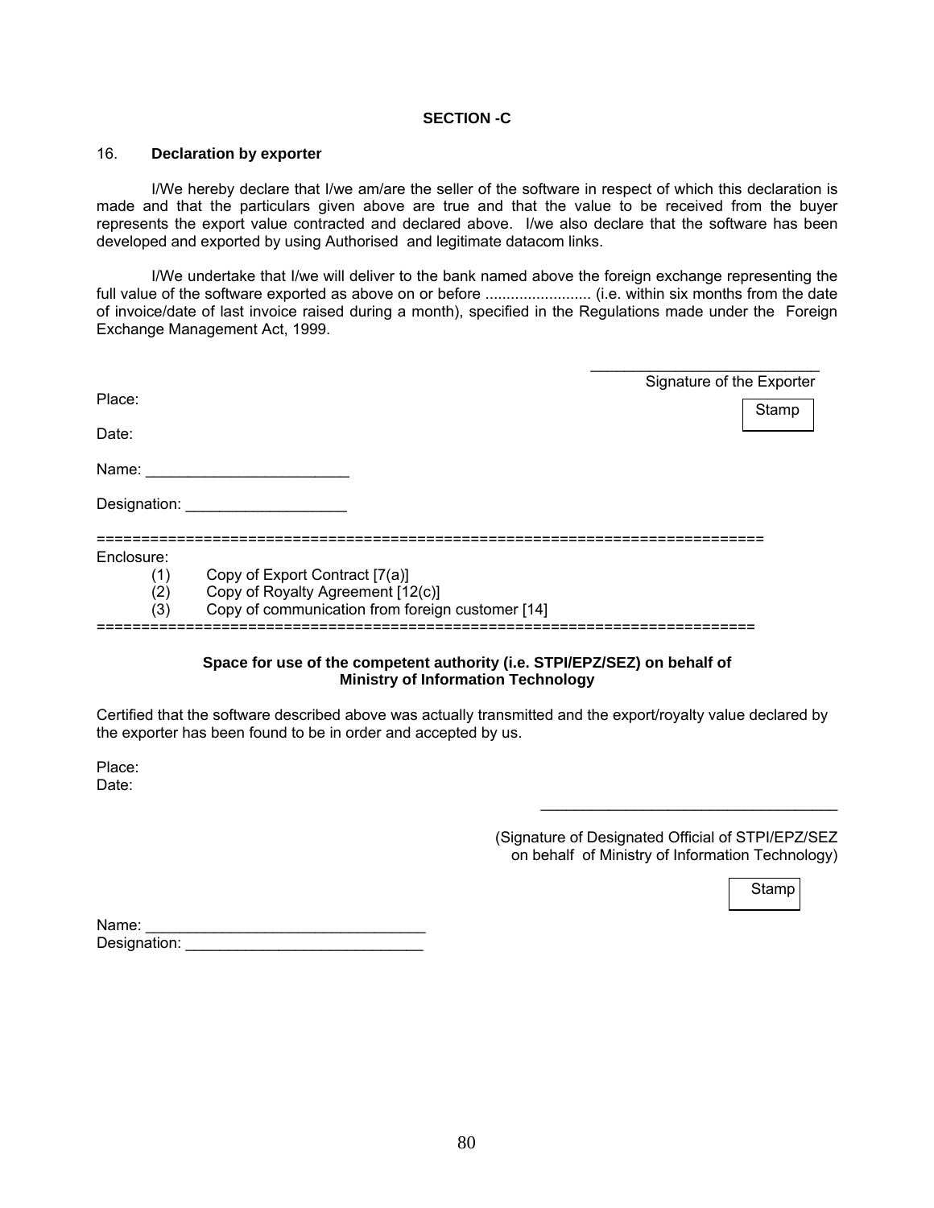**SECTION -C**

16. **Declaration by exporter**

I/We hereby declare that I/we am/are the seller of the software in respect of which this declaration is made and that the particulars given above are true and that the value to be received from the buyer represents the export value contracted and declared above. I/we also declare that the software has been developed and exported by using Authorised and legitimate datacom links.

I/We undertake that I/we will deliver to the bank named above the foreign exchange representing the full value of the software exported as above on or before ......................... (i.e. within six months from the date of invoice/date of last invoice raised during a month), specified in the Regulations made under the Foreign Exchange Management Act, 1999.

___________________________
Signature of the Exporter

Place:

Stamp

Date:

Name: ________________________

Designation: ___________________

==========================================================================

Enclosure:

(1) Copy of Export Contract [7(a)]
(2) Copy of Royalty Agreement [12(c)]
(3) Copy of communication from foreign customer [14]

==========================================================================

**Space for use of the competent authority (i.e. STPI/EPZ/SEZ) on behalf of Ministry of Information Technology**

Certified that the software described above was actually transmitted and the export/royalty value declared by the exporter has been found to be in order and accepted by us.

Place:
Date:

___________________________________

(Signature of Designated Official of STPI/EPZ/SEZ on behalf of Ministry of Information Technology)

Stamp

Name: ________________________________
Designation: ___________________________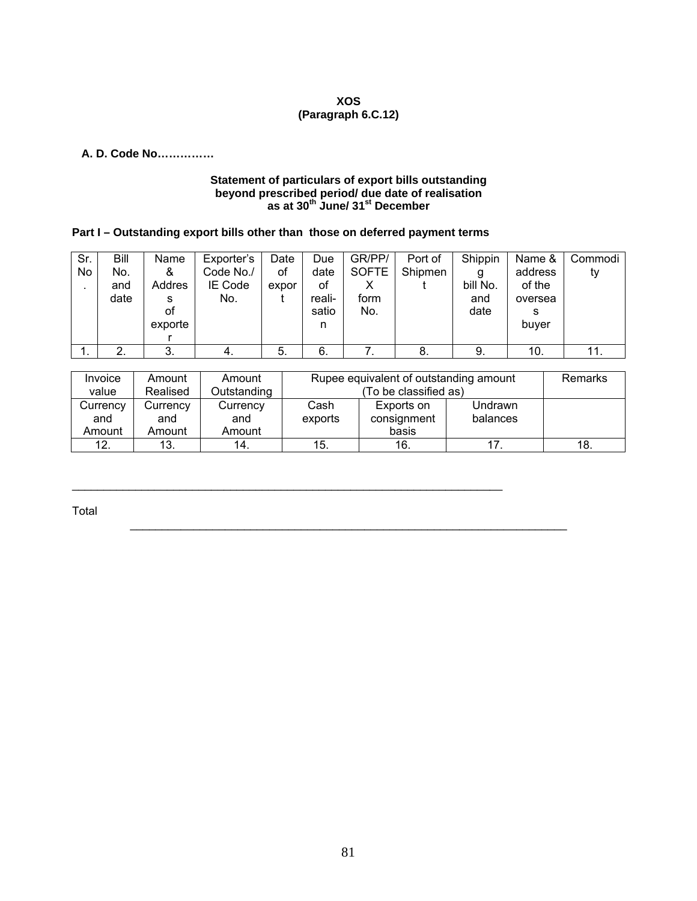**XOS**
**(Paragraph 6.C.12)**

**A. D. Code No……………**

**Statement of particulars of export bills outstanding beyond prescribed period/ due date of realisation as at 30th June/ 31st December**

**Part I – Outstanding export bills other than those on deferred payment terms**

| Sr. No. | Bill No. and date | Name & Address of exporter | Exporter's Code No./ IE Code No. | Date of export | Due date of reali-sation | GR/PP/ SOFTEX form No. | Port of Shipment | Shipping bill No. and date | Name & address of the overseas buyer | Commodity |
|---|---|---|---|---|---|---|---|---|---|---|
| 1. | 2. | 3. | 4. | 5. | 6. | 7. | 8. | 9. | 10. | 11. |

| Invoice value | Amount Realised | Amount Outstanding | Rupee equivalent of outstanding amount (To be classified as) | | | Remarks |
|---|---|---|---|---|---|---|
| Currency and Amount | Currency and Amount | Currency and Amount | Cash exports | Exports on consignment basis | Undrawn balances | |
| 12. | 13. | 14. | 15. | 16. | 17. | 18. |

Total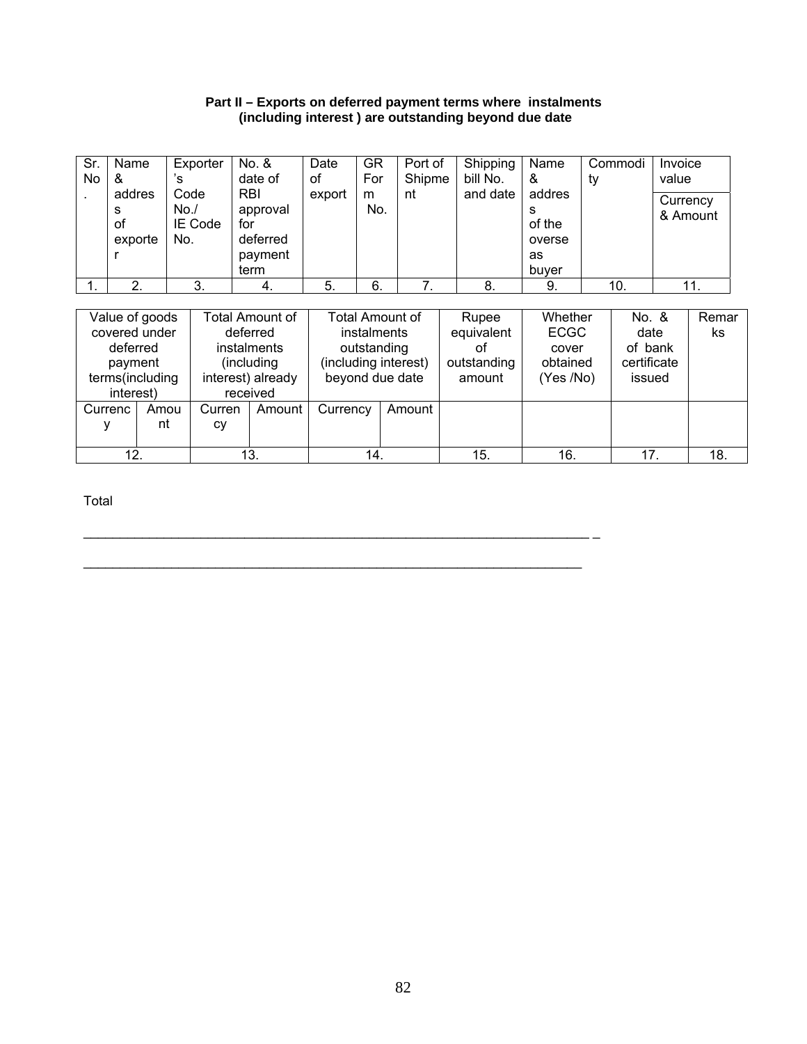**Part II – Exports on deferred payment terms where instalments (including interest ) are outstanding beyond due date**

| Sr. No. | Name & address of exporter | Exporter's Code No./ IE Code No. | No. & date of RBI approval for deferred payment term | Date of export | GR Form No. | Port of Shipment | Shipping bill No. and date | Name & address of the overseas buyer | Commodity | Invoice value Currency & Amount |
|---|---|---|---|---|---|---|---|---|---|---|
| 1. | 2. | 3. | 4. | 5. | 6. | 7. | 8. | 9. | 10. | 11. |

| Value of goods covered under deferred payment terms(including interest) | | Total Amount of deferred instalments (including interest) already received | | Total Amount of instalments outstanding (including interest) beyond due date | | Rupee equivalent of outstanding amount | Whether ECGC cover obtained (Yes /No) | No. & date of bank certificate issued | Remarks |
|---|---|---|---|---|---|---|---|---|---|
| Currency | Amount | Currency | Amount | Currency | Amount | | | | |
| 12. | | 13. | | 14. | | 15. | 16. | 17. | 18. |

Total

_____________________________________________________________________ _

_____________________________________________________________________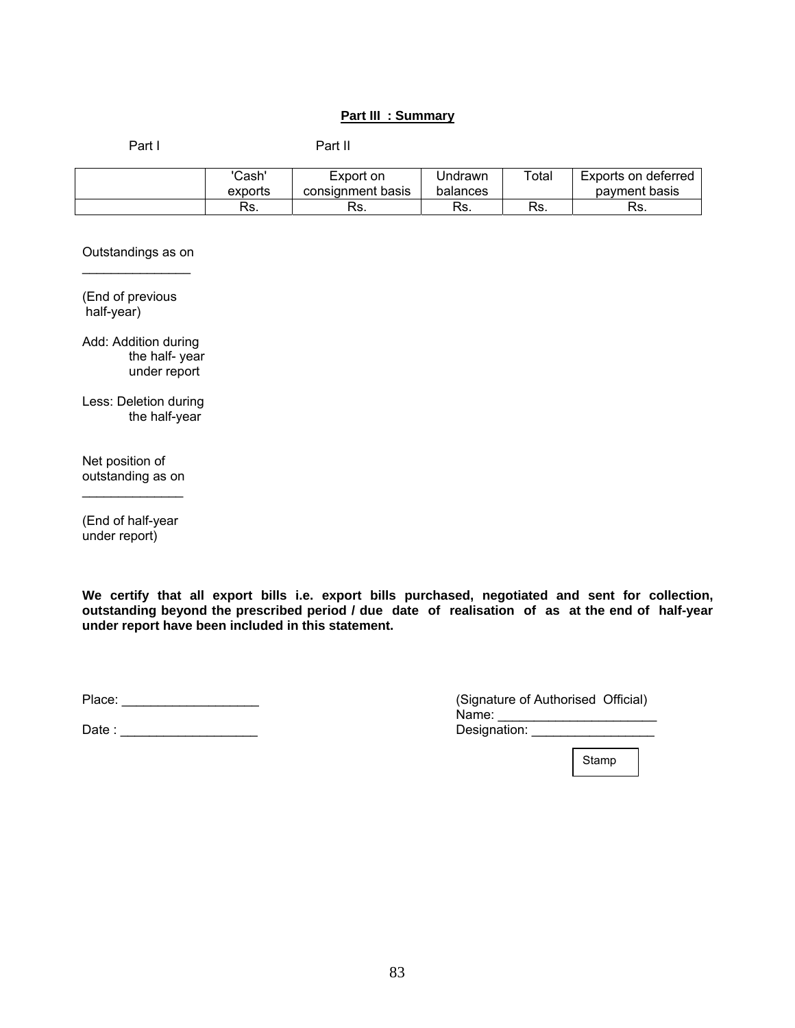**Part III : Summary**

Part I Part II

| | 'Cash' exports | Export on consignment basis | Undrawn balances | Total | Exports on deferred payment basis |
|---|---|---|---|---|---|
| | Rs. | Rs. | Rs. | Rs. | Rs. |

Outstandings as on _______________

(End of previous half-year)

Add: Addition during the half- year under report

Less: Deletion during the half-year

Net position of outstanding as on ______________

(End of half-year under report)

**We certify that all export bills i.e. export bills purchased, negotiated and sent for collection, outstanding beyond the prescribed period / due date of realisation of as at the end of half-year under report have been included in this statement.**

Place: ___________________

Date : ___________________

(Signature of Authorised Official)
Name: ______________________
Designation: _________________

Stamp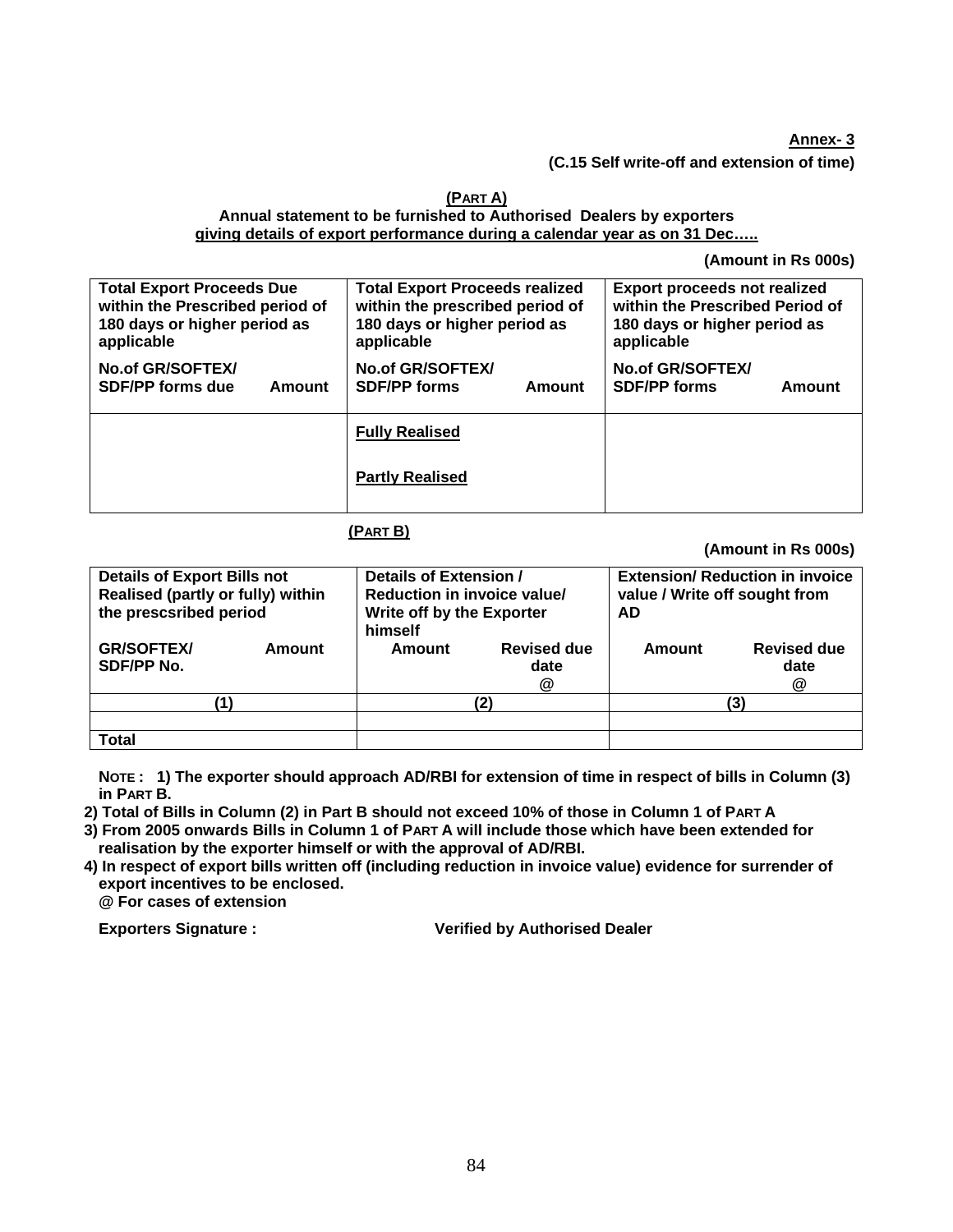**Annex- 3**

**(C.15 Self write-off and extension of time)**

**(PART A)**

**Annual statement to be furnished to Authorised Dealers by exporters giving details of export performance during a calendar year as on 31 Dec…..**

**(Amount in Rs 000s)**

| Total Export Proceeds Due within the Prescribed period of 180 days or higher period as applicable | | Total Export Proceeds realized within the prescribed period of 180 days or higher period as applicable | | Export proceeds not realized within the Prescribed Period of 180 days or higher period as applicable | |
|---|---|---|---|---|---|
| No.of GR/SOFTEX/ SDF/PP forms due | Amount | No.of GR/SOFTEX/ SDF/PP forms | Amount | No.of GR/SOFTEX/ SDF/PP forms | Amount |
| | | Fully Realised | | | |
| | | Partly Realised | | | |

**(PART B)**

**(Amount in Rs 000s)**

| Details of Export Bills not Realised (partly or fully) within the prescsribed period | | Details of Extension / Reduction in invoice value/ Write off by the Exporter himself | | Extension/ Reduction in invoice value / Write off sought from AD | |
|---|---|---|---|---|---|
| GR/SOFTEX/ SDF/PP No. | Amount | Amount | Revised due date @ | Amount | Revised due date @ |
| (1) | | (2) | | (3) | |
| | | | | | |
| Total | | | | | |

**NOTE : 1) The exporter should approach AD/RBI for extension of time in respect of bills in Column (3) in PART B.**

**2) Total of Bills in Column (2) in Part B should not exceed 10% of those in Column 1 of PART A**

**3) From 2005 onwards Bills in Column 1 of PART A will include those which have been extended for realisation by the exporter himself or with the approval of AD/RBI.**

**4) In respect of export bills written off (including reduction in invoice value) evidence for surrender of export incentives to be enclosed.**

**@ For cases of extension**

**Exporters Signature :** **Verified by Authorised Dealer**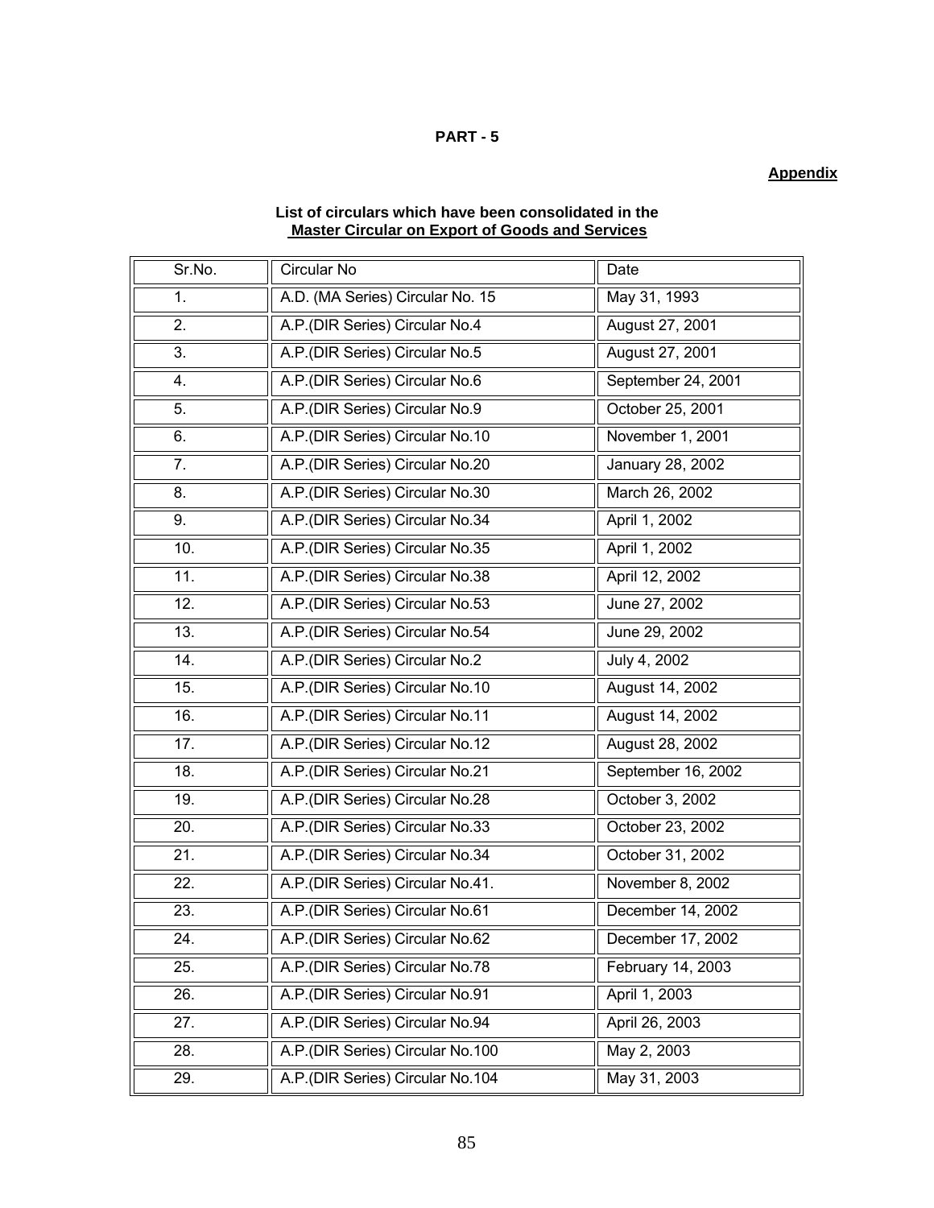**PART - 5**

**Appendix**

**List of circulars which have been consolidated in the**
**Master Circular on Export of Goods and Services**

| Sr.No. | Circular No | Date |
|---|---|---|
| 1. | A.D. (MA Series) Circular No. 15 | May 31, 1993 |
| 2. | A.P.(DIR Series) Circular No.4 | August 27, 2001 |
| 3. | A.P.(DIR Series) Circular No.5 | August 27, 2001 |
| 4. | A.P.(DIR Series) Circular No.6 | September 24, 2001 |
| 5. | A.P.(DIR Series) Circular No.9 | October 25, 2001 |
| 6. | A.P.(DIR Series) Circular No.10 | November 1, 2001 |
| 7. | A.P.(DIR Series) Circular No.20 | January 28, 2002 |
| 8. | A.P.(DIR Series) Circular No.30 | March 26, 2002 |
| 9. | A.P.(DIR Series) Circular No.34 | April 1, 2002 |
| 10. | A.P.(DIR Series) Circular No.35 | April 1, 2002 |
| 11. | A.P.(DIR Series) Circular No.38 | April 12, 2002 |
| 12. | A.P.(DIR Series) Circular No.53 | June 27, 2002 |
| 13. | A.P.(DIR Series) Circular No.54 | June 29, 2002 |
| 14. | A.P.(DIR Series) Circular No.2 | July 4, 2002 |
| 15. | A.P.(DIR Series) Circular No.10 | August 14, 2002 |
| 16. | A.P.(DIR Series) Circular No.11 | August 14, 2002 |
| 17. | A.P.(DIR Series) Circular No.12 | August 28, 2002 |
| 18. | A.P.(DIR Series) Circular No.21 | September 16, 2002 |
| 19. | A.P.(DIR Series) Circular No.28 | October 3, 2002 |
| 20. | A.P.(DIR Series) Circular No.33 | October 23, 2002 |
| 21. | A.P.(DIR Series) Circular No.34 | October 31, 2002 |
| 22. | A.P.(DIR Series) Circular No.41. | November 8, 2002 |
| 23. | A.P.(DIR Series) Circular No.61 | December 14, 2002 |
| 24. | A.P.(DIR Series) Circular No.62 | December 17, 2002 |
| 25. | A.P.(DIR Series) Circular No.78 | February 14, 2003 |
| 26. | A.P.(DIR Series) Circular No.91 | April 1, 2003 |
| 27. | A.P.(DIR Series) Circular No.94 | April 26, 2003 |
| 28. | A.P.(DIR Series) Circular No.100 | May 2, 2003 |
| 29. | A.P.(DIR Series) Circular No.104 | May 31, 2003 |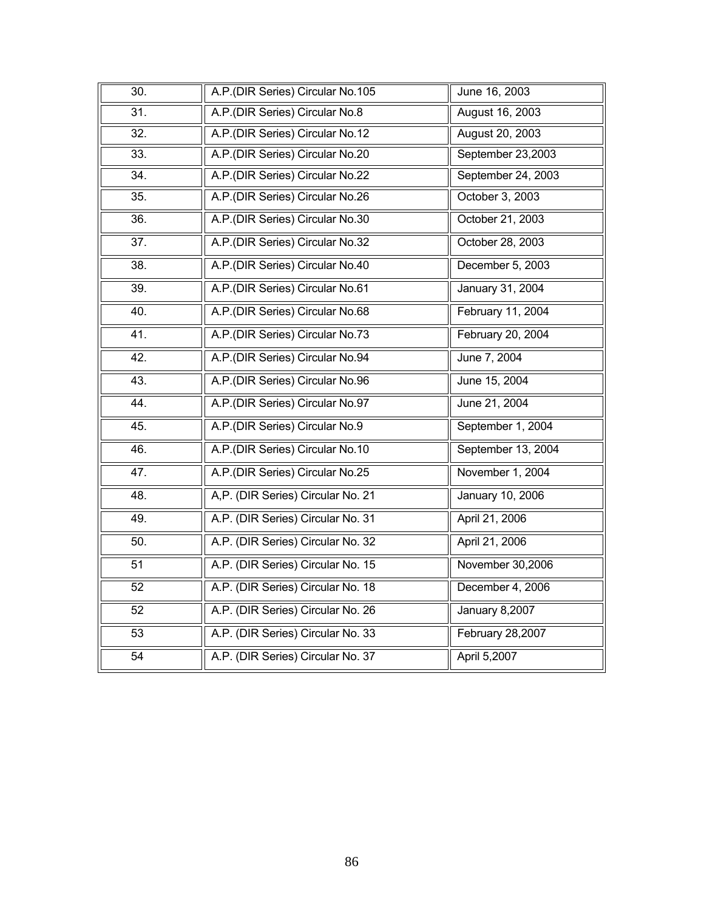| | | |
|---|---|---|
| 30. | A.P.(DIR Series) Circular No.105 | June 16, 2003 |
| 31. | A.P.(DIR Series) Circular No.8 | August 16, 2003 |
| 32. | A.P.(DIR Series) Circular No.12 | August 20, 2003 |
| 33. | A.P.(DIR Series) Circular No.20 | September 23,2003 |
| 34. | A.P.(DIR Series) Circular No.22 | September 24, 2003 |
| 35. | A.P.(DIR Series) Circular No.26 | October 3, 2003 |
| 36. | A.P.(DIR Series) Circular No.30 | October 21, 2003 |
| 37. | A.P.(DIR Series) Circular No.32 | October 28, 2003 |
| 38. | A.P.(DIR Series) Circular No.40 | December 5, 2003 |
| 39. | A.P.(DIR Series) Circular No.61 | January 31, 2004 |
| 40. | A.P.(DIR Series) Circular No.68 | February 11, 2004 |
| 41. | A.P.(DIR Series) Circular No.73 | February 20, 2004 |
| 42. | A.P.(DIR Series) Circular No.94 | June 7, 2004 |
| 43. | A.P.(DIR Series) Circular No.96 | June 15, 2004 |
| 44. | A.P.(DIR Series) Circular No.97 | June 21, 2004 |
| 45. | A.P.(DIR Series) Circular No.9 | September 1, 2004 |
| 46. | A.P.(DIR Series) Circular No.10 | September 13, 2004 |
| 47. | A.P.(DIR Series) Circular No.25 | November 1, 2004 |
| 48. | A,P. (DIR Series) Circular No. 21 | January 10, 2006 |
| 49. | A.P. (DIR Series) Circular No. 31 | April 21, 2006 |
| 50. | A.P. (DIR Series) Circular No. 32 | April 21, 2006 |
| 51 | A.P. (DIR Series) Circular No. 15 | November 30,2006 |
| 52 | A.P. (DIR Series) Circular No. 18 | December 4, 2006 |
| 52 | A.P. (DIR Series) Circular No. 26 | January 8,2007 |
| 53 | A.P. (DIR Series) Circular No. 33 | February 28,2007 |
| 54 | A.P. (DIR Series) Circular No. 37 | April 5,2007 |